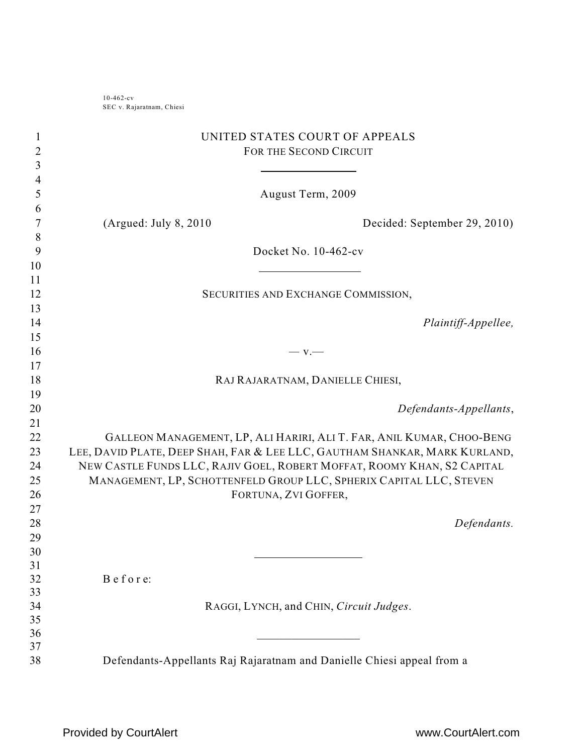10-462-cv
SEC v. Rajaratnam, Chiesi

UNITED STATES COURT OF APPEALS
FOR THE SECOND CIRCUIT

---

August Term, 2009

(Argued: July 8, 2010 Decided: September 29, 2010)

Docket No. 10-462-cv

---

SECURITIES AND EXCHANGE COMMISSION,

*Plaintiff-Appellee,*

— v.—

RAJ RAJARATNAM, DANIELLE CHIESI,

*Defendants-Appellants*,

GALLEON MANAGEMENT, LP, ALI HARIRI, ALI T. FAR, ANIL KUMAR, CHOO-BENG LEE, DAVID PLATE, DEEP SHAH, FAR & LEE LLC, GAUTHAM SHANKAR, MARK KURLAND, NEW CASTLE FUNDS LLC, RAJIV GOEL, ROBERT MOFFAT, ROOMY KHAN, S2 CAPITAL MANAGEMENT, LP, SCHOTTENFELD GROUP LLC, SPHERIX CAPITAL LLC, STEVEN FORTUNA, ZVI GOFFER,

*Defendants.*

---

B e f o r e:

RAGGI, LYNCH, and CHIN, *Circuit Judges*.

---

Defendants-Appellants Raj Rajaratnam and Danielle Chiesi appeal from a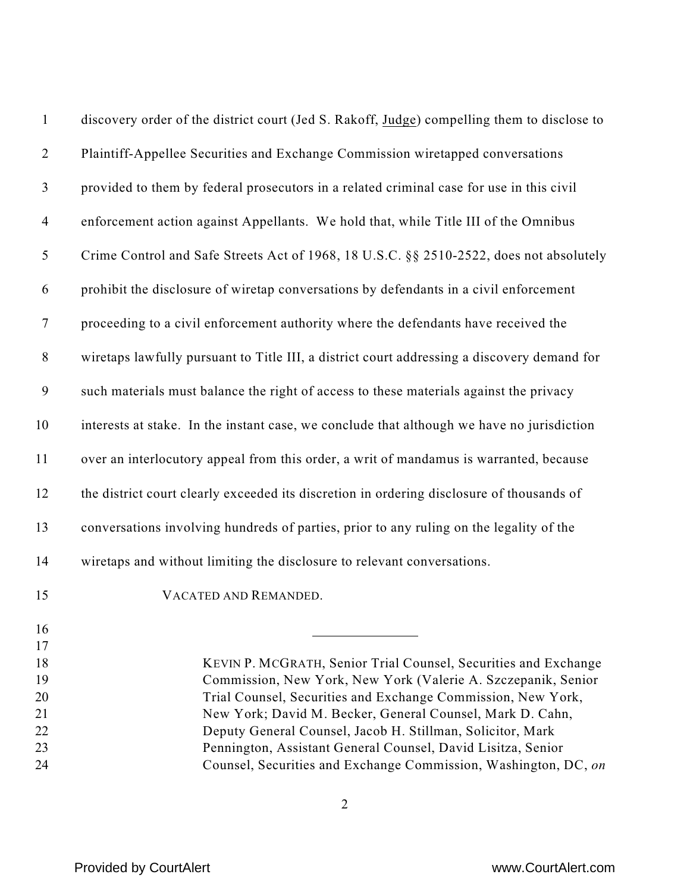discovery order of the district court (Jed S. Rakoff, Judge) compelling them to disclose to Plaintiff-Appellee Securities and Exchange Commission wiretapped conversations provided to them by federal prosecutors in a related criminal case for use in this civil enforcement action against Appellants. We hold that, while Title III of the Omnibus Crime Control and Safe Streets Act of 1968, 18 U.S.C. §§ 2510-2522, does not absolutely prohibit the disclosure of wiretap conversations by defendants in a civil enforcement proceeding to a civil enforcement authority where the defendants have received the wiretaps lawfully pursuant to Title III, a district court addressing a discovery demand for such materials must balance the right of access to these materials against the privacy interests at stake. In the instant case, we conclude that although we have no jurisdiction over an interlocutory appeal from this order, a writ of mandamus is warranted, because the district court clearly exceeded its discretion in ordering disclosure of thousands of conversations involving hundreds of parties, prior to any ruling on the legality of the wiretaps and without limiting the disclosure to relevant conversations.

VACATED AND REMANDED.

---

KEVIN P. MCGRATH, Senior Trial Counsel, Securities and Exchange Commission, New York, New York (Valerie A. Szczepanik, Senior Trial Counsel, Securities and Exchange Commission, New York, New York; David M. Becker, General Counsel, Mark D. Cahn, Deputy General Counsel, Jacob H. Stillman, Solicitor, Mark Pennington, Assistant General Counsel, David Lisitza, Senior Counsel, Securities and Exchange Commission, Washington, DC, *on*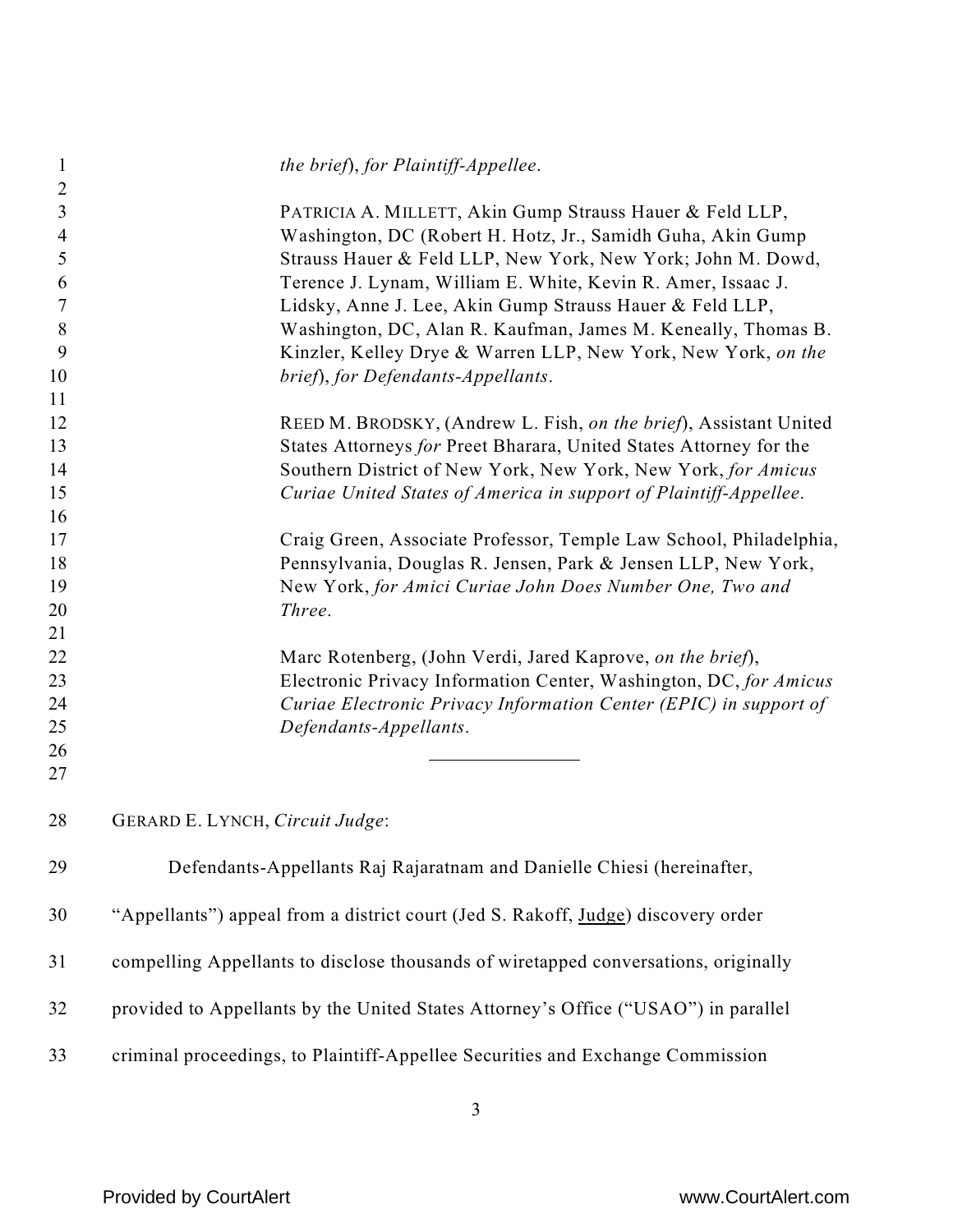*the brief*), *for Plaintiff-Appellee*.

PATRICIA A. MILLETT, Akin Gump Strauss Hauer & Feld LLP, Washington, DC (Robert H. Hotz, Jr., Samidh Guha, Akin Gump Strauss Hauer & Feld LLP, New York, New York; John M. Dowd, Terence J. Lynam, William E. White, Kevin R. Amer, Issaac J. Lidsky, Anne J. Lee, Akin Gump Strauss Hauer & Feld LLP, Washington, DC, Alan R. Kaufman, James M. Keneally, Thomas B. Kinzler, Kelley Drye & Warren LLP, New York, New York, *on the brief*), *for Defendants-Appellants*.

REED M. BRODSKY, (Andrew L. Fish, *on the brief*), Assistant United States Attorneys *for* Preet Bharara, United States Attorney for the Southern District of New York, New York, New York, *for Amicus Curiae United States of America in support of Plaintiff-Appellee*.

Craig Green, Associate Professor, Temple Law School, Philadelphia, Pennsylvania, Douglas R. Jensen, Park & Jensen LLP, New York, New York, *for Amici Curiae John Does Number One, Two and Three*.

Marc Rotenberg, (John Verdi, Jared Kaprove, *on the brief*), Electronic Privacy Information Center, Washington, DC, *for Amicus Curiae Electronic Privacy Information Center (EPIC) in support of Defendants-Appellants*.

---

GERARD E. LYNCH, *Circuit Judge*:

Defendants-Appellants Raj Rajaratnam and Danielle Chiesi (hereinafter, "Appellants") appeal from a district court (Jed S. Rakoff, Judge) discovery order compelling Appellants to disclose thousands of wiretapped conversations, originally provided to Appellants by the United States Attorney's Office ("USAO") in parallel criminal proceedings, to Plaintiff-Appellee Securities and Exchange Commission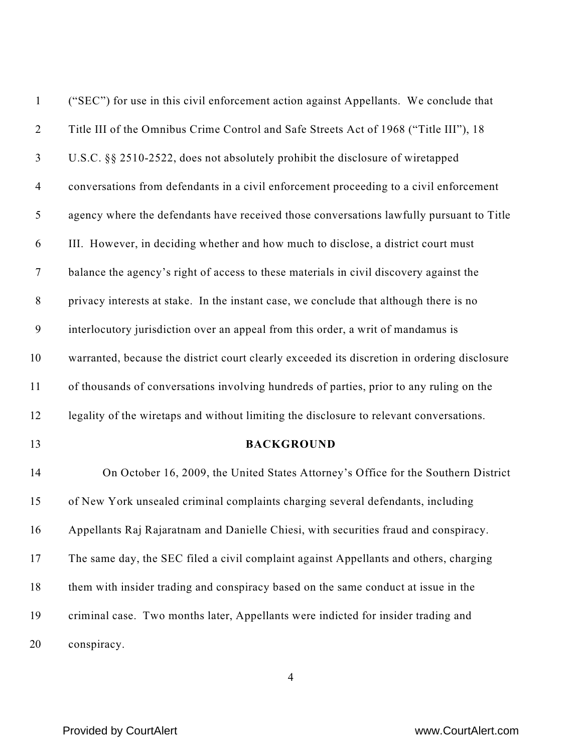("SEC") for use in this civil enforcement action against Appellants. We conclude that Title III of the Omnibus Crime Control and Safe Streets Act of 1968 ("Title III"), 18 U.S.C. §§ 2510-2522, does not absolutely prohibit the disclosure of wiretapped conversations from defendants in a civil enforcement proceeding to a civil enforcement agency where the defendants have received those conversations lawfully pursuant to Title III. However, in deciding whether and how much to disclose, a district court must balance the agency's right of access to these materials in civil discovery against the privacy interests at stake. In the instant case, we conclude that although there is no interlocutory jurisdiction over an appeal from this order, a writ of mandamus is warranted, because the district court clearly exceeded its discretion in ordering disclosure of thousands of conversations involving hundreds of parties, prior to any ruling on the legality of the wiretaps and without limiting the disclosure to relevant conversations.

## BACKGROUND

On October 16, 2009, the United States Attorney's Office for the Southern District of New York unsealed criminal complaints charging several defendants, including Appellants Raj Rajaratnam and Danielle Chiesi, with securities fraud and conspiracy. The same day, the SEC filed a civil complaint against Appellants and others, charging them with insider trading and conspiracy based on the same conduct at issue in the criminal case. Two months later, Appellants were indicted for insider trading and conspiracy.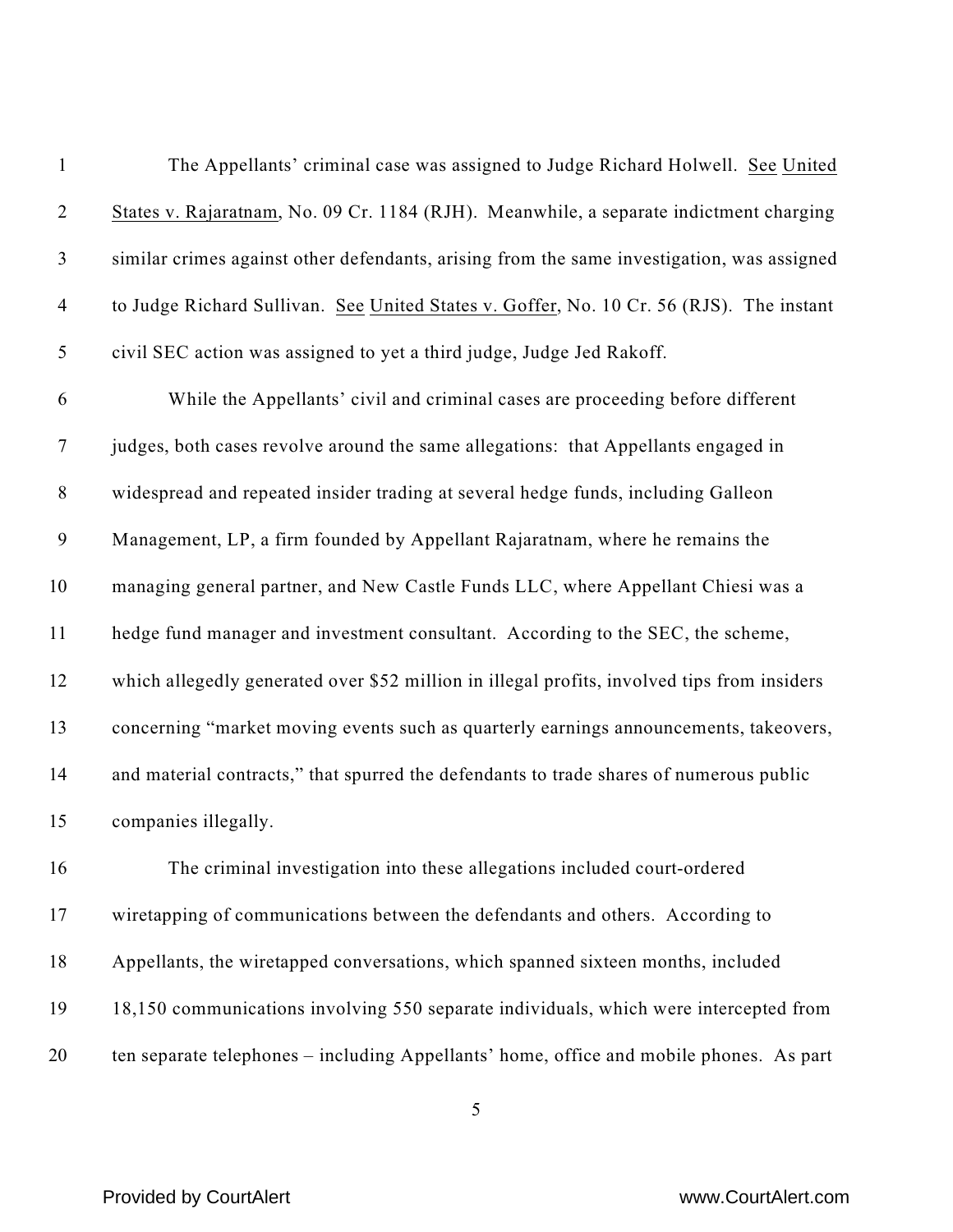The Appellants' criminal case was assigned to Judge Richard Holwell. See United States v. Rajaratnam, No. 09 Cr. 1184 (RJH). Meanwhile, a separate indictment charging similar crimes against other defendants, arising from the same investigation, was assigned to Judge Richard Sullivan. See United States v. Goffer, No. 10 Cr. 56 (RJS). The instant civil SEC action was assigned to yet a third judge, Judge Jed Rakoff.

While the Appellants' civil and criminal cases are proceeding before different judges, both cases revolve around the same allegations: that Appellants engaged in widespread and repeated insider trading at several hedge funds, including Galleon Management, LP, a firm founded by Appellant Rajaratnam, where he remains the managing general partner, and New Castle Funds LLC, where Appellant Chiesi was a hedge fund manager and investment consultant. According to the SEC, the scheme, which allegedly generated over $52 million in illegal profits, involved tips from insiders concerning "market moving events such as quarterly earnings announcements, takeovers, and material contracts," that spurred the defendants to trade shares of numerous public companies illegally.

The criminal investigation into these allegations included court-ordered wiretapping of communications between the defendants and others. According to Appellants, the wiretapped conversations, which spanned sixteen months, included 18,150 communications involving 550 separate individuals, which were intercepted from ten separate telephones – including Appellants' home, office and mobile phones. As part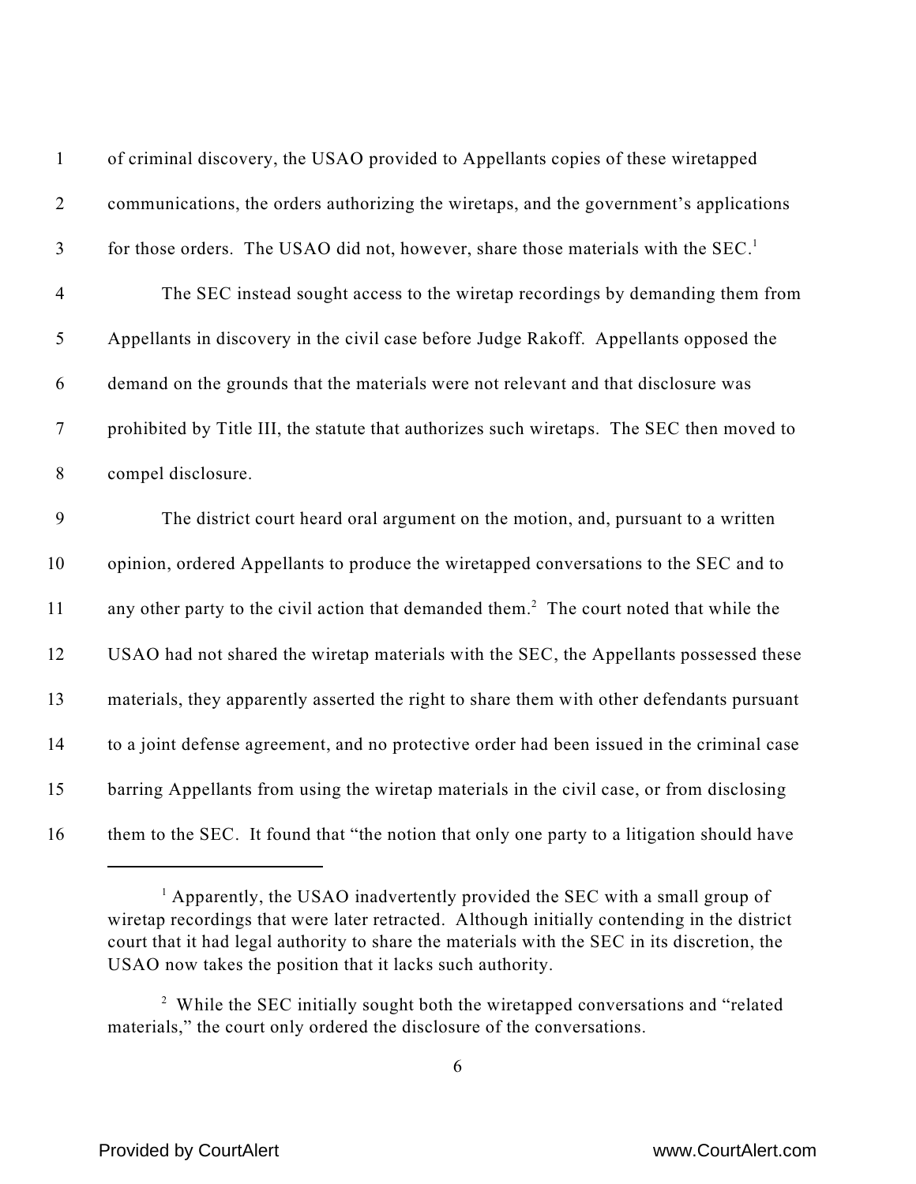of criminal discovery, the USAO provided to Appellants copies of these wiretapped communications, the orders authorizing the wiretaps, and the government's applications for those orders. The USAO did not, however, share those materials with the SEC.[1]

The SEC instead sought access to the wiretap recordings by demanding them from Appellants in discovery in the civil case before Judge Rakoff. Appellants opposed the demand on the grounds that the materials were not relevant and that disclosure was prohibited by Title III, the statute that authorizes such wiretaps. The SEC then moved to compel disclosure.

The district court heard oral argument on the motion, and, pursuant to a written opinion, ordered Appellants to produce the wiretapped conversations to the SEC and to any other party to the civil action that demanded them.[2] The court noted that while the USAO had not shared the wiretap materials with the SEC, the Appellants possessed these materials, they apparently asserted the right to share them with other defendants pursuant to a joint defense agreement, and no protective order had been issued in the criminal case barring Appellants from using the wiretap materials in the civil case, or from disclosing them to the SEC. It found that "the notion that only one party to a litigation should have

---

[1] Apparently, the USAO inadvertently provided the SEC with a small group of wiretap recordings that were later retracted. Although initially contending in the district court that it had legal authority to share the materials with the SEC in its discretion, the USAO now takes the position that it lacks such authority.

[2] While the SEC initially sought both the wiretapped conversations and "related materials," the court only ordered the disclosure of the conversations.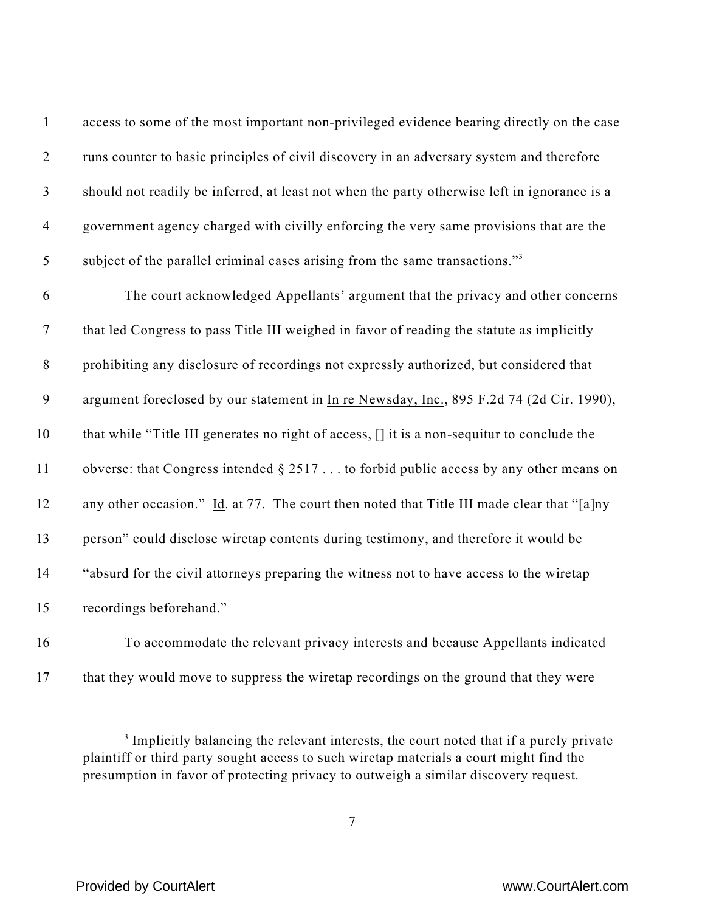access to some of the most important non-privileged evidence bearing directly on the case runs counter to basic principles of civil discovery in an adversary system and therefore should not readily be inferred, at least not when the party otherwise left in ignorance is a government agency charged with civilly enforcing the very same provisions that are the subject of the parallel criminal cases arising from the same transactions."[3]

The court acknowledged Appellants' argument that the privacy and other concerns that led Congress to pass Title III weighed in favor of reading the statute as implicitly prohibiting any disclosure of recordings not expressly authorized, but considered that argument foreclosed by our statement in In re Newsday, Inc., 895 F.2d 74 (2d Cir. 1990), that while "Title III generates no right of access, [] it is a non-sequitur to conclude the obverse: that Congress intended § 2517 . . . to forbid public access by any other means on any other occasion." Id. at 77. The court then noted that Title III made clear that "[a]ny person" could disclose wiretap contents during testimony, and therefore it would be "absurd for the civil attorneys preparing the witness not to have access to the wiretap recordings beforehand."

To accommodate the relevant privacy interests and because Appellants indicated that they would move to suppress the wiretap recordings on the ground that they were

---

[3] Implicitly balancing the relevant interests, the court noted that if a purely private plaintiff or third party sought access to such wiretap materials a court might find the presumption in favor of protecting privacy to outweigh a similar discovery request.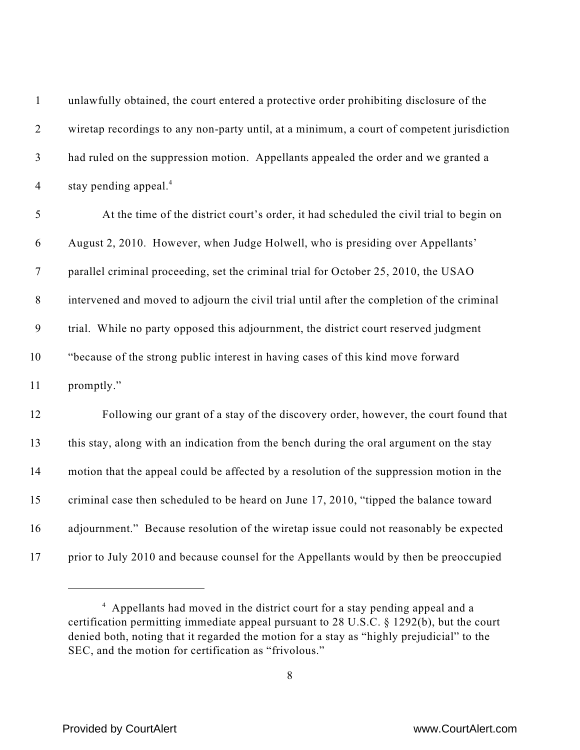unlawfully obtained, the court entered a protective order prohibiting disclosure of the wiretap recordings to any non-party until, at a minimum, a court of competent jurisdiction had ruled on the suppression motion. Appellants appealed the order and we granted a stay pending appeal.[4]

At the time of the district court's order, it had scheduled the civil trial to begin on August 2, 2010. However, when Judge Holwell, who is presiding over Appellants' parallel criminal proceeding, set the criminal trial for October 25, 2010, the USAO intervened and moved to adjourn the civil trial until after the completion of the criminal trial. While no party opposed this adjournment, the district court reserved judgment "because of the strong public interest in having cases of this kind move forward promptly."

Following our grant of a stay of the discovery order, however, the court found that this stay, along with an indication from the bench during the oral argument on the stay motion that the appeal could be affected by a resolution of the suppression motion in the criminal case then scheduled to be heard on June 17, 2010, "tipped the balance toward adjournment." Because resolution of the wiretap issue could not reasonably be expected prior to July 2010 and because counsel for the Appellants would by then be preoccupied

---

[4] Appellants had moved in the district court for a stay pending appeal and a certification permitting immediate appeal pursuant to 28 U.S.C. § 1292(b), but the court denied both, noting that it regarded the motion for a stay as "highly prejudicial" to the SEC, and the motion for certification as "frivolous."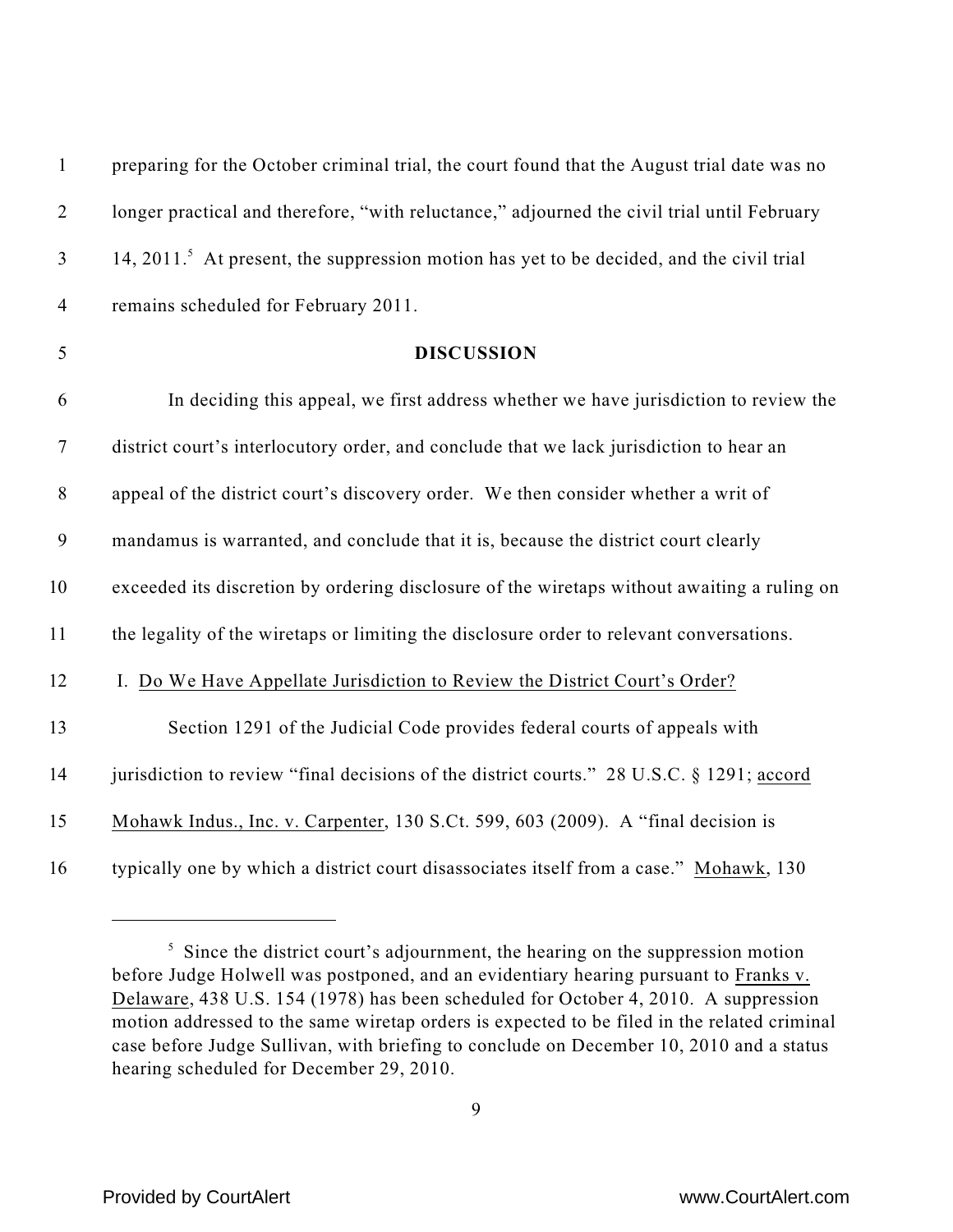preparing for the October criminal trial, the court found that the August trial date was no longer practical and therefore, "with reluctance," adjourned the civil trial until February 14, 2011.[5] At present, the suppression motion has yet to be decided, and the civil trial remains scheduled for February 2011.

**DISCUSSION**

In deciding this appeal, we first address whether we have jurisdiction to review the district court's interlocutory order, and conclude that we lack jurisdiction to hear an appeal of the district court's discovery order. We then consider whether a writ of mandamus is warranted, and conclude that it is, because the district court clearly exceeded its discretion by ordering disclosure of the wiretaps without awaiting a ruling on the legality of the wiretaps or limiting the disclosure order to relevant conversations.

I. Do We Have Appellate Jurisdiction to Review the District Court's Order?

Section 1291 of the Judicial Code provides federal courts of appeals with jurisdiction to review "final decisions of the district courts." 28 U.S.C. § 1291; accord Mohawk Indus., Inc. v. Carpenter, 130 S.Ct. 599, 603 (2009). A "final decision is typically one by which a district court disassociates itself from a case." Mohawk, 130

---

[5] Since the district court's adjournment, the hearing on the suppression motion before Judge Holwell was postponed, and an evidentiary hearing pursuant to Franks v. Delaware, 438 U.S. 154 (1978) has been scheduled for October 4, 2010. A suppression motion addressed to the same wiretap orders is expected to be filed in the related criminal case before Judge Sullivan, with briefing to conclude on December 10, 2010 and a status hearing scheduled for December 29, 2010.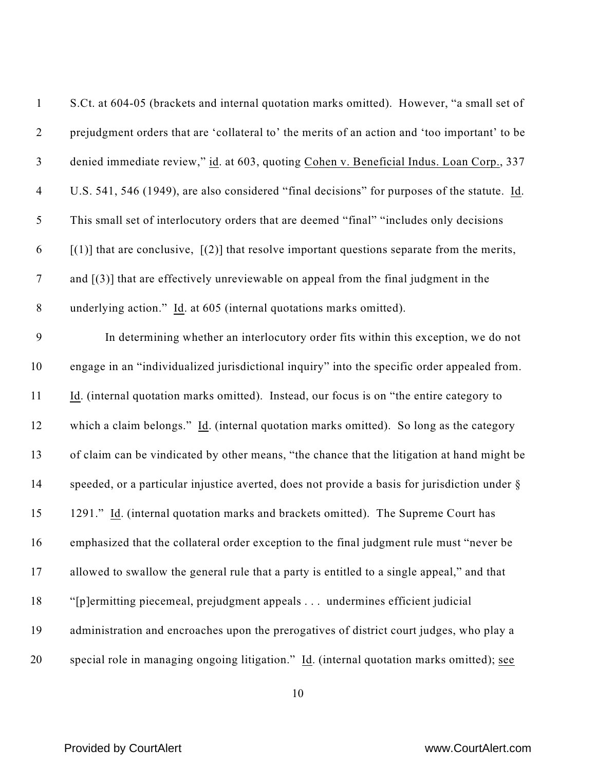S.Ct. at 604-05 (brackets and internal quotation marks omitted). However, "a small set of prejudgment orders that are 'collateral to' the merits of an action and 'too important' to be denied immediate review," id. at 603, quoting Cohen v. Beneficial Indus. Loan Corp., 337 U.S. 541, 546 (1949), are also considered "final decisions" for purposes of the statute. Id. This small set of interlocutory orders that are deemed "final" "includes only decisions [(1)] that are conclusive, [(2)] that resolve important questions separate from the merits, and [(3)] that are effectively unreviewable on appeal from the final judgment in the underlying action." Id. at 605 (internal quotations marks omitted).

In determining whether an interlocutory order fits within this exception, we do not engage in an "individualized jurisdictional inquiry" into the specific order appealed from. Id. (internal quotation marks omitted). Instead, our focus is on "the entire category to which a claim belongs." Id. (internal quotation marks omitted). So long as the category of claim can be vindicated by other means, "the chance that the litigation at hand might be speeded, or a particular injustice averted, does not provide a basis for jurisdiction under § 1291." Id. (internal quotation marks and brackets omitted). The Supreme Court has emphasized that the collateral order exception to the final judgment rule must "never be allowed to swallow the general rule that a party is entitled to a single appeal," and that "[p]ermitting piecemeal, prejudgment appeals . . . undermines efficient judicial administration and encroaches upon the prerogatives of district court judges, who play a special role in managing ongoing litigation." Id. (internal quotation marks omitted); see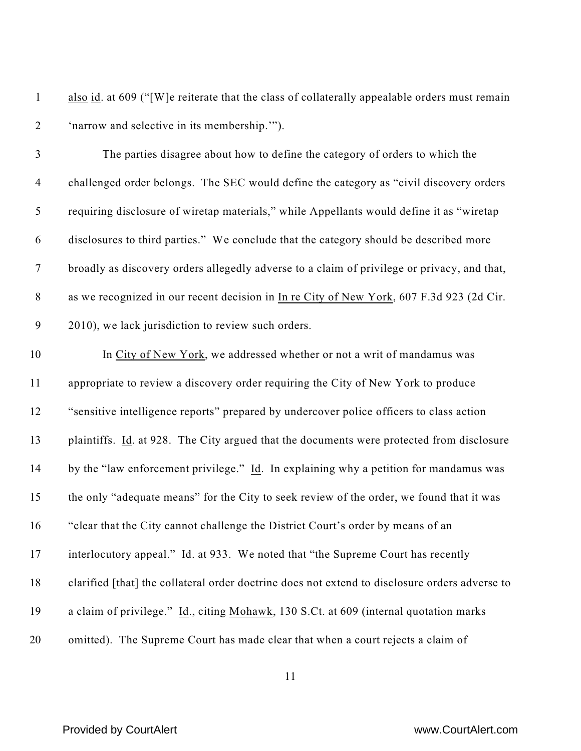also id. at 609 ("[W]e reiterate that the class of collaterally appealable orders must remain 'narrow and selective in its membership.'").

The parties disagree about how to define the category of orders to which the challenged order belongs. The SEC would define the category as "civil discovery orders requiring disclosure of wiretap materials," while Appellants would define it as "wiretap disclosures to third parties." We conclude that the category should be described more broadly as discovery orders allegedly adverse to a claim of privilege or privacy, and that, as we recognized in our recent decision in In re City of New York, 607 F.3d 923 (2d Cir. 2010), we lack jurisdiction to review such orders.

In City of New York, we addressed whether or not a writ of mandamus was appropriate to review a discovery order requiring the City of New York to produce "sensitive intelligence reports" prepared by undercover police officers to class action plaintiffs. Id. at 928. The City argued that the documents were protected from disclosure by the "law enforcement privilege." Id. In explaining why a petition for mandamus was the only "adequate means" for the City to seek review of the order, we found that it was "clear that the City cannot challenge the District Court's order by means of an interlocutory appeal." Id. at 933. We noted that "the Supreme Court has recently clarified [that] the collateral order doctrine does not extend to disclosure orders adverse to a claim of privilege." Id., citing Mohawk, 130 S.Ct. at 609 (internal quotation marks omitted). The Supreme Court has made clear that when a court rejects a claim of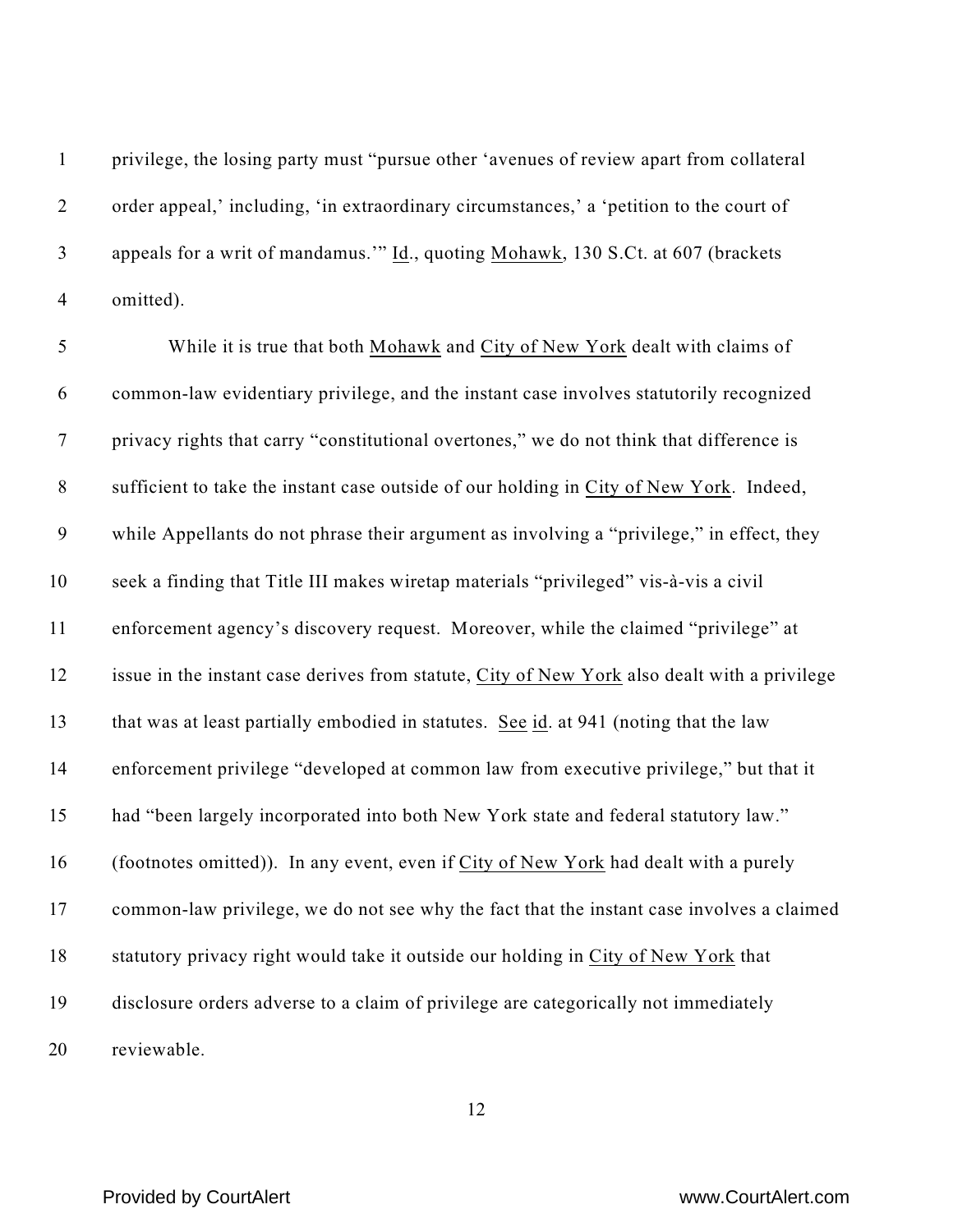privilege, the losing party must "pursue other 'avenues of review apart from collateral order appeal,' including, 'in extraordinary circumstances,' a 'petition to the court of appeals for a writ of mandamus.'" Id., quoting Mohawk, 130 S.Ct. at 607 (brackets omitted).

While it is true that both Mohawk and City of New York dealt with claims of common-law evidentiary privilege, and the instant case involves statutorily recognized privacy rights that carry "constitutional overtones," we do not think that difference is sufficient to take the instant case outside of our holding in City of New York. Indeed, while Appellants do not phrase their argument as involving a "privilege," in effect, they seek a finding that Title III makes wiretap materials "privileged" vis-à-vis a civil enforcement agency's discovery request. Moreover, while the claimed "privilege" at issue in the instant case derives from statute, City of New York also dealt with a privilege that was at least partially embodied in statutes. See id. at 941 (noting that the law enforcement privilege "developed at common law from executive privilege," but that it had "been largely incorporated into both New York state and federal statutory law." (footnotes omitted)). In any event, even if City of New York had dealt with a purely common-law privilege, we do not see why the fact that the instant case involves a claimed statutory privacy right would take it outside our holding in City of New York that disclosure orders adverse to a claim of privilege are categorically not immediately reviewable.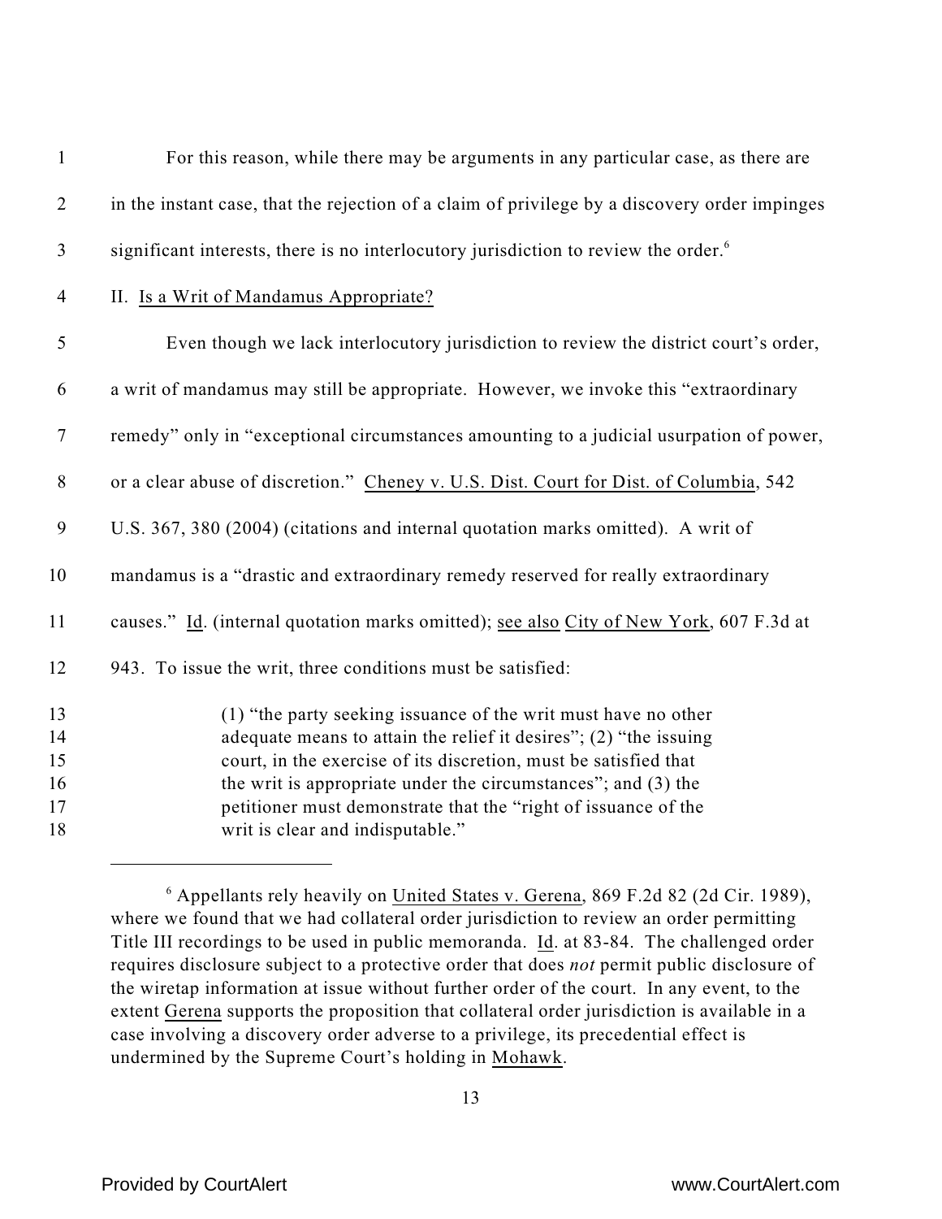For this reason, while there may be arguments in any particular case, as there are in the instant case, that the rejection of a claim of privilege by a discovery order impinges significant interests, there is no interlocutory jurisdiction to review the order.[6]

II. Is a Writ of Mandamus Appropriate?

Even though we lack interlocutory jurisdiction to review the district court's order, a writ of mandamus may still be appropriate. However, we invoke this "extraordinary remedy" only in "exceptional circumstances amounting to a judicial usurpation of power, or a clear abuse of discretion." Cheney v. U.S. Dist. Court for Dist. of Columbia, 542 U.S. 367, 380 (2004) (citations and internal quotation marks omitted). A writ of mandamus is a "drastic and extraordinary remedy reserved for really extraordinary causes." Id. (internal quotation marks omitted); see also City of New York, 607 F.3d at 943. To issue the writ, three conditions must be satisfied:

> (1) "the party seeking issuance of the writ must have no other adequate means to attain the relief it desires"; (2) "the issuing court, in the exercise of its discretion, must be satisfied that the writ is appropriate under the circumstances"; and (3) the petitioner must demonstrate that the "right of issuance of the writ is clear and indisputable."

---

[6] Appellants rely heavily on United States v. Gerena, 869 F.2d 82 (2d Cir. 1989), where we found that we had collateral order jurisdiction to review an order permitting Title III recordings to be used in public memoranda. Id. at 83-84. The challenged order requires disclosure subject to a protective order that does *not* permit public disclosure of the wiretap information at issue without further order of the court. In any event, to the extent Gerena supports the proposition that collateral order jurisdiction is available in a case involving a discovery order adverse to a privilege, its precedential effect is undermined by the Supreme Court's holding in Mohawk.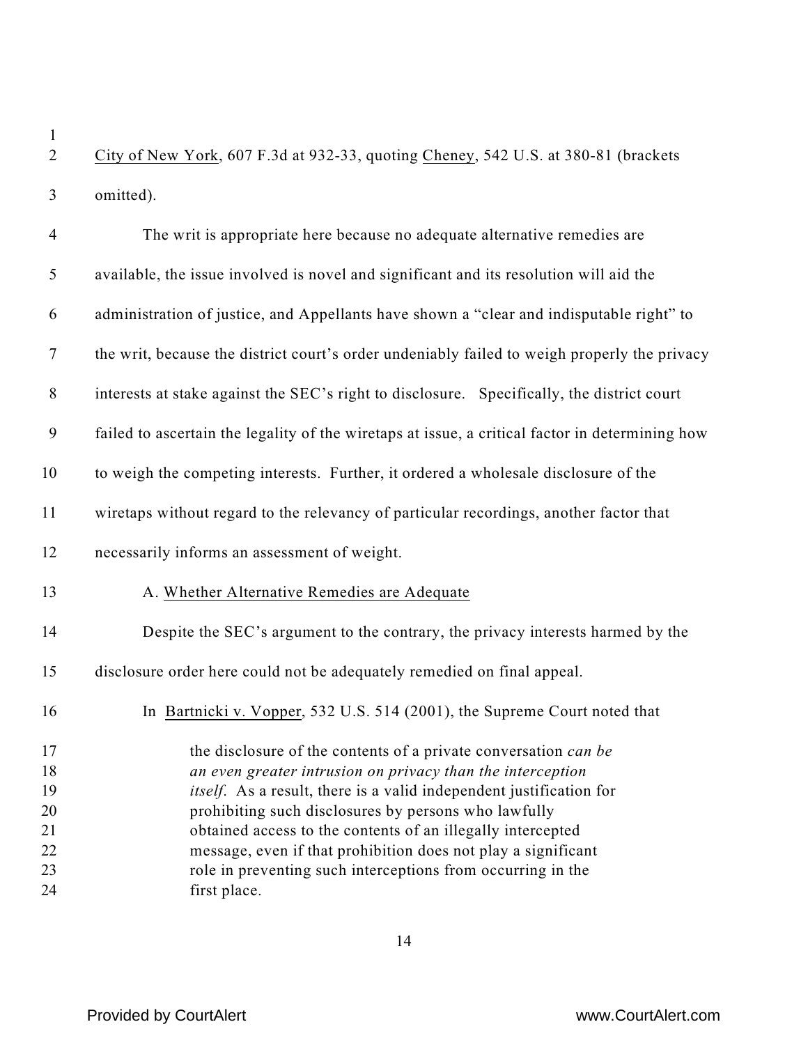City of New York, 607 F.3d at 932-33, quoting Cheney, 542 U.S. at 380-81 (brackets omitted).

The writ is appropriate here because no adequate alternative remedies are available, the issue involved is novel and significant and its resolution will aid the administration of justice, and Appellants have shown a "clear and indisputable right" to the writ, because the district court's order undeniably failed to weigh properly the privacy interests at stake against the SEC's right to disclosure. Specifically, the district court failed to ascertain the legality of the wiretaps at issue, a critical factor in determining how to weigh the competing interests. Further, it ordered a wholesale disclosure of the wiretaps without regard to the relevancy of particular recordings, another factor that necessarily informs an assessment of weight.

A. Whether Alternative Remedies are Adequate

Despite the SEC's argument to the contrary, the privacy interests harmed by the disclosure order here could not be adequately remedied on final appeal.

In Bartnicki v. Vopper, 532 U.S. 514 (2001), the Supreme Court noted that

> the disclosure of the contents of a private conversation *can be an even greater intrusion on privacy than the interception itself*. As a result, there is a valid independent justification for prohibiting such disclosures by persons who lawfully obtained access to the contents of an illegally intercepted message, even if that prohibition does not play a significant role in preventing such interceptions from occurring in the first place.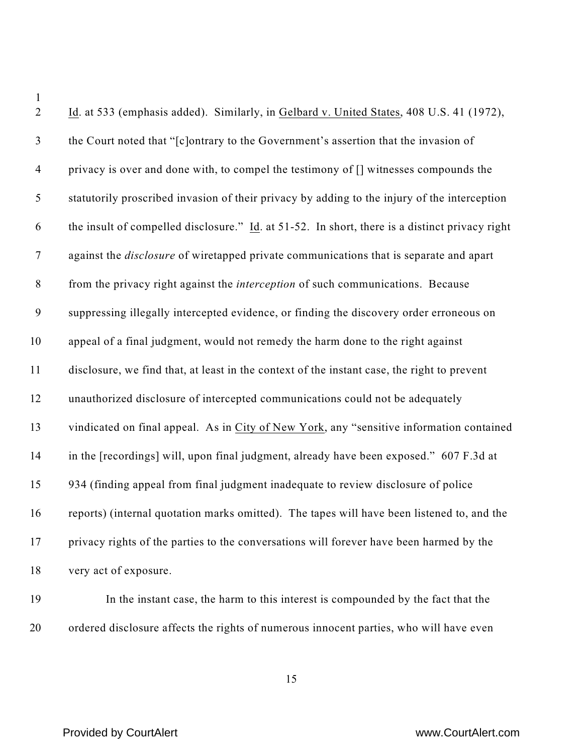Id. at 533 (emphasis added). Similarly, in Gelbard v. United States, 408 U.S. 41 (1972), the Court noted that "[c]ontrary to the Government's assertion that the invasion of privacy is over and done with, to compel the testimony of [] witnesses compounds the statutorily proscribed invasion of their privacy by adding to the injury of the interception the insult of compelled disclosure." Id. at 51-52. In short, there is a distinct privacy right against the *disclosure* of wiretapped private communications that is separate and apart from the privacy right against the *interception* of such communications. Because suppressing illegally intercepted evidence, or finding the discovery order erroneous on appeal of a final judgment, would not remedy the harm done to the right against disclosure, we find that, at least in the context of the instant case, the right to prevent unauthorized disclosure of intercepted communications could not be adequately vindicated on final appeal. As in City of New York, any "sensitive information contained in the [recordings] will, upon final judgment, already have been exposed." 607 F.3d at 934 (finding appeal from final judgment inadequate to review disclosure of police reports) (internal quotation marks omitted). The tapes will have been listened to, and the privacy rights of the parties to the conversations will forever have been harmed by the very act of exposure.

In the instant case, the harm to this interest is compounded by the fact that the ordered disclosure affects the rights of numerous innocent parties, who will have even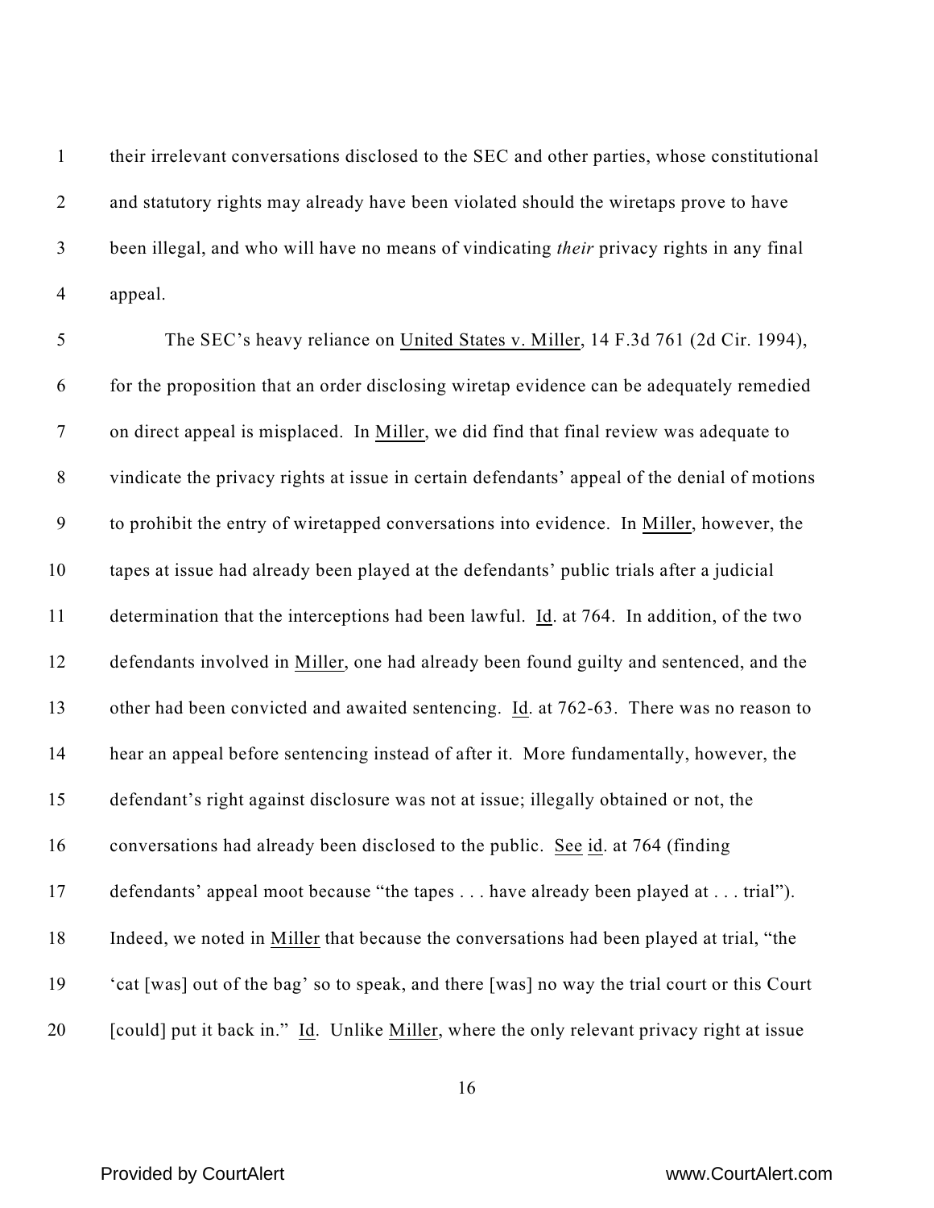their irrelevant conversations disclosed to the SEC and other parties, whose constitutional and statutory rights may already have been violated should the wiretaps prove to have been illegal, and who will have no means of vindicating *their* privacy rights in any final appeal.

The SEC's heavy reliance on United States v. Miller, 14 F.3d 761 (2d Cir. 1994), for the proposition that an order disclosing wiretap evidence can be adequately remedied on direct appeal is misplaced. In Miller, we did find that final review was adequate to vindicate the privacy rights at issue in certain defendants' appeal of the denial of motions to prohibit the entry of wiretapped conversations into evidence. In Miller, however, the tapes at issue had already been played at the defendants' public trials after a judicial determination that the interceptions had been lawful. Id. at 764. In addition, of the two defendants involved in Miller, one had already been found guilty and sentenced, and the other had been convicted and awaited sentencing. Id. at 762-63. There was no reason to hear an appeal before sentencing instead of after it. More fundamentally, however, the defendant's right against disclosure was not at issue; illegally obtained or not, the conversations had already been disclosed to the public. See id. at 764 (finding defendants' appeal moot because "the tapes . . . have already been played at . . . trial"). Indeed, we noted in Miller that because the conversations had been played at trial, "the 'cat [was] out of the bag' so to speak, and there [was] no way the trial court or this Court [could] put it back in." Id. Unlike Miller, where the only relevant privacy right at issue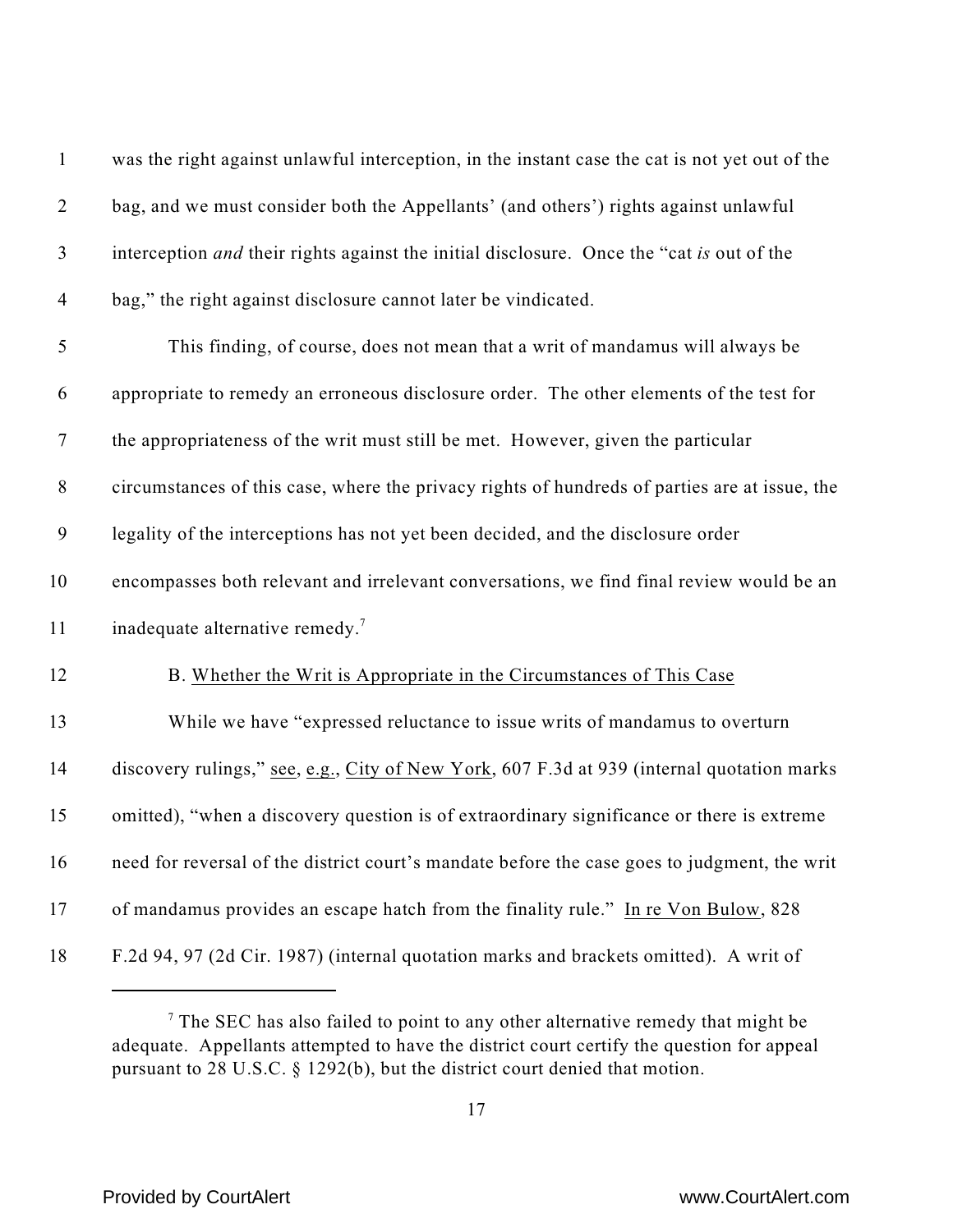was the right against unlawful interception, in the instant case the cat is not yet out of the bag, and we must consider both the Appellants' (and others') rights against unlawful interception *and* their rights against the initial disclosure. Once the "cat *is* out of the bag," the right against disclosure cannot later be vindicated.

This finding, of course, does not mean that a writ of mandamus will always be appropriate to remedy an erroneous disclosure order. The other elements of the test for the appropriateness of the writ must still be met. However, given the particular circumstances of this case, where the privacy rights of hundreds of parties are at issue, the legality of the interceptions has not yet been decided, and the disclosure order encompasses both relevant and irrelevant conversations, we find final review would be an inadequate alternative remedy.[7]

B. Whether the Writ is Appropriate in the Circumstances of This Case

While we have "expressed reluctance to issue writs of mandamus to overturn discovery rulings," see, e.g., City of New York, 607 F.3d at 939 (internal quotation marks omitted), "when a discovery question is of extraordinary significance or there is extreme need for reversal of the district court's mandate before the case goes to judgment, the writ of mandamus provides an escape hatch from the finality rule." In re Von Bulow, 828 F.2d 94, 97 (2d Cir. 1987) (internal quotation marks and brackets omitted). A writ of

[7] The SEC has also failed to point to any other alternative remedy that might be adequate. Appellants attempted to have the district court certify the question for appeal pursuant to 28 U.S.C. § 1292(b), but the district court denied that motion.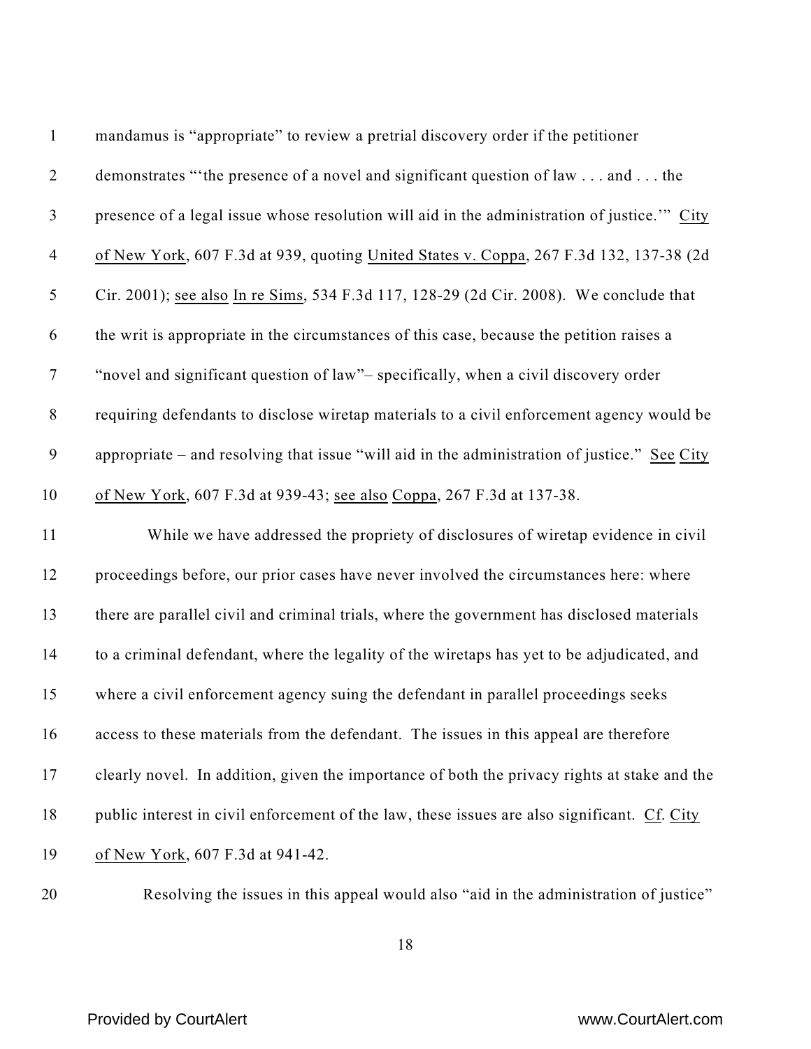mandamus is "appropriate" to review a pretrial discovery order if the petitioner demonstrates "'the presence of a novel and significant question of law . . . and . . . the presence of a legal issue whose resolution will aid in the administration of justice.'" City of New York, 607 F.3d at 939, quoting United States v. Coppa, 267 F.3d 132, 137-38 (2d Cir. 2001); see also In re Sims, 534 F.3d 117, 128-29 (2d Cir. 2008). We conclude that the writ is appropriate in the circumstances of this case, because the petition raises a "novel and significant question of law"– specifically, when a civil discovery order requiring defendants to disclose wiretap materials to a civil enforcement agency would be appropriate – and resolving that issue "will aid in the administration of justice." See City of New York, 607 F.3d at 939-43; see also Coppa, 267 F.3d at 137-38.

While we have addressed the propriety of disclosures of wiretap evidence in civil proceedings before, our prior cases have never involved the circumstances here: where there are parallel civil and criminal trials, where the government has disclosed materials to a criminal defendant, where the legality of the wiretaps has yet to be adjudicated, and where a civil enforcement agency suing the defendant in parallel proceedings seeks access to these materials from the defendant. The issues in this appeal are therefore clearly novel. In addition, given the importance of both the privacy rights at stake and the public interest in civil enforcement of the law, these issues are also significant. Cf. City of New York, 607 F.3d at 941-42.

Resolving the issues in this appeal would also "aid in the administration of justice"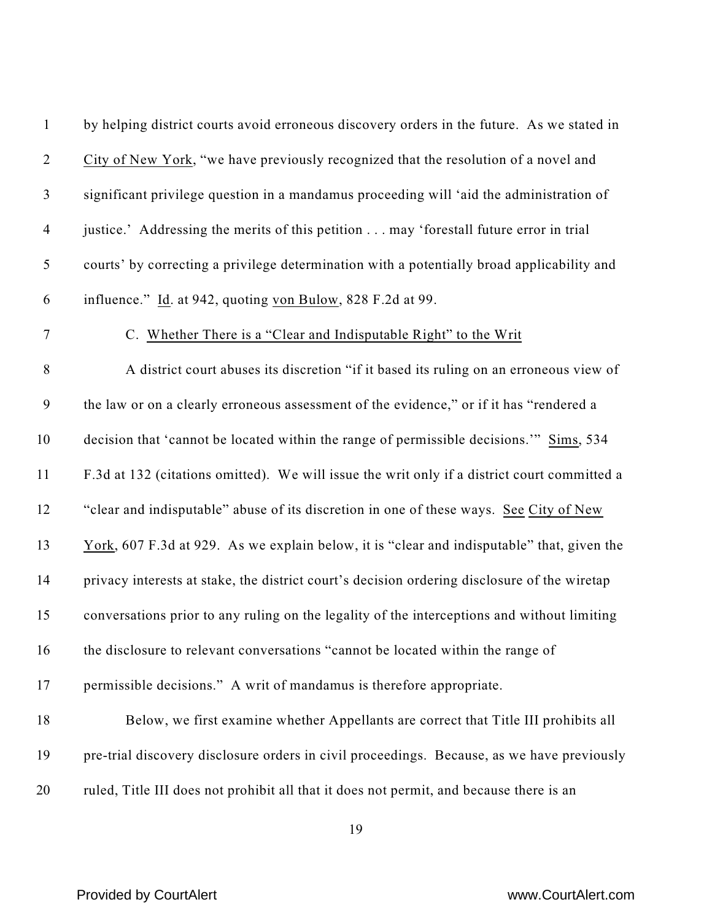by helping district courts avoid erroneous discovery orders in the future. As we stated in City of New York, "we have previously recognized that the resolution of a novel and significant privilege question in a mandamus proceeding will 'aid the administration of justice.' Addressing the merits of this petition . . . may 'forestall future error in trial courts' by correcting a privilege determination with a potentially broad applicability and influence." Id. at 942, quoting von Bulow, 828 F.2d at 99.

C. Whether There is a "Clear and Indisputable Right" to the Writ

A district court abuses its discretion "if it based its ruling on an erroneous view of the law or on a clearly erroneous assessment of the evidence," or if it has "rendered a decision that 'cannot be located within the range of permissible decisions.'" Sims, 534 F.3d at 132 (citations omitted). We will issue the writ only if a district court committed a "clear and indisputable" abuse of its discretion in one of these ways. See City of New York, 607 F.3d at 929. As we explain below, it is "clear and indisputable" that, given the privacy interests at stake, the district court's decision ordering disclosure of the wiretap conversations prior to any ruling on the legality of the interceptions and without limiting the disclosure to relevant conversations "cannot be located within the range of permissible decisions." A writ of mandamus is therefore appropriate.

Below, we first examine whether Appellants are correct that Title III prohibits all pre-trial discovery disclosure orders in civil proceedings. Because, as we have previously ruled, Title III does not prohibit all that it does not permit, and because there is an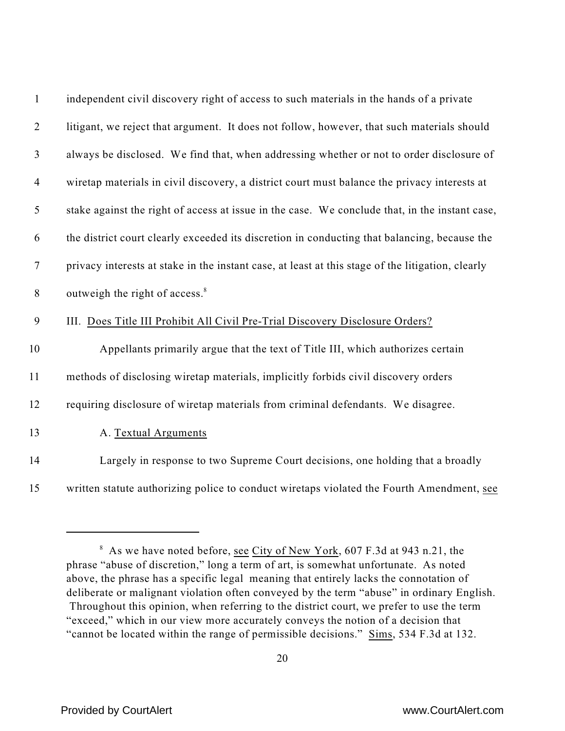independent civil discovery right of access to such materials in the hands of a private litigant, we reject that argument. It does not follow, however, that such materials should always be disclosed. We find that, when addressing whether or not to order disclosure of wiretap materials in civil discovery, a district court must balance the privacy interests at stake against the right of access at issue in the case. We conclude that, in the instant case, the district court clearly exceeded its discretion in conducting that balancing, because the privacy interests at stake in the instant case, at least at this stage of the litigation, clearly outweigh the right of access.[8]

III. Does Title III Prohibit All Civil Pre-Trial Discovery Disclosure Orders?

Appellants primarily argue that the text of Title III, which authorizes certain methods of disclosing wiretap materials, implicitly forbids civil discovery orders requiring disclosure of wiretap materials from criminal defendants. We disagree.

A. Textual Arguments

Largely in response to two Supreme Court decisions, one holding that a broadly written statute authorizing police to conduct wiretaps violated the Fourth Amendment, see

---

[8] As we have noted before, see City of New York, 607 F.3d at 943 n.21, the phrase "abuse of discretion," long a term of art, is somewhat unfortunate. As noted above, the phrase has a specific legal meaning that entirely lacks the connotation of deliberate or malignant violation often conveyed by the term "abuse" in ordinary English. Throughout this opinion, when referring to the district court, we prefer to use the term "exceed," which in our view more accurately conveys the notion of a decision that "cannot be located within the range of permissible decisions." Sims, 534 F.3d at 132.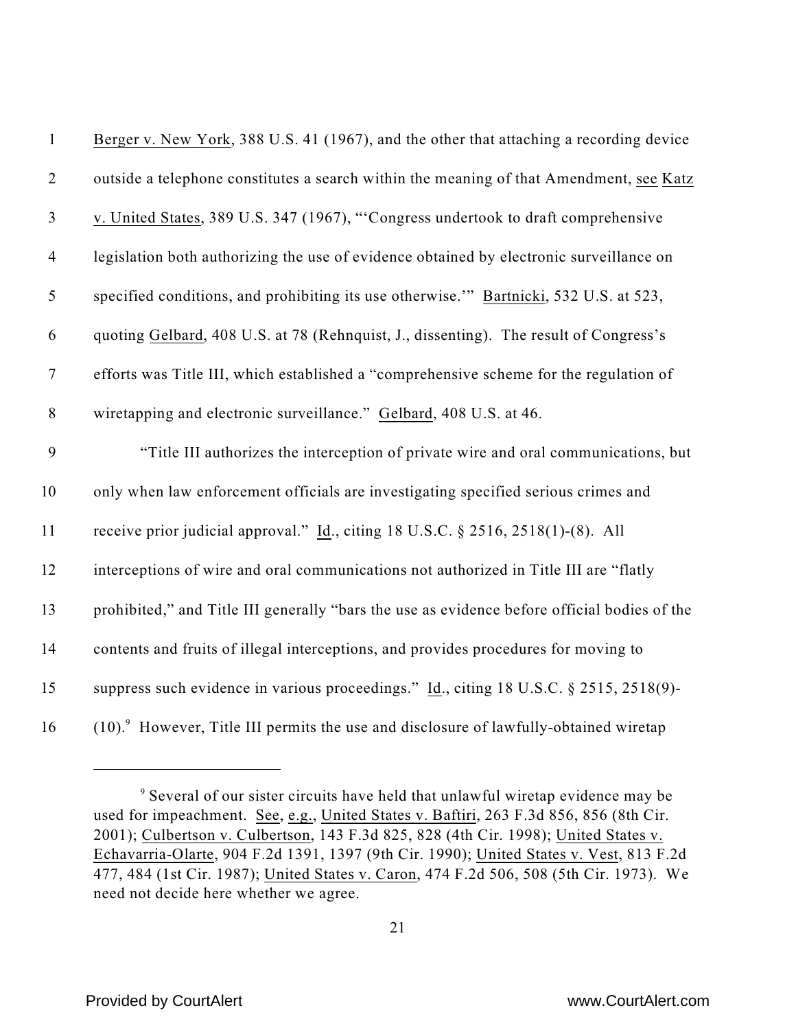Berger v. New York, 388 U.S. 41 (1967), and the other that attaching a recording device outside a telephone constitutes a search within the meaning of that Amendment, see Katz v. United States, 389 U.S. 347 (1967), "'Congress undertook to draft comprehensive legislation both authorizing the use of evidence obtained by electronic surveillance on specified conditions, and prohibiting its use otherwise.'" Bartnicki, 532 U.S. at 523, quoting Gelbard, 408 U.S. at 78 (Rehnquist, J., dissenting). The result of Congress's efforts was Title III, which established a "comprehensive scheme for the regulation of wiretapping and electronic surveillance." Gelbard, 408 U.S. at 46.

"Title III authorizes the interception of private wire and oral communications, but only when law enforcement officials are investigating specified serious crimes and receive prior judicial approval." Id., citing 18 U.S.C. § 2516, 2518(1)-(8). All interceptions of wire and oral communications not authorized in Title III are "flatly prohibited," and Title III generally "bars the use as evidence before official bodies of the contents and fruits of illegal interceptions, and provides procedures for moving to suppress such evidence in various proceedings." Id., citing 18 U.S.C. § 2515, 2518(9)-(10).[9] However, Title III permits the use and disclosure of lawfully-obtained wiretap

---

[9] Several of our sister circuits have held that unlawful wiretap evidence may be used for impeachment. See, e.g., United States v. Baftiri, 263 F.3d 856, 856 (8th Cir. 2001); Culbertson v. Culbertson, 143 F.3d 825, 828 (4th Cir. 1998); United States v. Echavarria-Olarte, 904 F.2d 1391, 1397 (9th Cir. 1990); United States v. Vest, 813 F.2d 477, 484 (1st Cir. 1987); United States v. Caron, 474 F.2d 506, 508 (5th Cir. 1973). We need not decide here whether we agree.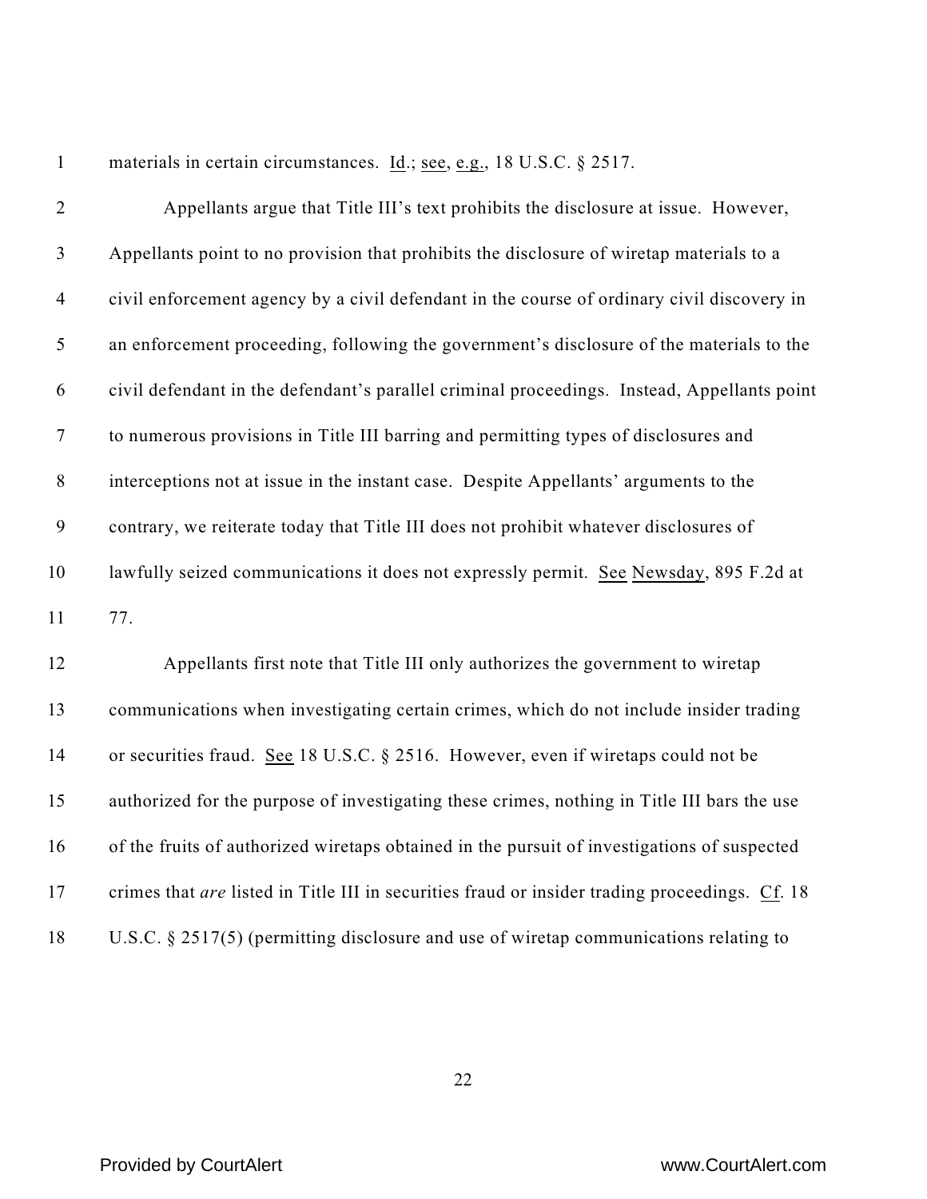materials in certain circumstances. Id.; see, e.g., 18 U.S.C. § 2517.

Appellants argue that Title III's text prohibits the disclosure at issue. However, Appellants point to no provision that prohibits the disclosure of wiretap materials to a civil enforcement agency by a civil defendant in the course of ordinary civil discovery in an enforcement proceeding, following the government's disclosure of the materials to the civil defendant in the defendant's parallel criminal proceedings. Instead, Appellants point to numerous provisions in Title III barring and permitting types of disclosures and interceptions not at issue in the instant case. Despite Appellants' arguments to the contrary, we reiterate today that Title III does not prohibit whatever disclosures of lawfully seized communications it does not expressly permit. See Newsday, 895 F.2d at 77.

Appellants first note that Title III only authorizes the government to wiretap communications when investigating certain crimes, which do not include insider trading or securities fraud. See 18 U.S.C. § 2516. However, even if wiretaps could not be authorized for the purpose of investigating these crimes, nothing in Title III bars the use of the fruits of authorized wiretaps obtained in the pursuit of investigations of suspected crimes that *are* listed in Title III in securities fraud or insider trading proceedings. Cf. 18 U.S.C. § 2517(5) (permitting disclosure and use of wiretap communications relating to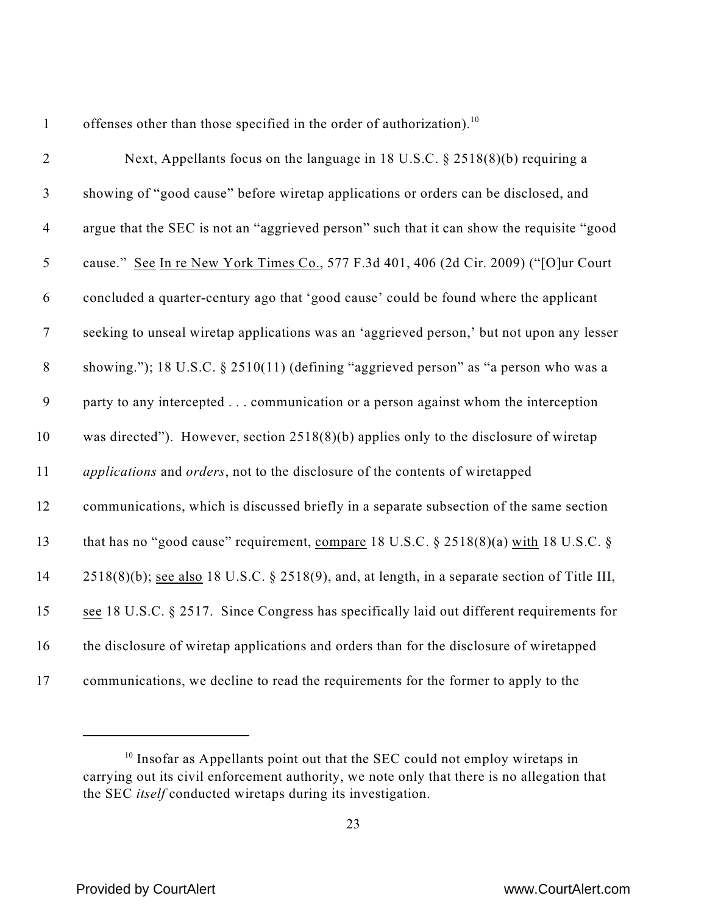offenses other than those specified in the order of authorization).[10]

Next, Appellants focus on the language in 18 U.S.C. § 2518(8)(b) requiring a showing of "good cause" before wiretap applications or orders can be disclosed, and argue that the SEC is not an "aggrieved person" such that it can show the requisite "good cause." See In re New York Times Co., 577 F.3d 401, 406 (2d Cir. 2009) ("[O]ur Court concluded a quarter-century ago that 'good cause' could be found where the applicant seeking to unseal wiretap applications was an 'aggrieved person,' but not upon any lesser showing."); 18 U.S.C. § 2510(11) (defining "aggrieved person" as "a person who was a party to any intercepted . . . communication or a person against whom the interception was directed"). However, section 2518(8)(b) applies only to the disclosure of wiretap *applications* and *orders*, not to the disclosure of the contents of wiretapped communications, which is discussed briefly in a separate subsection of the same section that has no "good cause" requirement, compare 18 U.S.C. § 2518(8)(a) with 18 U.S.C. § 2518(8)(b); see also 18 U.S.C. § 2518(9), and, at length, in a separate section of Title III, see 18 U.S.C. § 2517. Since Congress has specifically laid out different requirements for the disclosure of wiretap applications and orders than for the disclosure of wiretapped communications, we decline to read the requirements for the former to apply to the

[10] Insofar as Appellants point out that the SEC could not employ wiretaps in carrying out its civil enforcement authority, we note only that there is no allegation that the SEC *itself* conducted wiretaps during its investigation.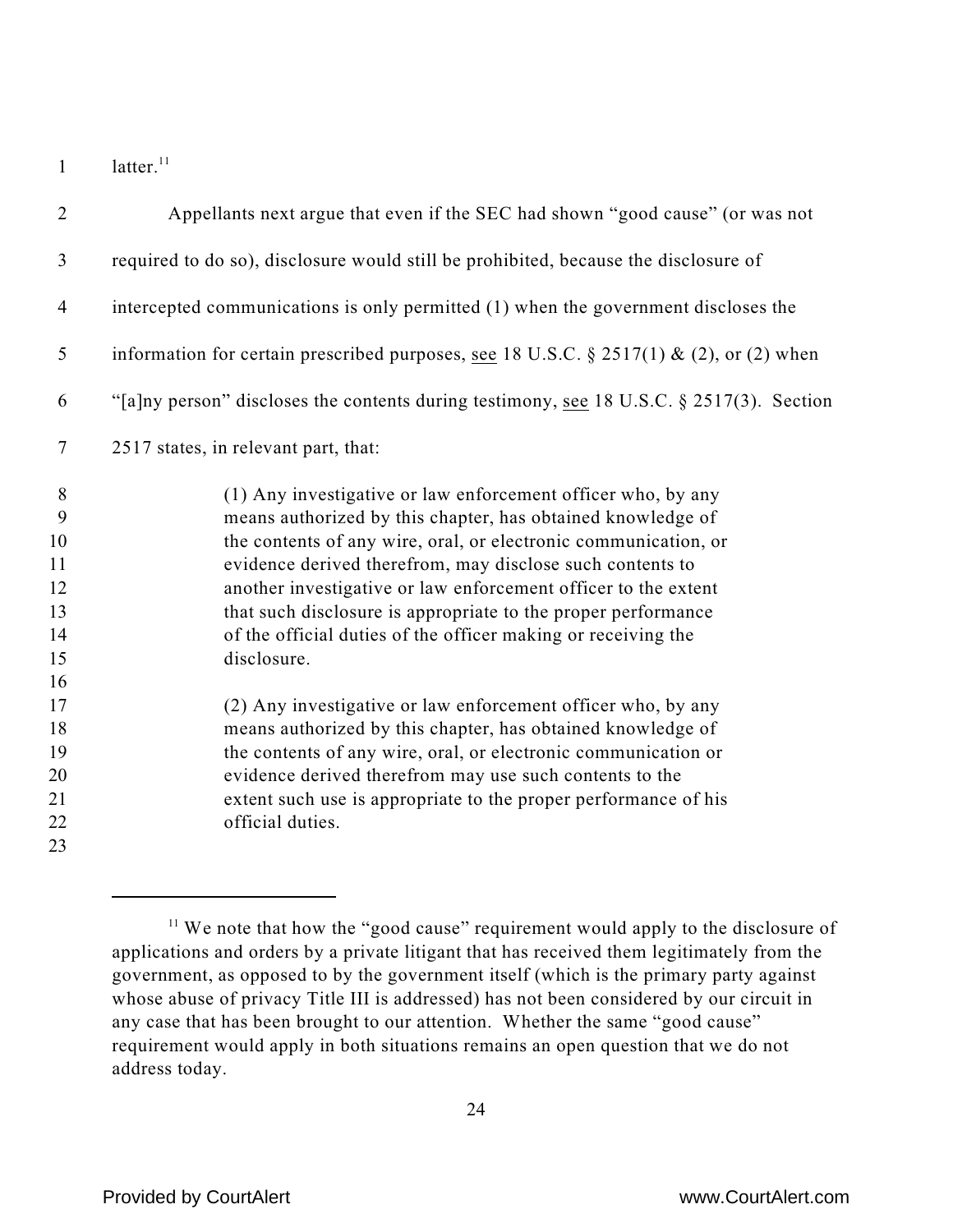latter.[11]

Appellants next argue that even if the SEC had shown "good cause" (or was not required to do so), disclosure would still be prohibited, because the disclosure of intercepted communications is only permitted (1) when the government discloses the information for certain prescribed purposes, see 18 U.S.C. § 2517(1) & (2), or (2) when "[a]ny person" discloses the contents during testimony, see 18 U.S.C. § 2517(3). Section 2517 states, in relevant part, that:

> (1) Any investigative or law enforcement officer who, by any means authorized by this chapter, has obtained knowledge of the contents of any wire, oral, or electronic communication, or evidence derived therefrom, may disclose such contents to another investigative or law enforcement officer to the extent that such disclosure is appropriate to the proper performance of the official duties of the officer making or receiving the disclosure.
>
> (2) Any investigative or law enforcement officer who, by any means authorized by this chapter, has obtained knowledge of the contents of any wire, oral, or electronic communication or evidence derived therefrom may use such contents to the extent such use is appropriate to the proper performance of his official duties.

[11] We note that how the "good cause" requirement would apply to the disclosure of applications and orders by a private litigant that has received them legitimately from the government, as opposed to by the government itself (which is the primary party against whose abuse of privacy Title III is addressed) has not been considered by our circuit in any case that has been brought to our attention. Whether the same "good cause" requirement would apply in both situations remains an open question that we do not address today.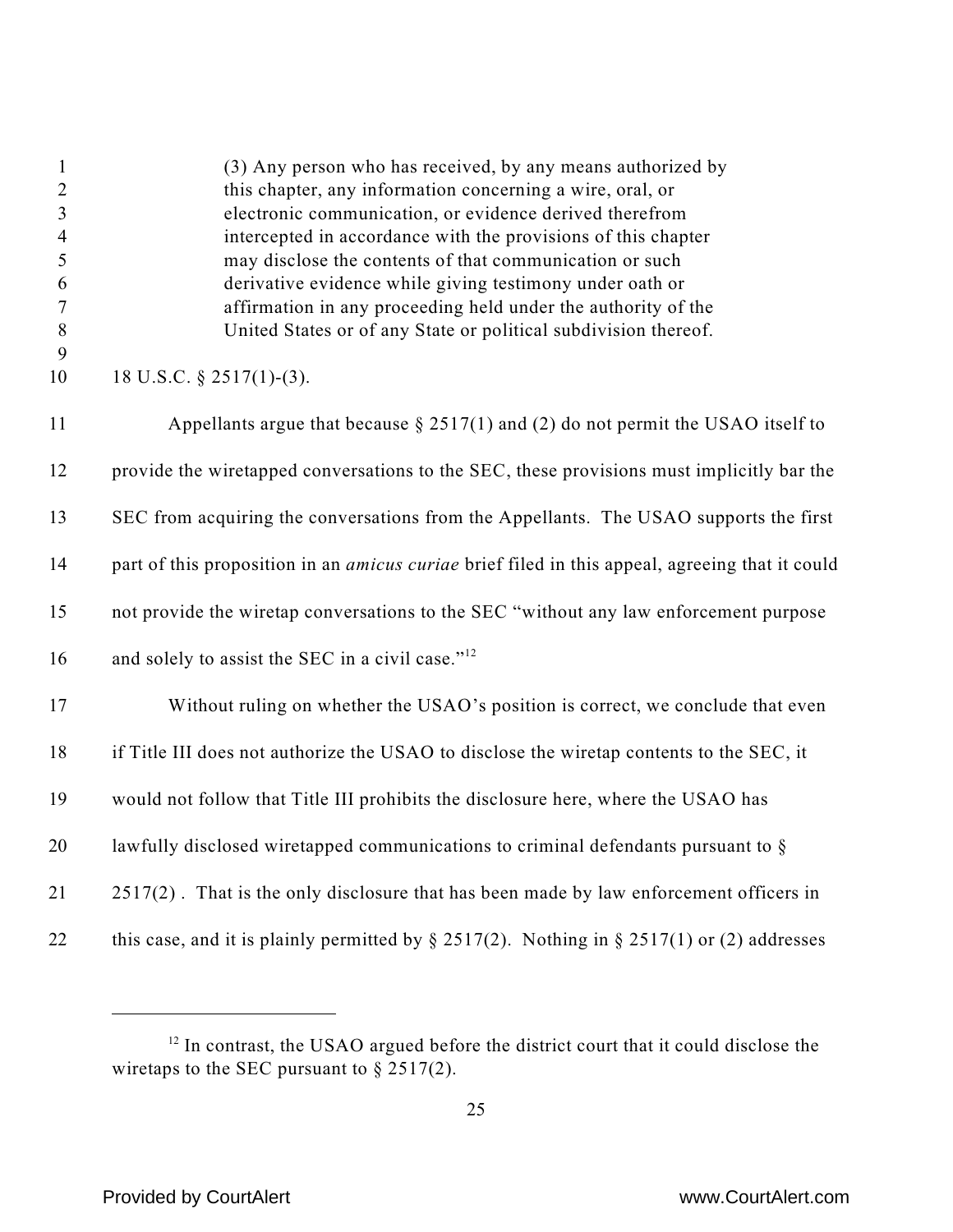> (3) Any person who has received, by any means authorized by this chapter, any information concerning a wire, oral, or electronic communication, or evidence derived therefrom intercepted in accordance with the provisions of this chapter may disclose the contents of that communication or such derivative evidence while giving testimony under oath or affirmation in any proceeding held under the authority of the United States or of any State or political subdivision thereof.

18 U.S.C. § 2517(1)-(3).

Appellants argue that because § 2517(1) and (2) do not permit the USAO itself to provide the wiretapped conversations to the SEC, these provisions must implicitly bar the SEC from acquiring the conversations from the Appellants. The USAO supports the first part of this proposition in an *amicus curiae* brief filed in this appeal, agreeing that it could not provide the wiretap conversations to the SEC "without any law enforcement purpose and solely to assist the SEC in a civil case."[12]

Without ruling on whether the USAO's position is correct, we conclude that even if Title III does not authorize the USAO to disclose the wiretap contents to the SEC, it would not follow that Title III prohibits the disclosure here, where the USAO has lawfully disclosed wiretapped communications to criminal defendants pursuant to § 2517(2) . That is the only disclosure that has been made by law enforcement officers in this case, and it is plainly permitted by § 2517(2). Nothing in § 2517(1) or (2) addresses

---

[12] In contrast, the USAO argued before the district court that it could disclose the wiretaps to the SEC pursuant to § 2517(2).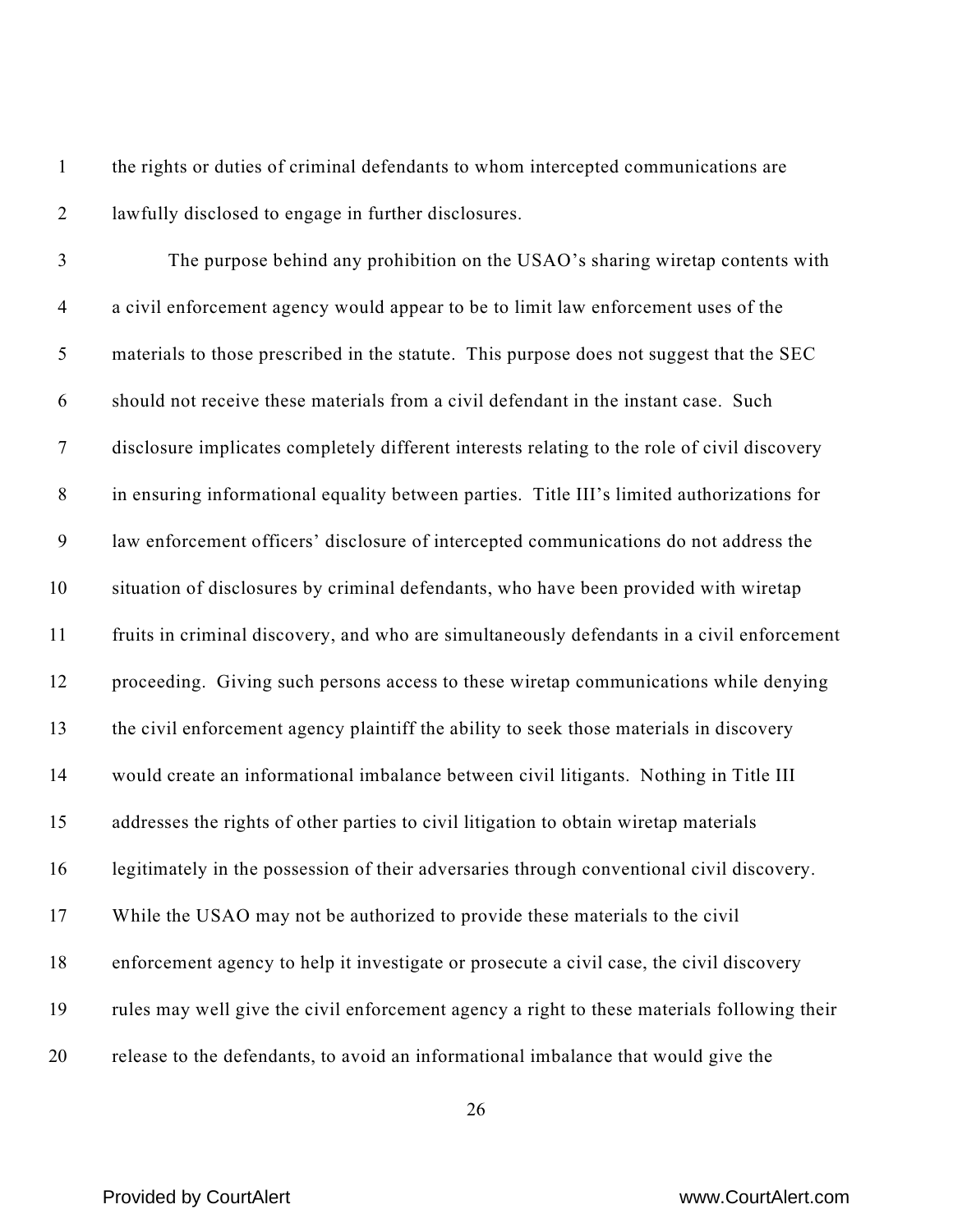the rights or duties of criminal defendants to whom intercepted communications are lawfully disclosed to engage in further disclosures.

The purpose behind any prohibition on the USAO's sharing wiretap contents with a civil enforcement agency would appear to be to limit law enforcement uses of the materials to those prescribed in the statute. This purpose does not suggest that the SEC should not receive these materials from a civil defendant in the instant case. Such disclosure implicates completely different interests relating to the role of civil discovery in ensuring informational equality between parties. Title III's limited authorizations for law enforcement officers' disclosure of intercepted communications do not address the situation of disclosures by criminal defendants, who have been provided with wiretap fruits in criminal discovery, and who are simultaneously defendants in a civil enforcement proceeding. Giving such persons access to these wiretap communications while denying the civil enforcement agency plaintiff the ability to seek those materials in discovery would create an informational imbalance between civil litigants. Nothing in Title III addresses the rights of other parties to civil litigation to obtain wiretap materials legitimately in the possession of their adversaries through conventional civil discovery. While the USAO may not be authorized to provide these materials to the civil enforcement agency to help it investigate or prosecute a civil case, the civil discovery rules may well give the civil enforcement agency a right to these materials following their release to the defendants, to avoid an informational imbalance that would give the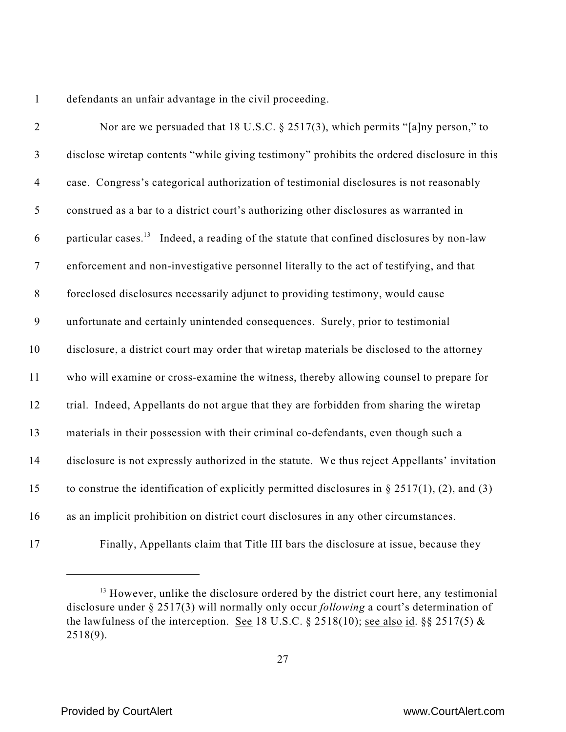defendants an unfair advantage in the civil proceeding.

Nor are we persuaded that 18 U.S.C. § 2517(3), which permits "[a]ny person," to disclose wiretap contents "while giving testimony" prohibits the ordered disclosure in this case. Congress's categorical authorization of testimonial disclosures is not reasonably construed as a bar to a district court's authorizing other disclosures as warranted in particular cases.[13] Indeed, a reading of the statute that confined disclosures by non-law enforcement and non-investigative personnel literally to the act of testifying, and that foreclosed disclosures necessarily adjunct to providing testimony, would cause unfortunate and certainly unintended consequences. Surely, prior to testimonial disclosure, a district court may order that wiretap materials be disclosed to the attorney who will examine or cross-examine the witness, thereby allowing counsel to prepare for trial. Indeed, Appellants do not argue that they are forbidden from sharing the wiretap materials in their possession with their criminal co-defendants, even though such a disclosure is not expressly authorized in the statute. We thus reject Appellants' invitation to construe the identification of explicitly permitted disclosures in § 2517(1), (2), and (3) as an implicit prohibition on district court disclosures in any other circumstances.

Finally, Appellants claim that Title III bars the disclosure at issue, because they

---

[13] However, unlike the disclosure ordered by the district court here, any testimonial disclosure under § 2517(3) will normally only occur *following* a court's determination of the lawfulness of the interception. See 18 U.S.C. § 2518(10); see also id. §§ 2517(5) & 2518(9).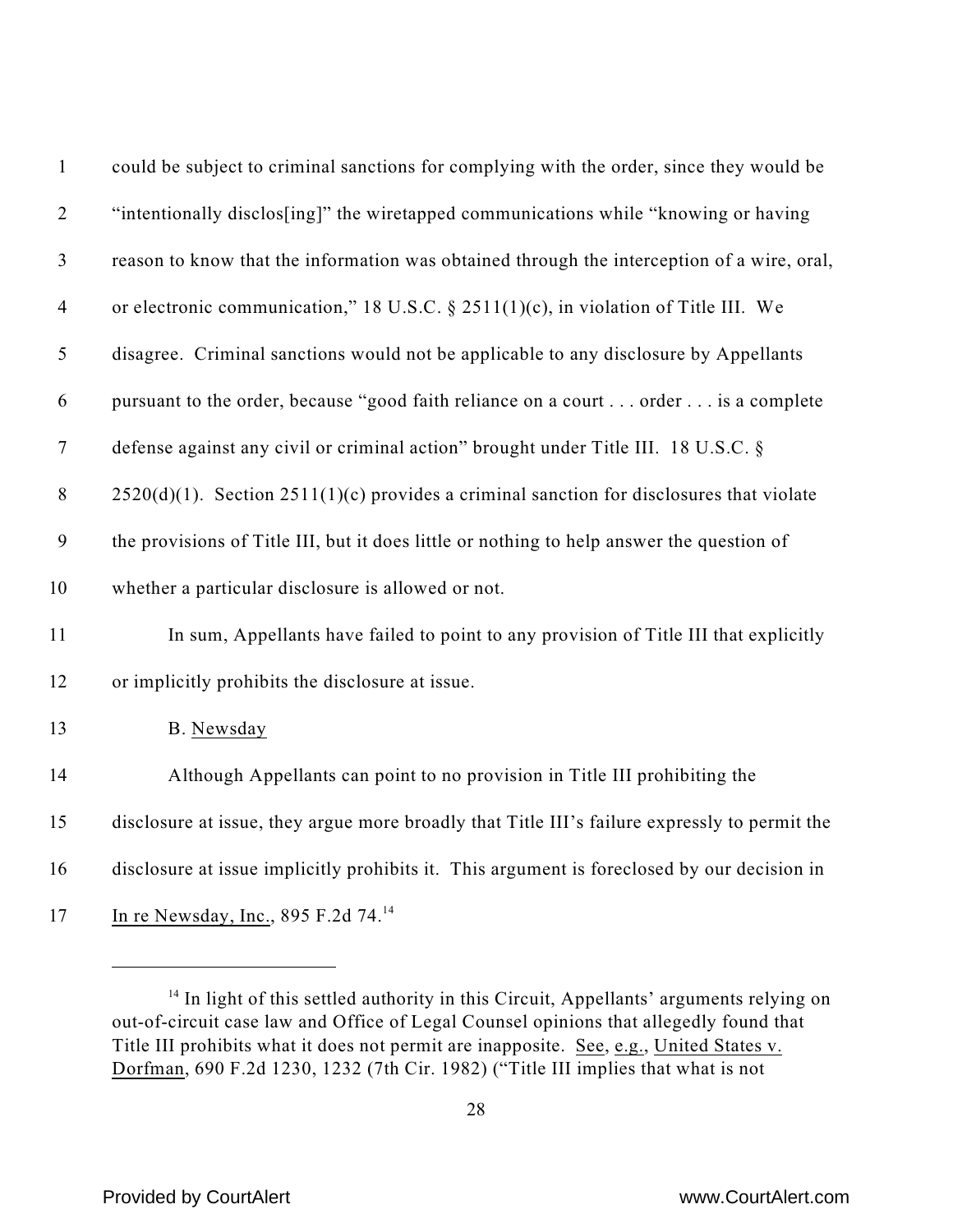could be subject to criminal sanctions for complying with the order, since they would be "intentionally disclos[ing]" the wiretapped communications while "knowing or having reason to know that the information was obtained through the interception of a wire, oral, or electronic communication," 18 U.S.C. § 2511(1)(c), in violation of Title III. We disagree. Criminal sanctions would not be applicable to any disclosure by Appellants pursuant to the order, because "good faith reliance on a court . . . order . . . is a complete defense against any civil or criminal action" brought under Title III. 18 U.S.C. § 2520(d)(1). Section 2511(1)(c) provides a criminal sanction for disclosures that violate the provisions of Title III, but it does little or nothing to help answer the question of whether a particular disclosure is allowed or not.

In sum, Appellants have failed to point to any provision of Title III that explicitly or implicitly prohibits the disclosure at issue.

B. Newsday

Although Appellants can point to no provision in Title III prohibiting the disclosure at issue, they argue more broadly that Title III's failure expressly to permit the disclosure at issue implicitly prohibits it. This argument is foreclosed by our decision in In re Newsday, Inc., 895 F.2d 74.[14]

---

[14] In light of this settled authority in this Circuit, Appellants' arguments relying on out-of-circuit case law and Office of Legal Counsel opinions that allegedly found that Title III prohibits what it does not permit are inapposite. See, e.g., United States v. Dorfman, 690 F.2d 1230, 1232 (7th Cir. 1982) ("Title III implies that what is not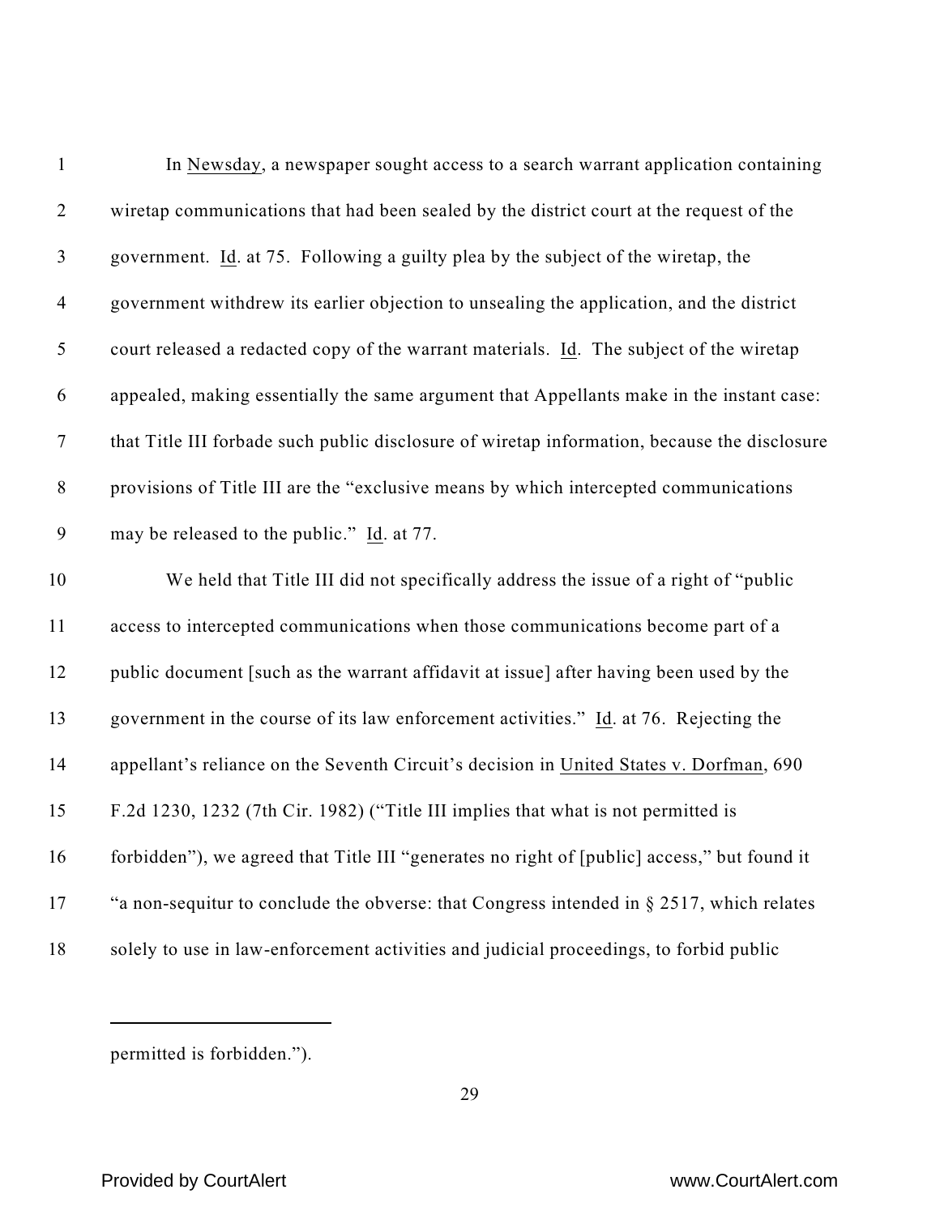In Newsday, a newspaper sought access to a search warrant application containing wiretap communications that had been sealed by the district court at the request of the government. Id. at 75. Following a guilty plea by the subject of the wiretap, the government withdrew its earlier objection to unsealing the application, and the district court released a redacted copy of the warrant materials. Id. The subject of the wiretap appealed, making essentially the same argument that Appellants make in the instant case: that Title III forbade such public disclosure of wiretap information, because the disclosure provisions of Title III are the "exclusive means by which intercepted communications may be released to the public." Id. at 77.

We held that Title III did not specifically address the issue of a right of "public access to intercepted communications when those communications become part of a public document [such as the warrant affidavit at issue] after having been used by the government in the course of its law enforcement activities." Id. at 76. Rejecting the appellant's reliance on the Seventh Circuit's decision in United States v. Dorfman, 690 F.2d 1230, 1232 (7th Cir. 1982) ("Title III implies that what is not permitted is forbidden"), we agreed that Title III "generates no right of [public] access," but found it "a non-sequitur to conclude the obverse: that Congress intended in § 2517, which relates solely to use in law-enforcement activities and judicial proceedings, to forbid public

---

permitted is forbidden.").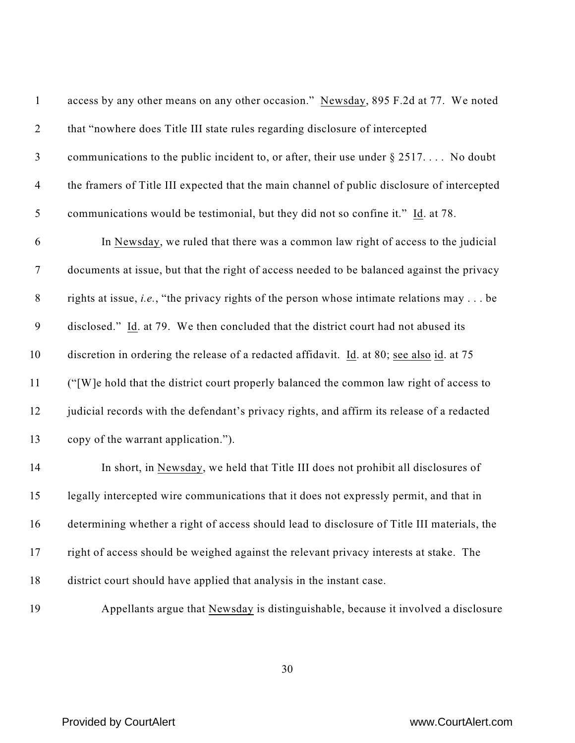access by any other means on any other occasion." Newsday, 895 F.2d at 77. We noted that "nowhere does Title III state rules regarding disclosure of intercepted communications to the public incident to, or after, their use under § 2517. . . . No doubt the framers of Title III expected that the main channel of public disclosure of intercepted communications would be testimonial, but they did not so confine it." Id. at 78.

In Newsday, we ruled that there was a common law right of access to the judicial documents at issue, but that the right of access needed to be balanced against the privacy rights at issue, *i.e.*, "the privacy rights of the person whose intimate relations may . . . be disclosed." Id. at 79. We then concluded that the district court had not abused its discretion in ordering the release of a redacted affidavit. Id. at 80; see also id. at 75 ("[W]e hold that the district court properly balanced the common law right of access to judicial records with the defendant's privacy rights, and affirm its release of a redacted copy of the warrant application.").

In short, in Newsday, we held that Title III does not prohibit all disclosures of legally intercepted wire communications that it does not expressly permit, and that in determining whether a right of access should lead to disclosure of Title III materials, the right of access should be weighed against the relevant privacy interests at stake. The district court should have applied that analysis in the instant case.

Appellants argue that Newsday is distinguishable, because it involved a disclosure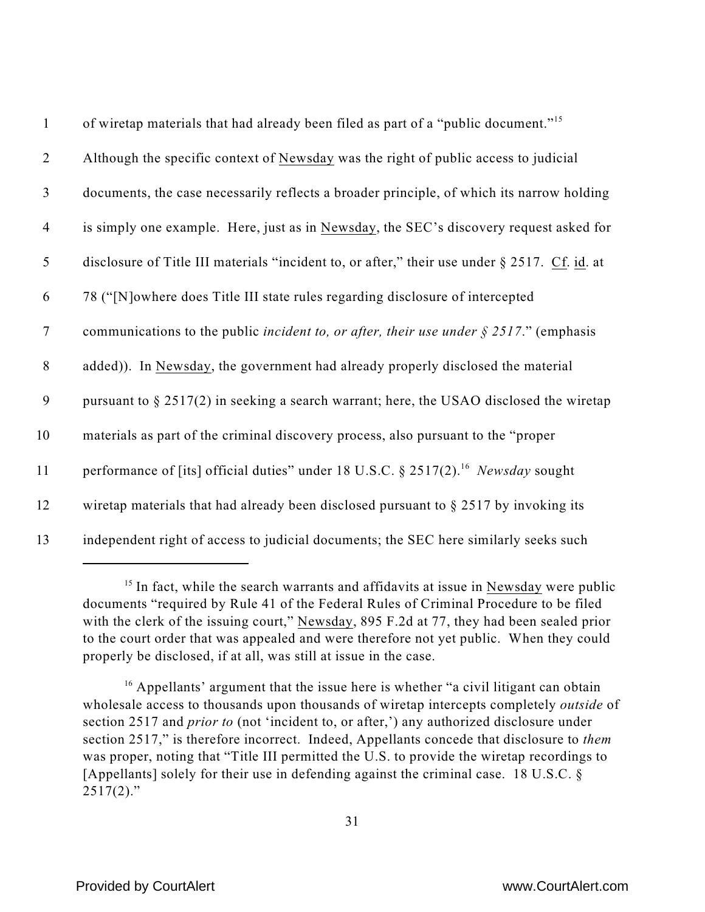of wiretap materials that had already been filed as part of a "public document."[15] Although the specific context of Newsday was the right of public access to judicial documents, the case necessarily reflects a broader principle, of which its narrow holding is simply one example. Here, just as in Newsday, the SEC's discovery request asked for disclosure of Title III materials "incident to, or after," their use under § 2517. Cf. id. at 78 ("[N]owhere does Title III state rules regarding disclosure of intercepted communications to the public *incident to, or after, their use under § 2517*." (emphasis added)). In Newsday, the government had already properly disclosed the material pursuant to § 2517(2) in seeking a search warrant; here, the USAO disclosed the wiretap materials as part of the criminal discovery process, also pursuant to the "proper performance of [its] official duties" under 18 U.S.C. § 2517(2).[16] *Newsday* sought wiretap materials that had already been disclosed pursuant to § 2517 by invoking its independent right of access to judicial documents; the SEC here similarly seeks such

---

[15] In fact, while the search warrants and affidavits at issue in Newsday were public documents "required by Rule 41 of the Federal Rules of Criminal Procedure to be filed with the clerk of the issuing court," Newsday, 895 F.2d at 77, they had been sealed prior to the court order that was appealed and were therefore not yet public. When they could properly be disclosed, if at all, was still at issue in the case.

[16] Appellants' argument that the issue here is whether "a civil litigant can obtain wholesale access to thousands upon thousands of wiretap intercepts completely *outside* of section 2517 and *prior to* (not 'incident to, or after,') any authorized disclosure under section 2517," is therefore incorrect. Indeed, Appellants concede that disclosure to *them* was proper, noting that "Title III permitted the U.S. to provide the wiretap recordings to [Appellants] solely for their use in defending against the criminal case. 18 U.S.C. § 2517(2)."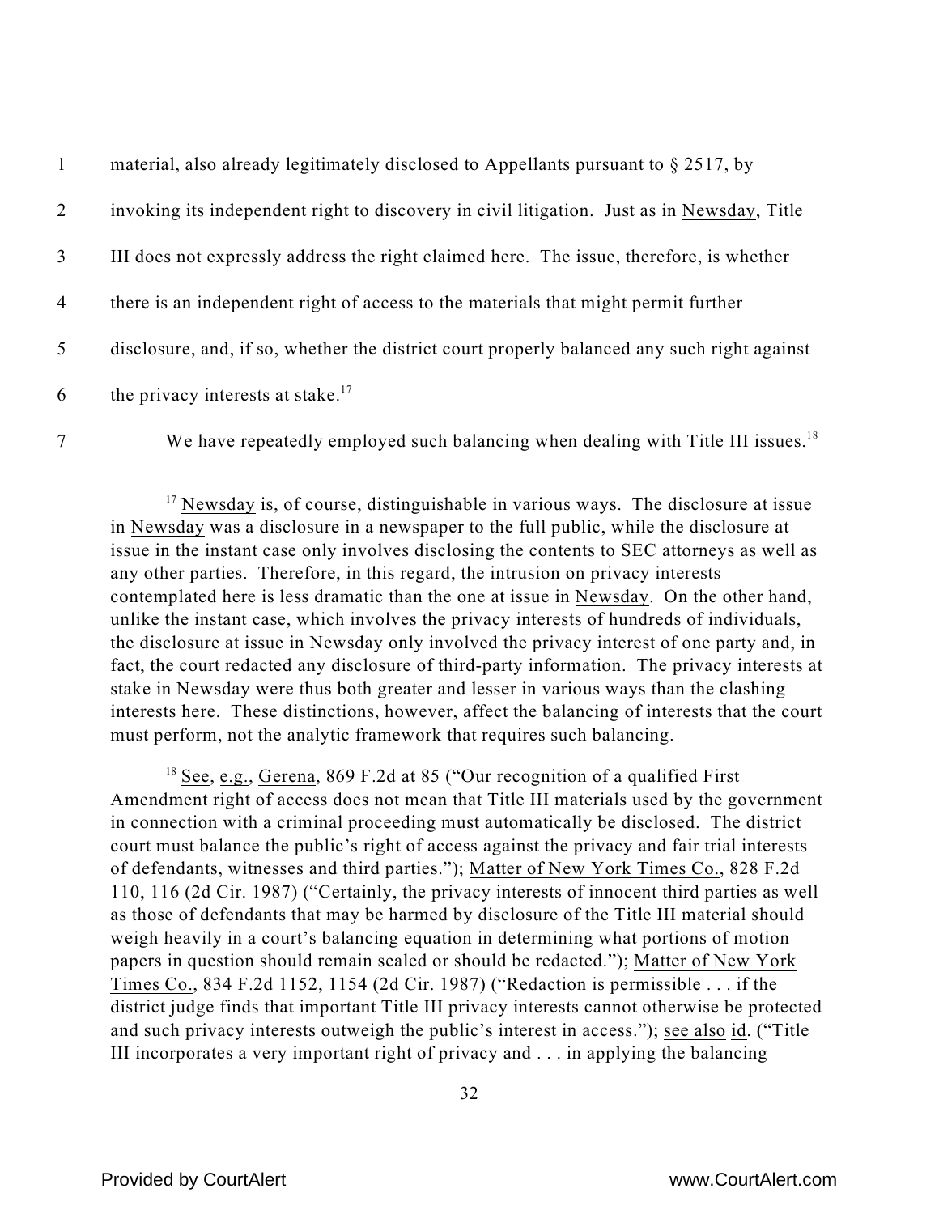material, also already legitimately disclosed to Appellants pursuant to § 2517, by invoking its independent right to discovery in civil litigation. Just as in Newsday, Title III does not expressly address the right claimed here. The issue, therefore, is whether there is an independent right of access to the materials that might permit further disclosure, and, if so, whether the district court properly balanced any such right against the privacy interests at stake.[17]

We have repeatedly employed such balancing when dealing with Title III issues.[18]

---

[17] Newsday is, of course, distinguishable in various ways. The disclosure at issue in Newsday was a disclosure in a newspaper to the full public, while the disclosure at issue in the instant case only involves disclosing the contents to SEC attorneys as well as any other parties. Therefore, in this regard, the intrusion on privacy interests contemplated here is less dramatic than the one at issue in Newsday. On the other hand, unlike the instant case, which involves the privacy interests of hundreds of individuals, the disclosure at issue in Newsday only involved the privacy interest of one party and, in fact, the court redacted any disclosure of third-party information. The privacy interests at stake in Newsday were thus both greater and lesser in various ways than the clashing interests here. These distinctions, however, affect the balancing of interests that the court must perform, not the analytic framework that requires such balancing.

[18] See, e.g., Gerena, 869 F.2d at 85 ("Our recognition of a qualified First Amendment right of access does not mean that Title III materials used by the government in connection with a criminal proceeding must automatically be disclosed. The district court must balance the public's right of access against the privacy and fair trial interests of defendants, witnesses and third parties."); Matter of New York Times Co., 828 F.2d 110, 116 (2d Cir. 1987) ("Certainly, the privacy interests of innocent third parties as well as those of defendants that may be harmed by disclosure of the Title III material should weigh heavily in a court's balancing equation in determining what portions of motion papers in question should remain sealed or should be redacted."); Matter of New York Times Co., 834 F.2d 1152, 1154 (2d Cir. 1987) ("Redaction is permissible . . . if the district judge finds that important Title III privacy interests cannot otherwise be protected and such privacy interests outweigh the public's interest in access."); see also id. ("Title III incorporates a very important right of privacy and . . . in applying the balancing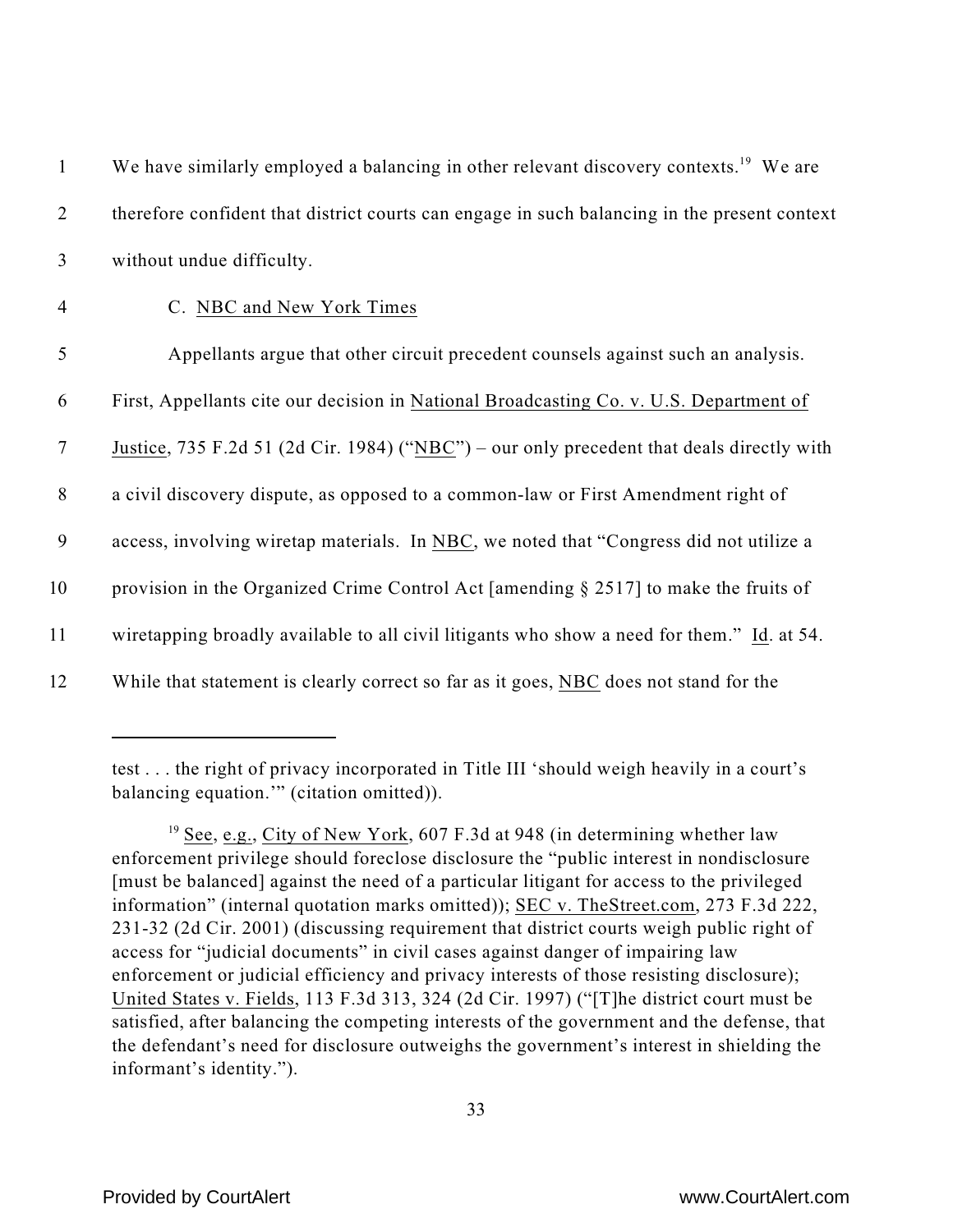We have similarly employed a balancing in other relevant discovery contexts.[19] We are therefore confident that district courts can engage in such balancing in the present context without undue difficulty.

C. NBC and New York Times

Appellants argue that other circuit precedent counsels against such an analysis. First, Appellants cite our decision in National Broadcasting Co. v. U.S. Department of Justice, 735 F.2d 51 (2d Cir. 1984) ("NBC") – our only precedent that deals directly with a civil discovery dispute, as opposed to a common-law or First Amendment right of access, involving wiretap materials. In NBC, we noted that "Congress did not utilize a provision in the Organized Crime Control Act [amending § 2517] to make the fruits of wiretapping broadly available to all civil litigants who show a need for them." Id. at 54. While that statement is clearly correct so far as it goes, NBC does not stand for the

---

test . . . the right of privacy incorporated in Title III 'should weigh heavily in a court's balancing equation.'" (citation omitted)).

[19] See, e.g., City of New York, 607 F.3d at 948 (in determining whether law enforcement privilege should foreclose disclosure the "public interest in nondisclosure [must be balanced] against the need of a particular litigant for access to the privileged information" (internal quotation marks omitted)); SEC v. TheStreet.com, 273 F.3d 222, 231-32 (2d Cir. 2001) (discussing requirement that district courts weigh public right of access for "judicial documents" in civil cases against danger of impairing law enforcement or judicial efficiency and privacy interests of those resisting disclosure); United States v. Fields, 113 F.3d 313, 324 (2d Cir. 1997) ("[T]he district court must be satisfied, after balancing the competing interests of the government and the defense, that the defendant's need for disclosure outweighs the government's interest in shielding the informant's identity.").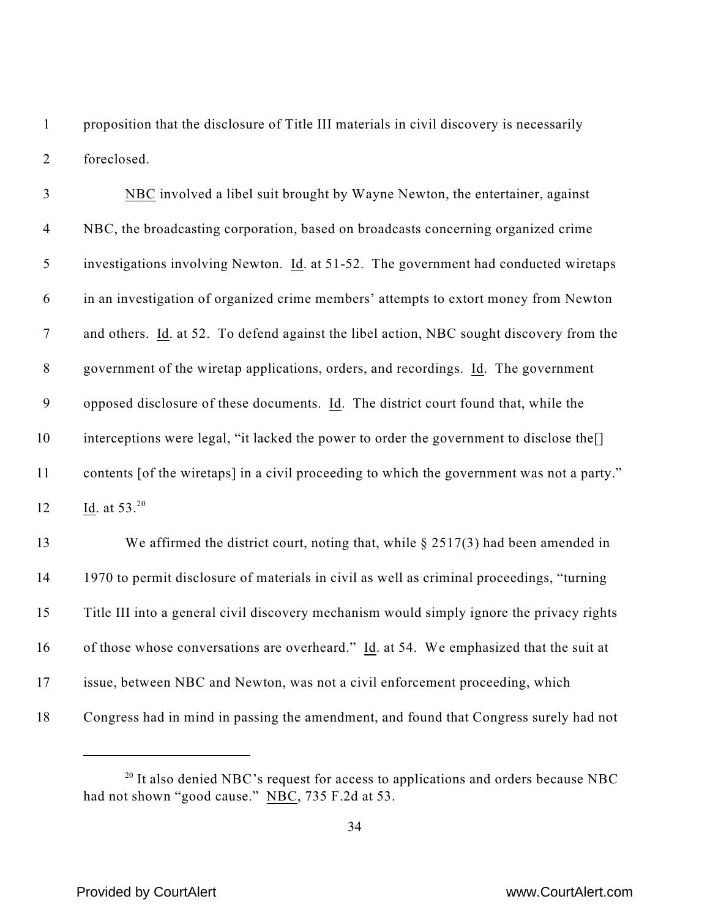proposition that the disclosure of Title III materials in civil discovery is necessarily foreclosed.

NBC involved a libel suit brought by Wayne Newton, the entertainer, against NBC, the broadcasting corporation, based on broadcasts concerning organized crime investigations involving Newton. Id. at 51-52. The government had conducted wiretaps in an investigation of organized crime members' attempts to extort money from Newton and others. Id. at 52. To defend against the libel action, NBC sought discovery from the government of the wiretap applications, orders, and recordings. Id. The government opposed disclosure of these documents. Id. The district court found that, while the interceptions were legal, "it lacked the power to order the government to disclose the[] contents [of the wiretaps] in a civil proceeding to which the government was not a party." Id. at 53.[20]

We affirmed the district court, noting that, while § 2517(3) had been amended in 1970 to permit disclosure of materials in civil as well as criminal proceedings, "turning Title III into a general civil discovery mechanism would simply ignore the privacy rights of those whose conversations are overheard." Id. at 54. We emphasized that the suit at issue, between NBC and Newton, was not a civil enforcement proceeding, which Congress had in mind in passing the amendment, and found that Congress surely had not

---

[20] It also denied NBC's request for access to applications and orders because NBC had not shown "good cause." NBC, 735 F.2d at 53.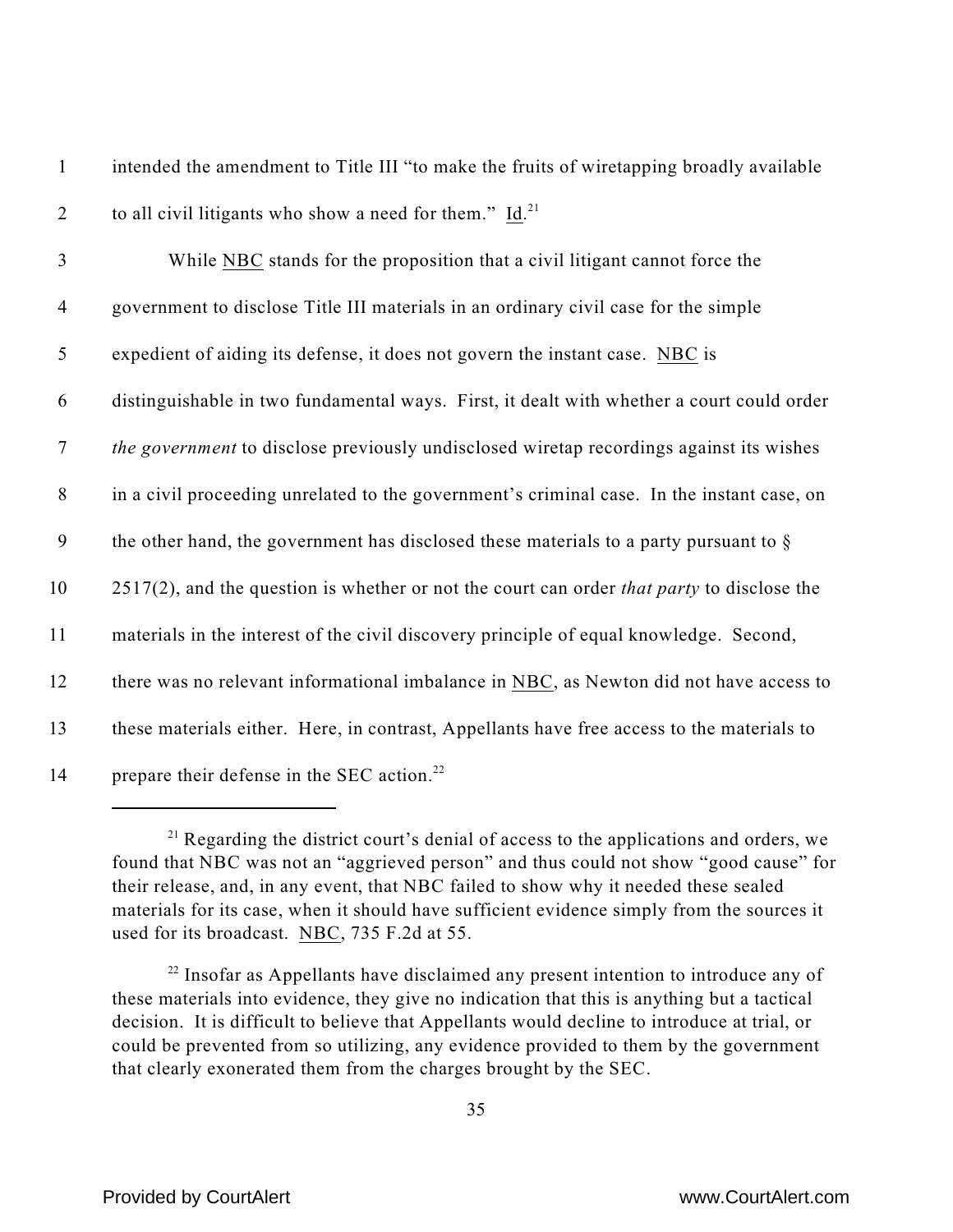intended the amendment to Title III "to make the fruits of wiretapping broadly available to all civil litigants who show a need for them." Id.[21]

While NBC stands for the proposition that a civil litigant cannot force the government to disclose Title III materials in an ordinary civil case for the simple expedient of aiding its defense, it does not govern the instant case. NBC is distinguishable in two fundamental ways. First, it dealt with whether a court could order *the government* to disclose previously undisclosed wiretap recordings against its wishes in a civil proceeding unrelated to the government's criminal case. In the instant case, on the other hand, the government has disclosed these materials to a party pursuant to § 2517(2), and the question is whether or not the court can order *that party* to disclose the materials in the interest of the civil discovery principle of equal knowledge. Second, there was no relevant informational imbalance in NBC, as Newton did not have access to these materials either. Here, in contrast, Appellants have free access to the materials to prepare their defense in the SEC action.[22]

---

[21] Regarding the district court's denial of access to the applications and orders, we found that NBC was not an "aggrieved person" and thus could not show "good cause" for their release, and, in any event, that NBC failed to show why it needed these sealed materials for its case, when it should have sufficient evidence simply from the sources it used for its broadcast. NBC, 735 F.2d at 55.

[22] Insofar as Appellants have disclaimed any present intention to introduce any of these materials into evidence, they give no indication that this is anything but a tactical decision. It is difficult to believe that Appellants would decline to introduce at trial, or could be prevented from so utilizing, any evidence provided to them by the government that clearly exonerated them from the charges brought by the SEC.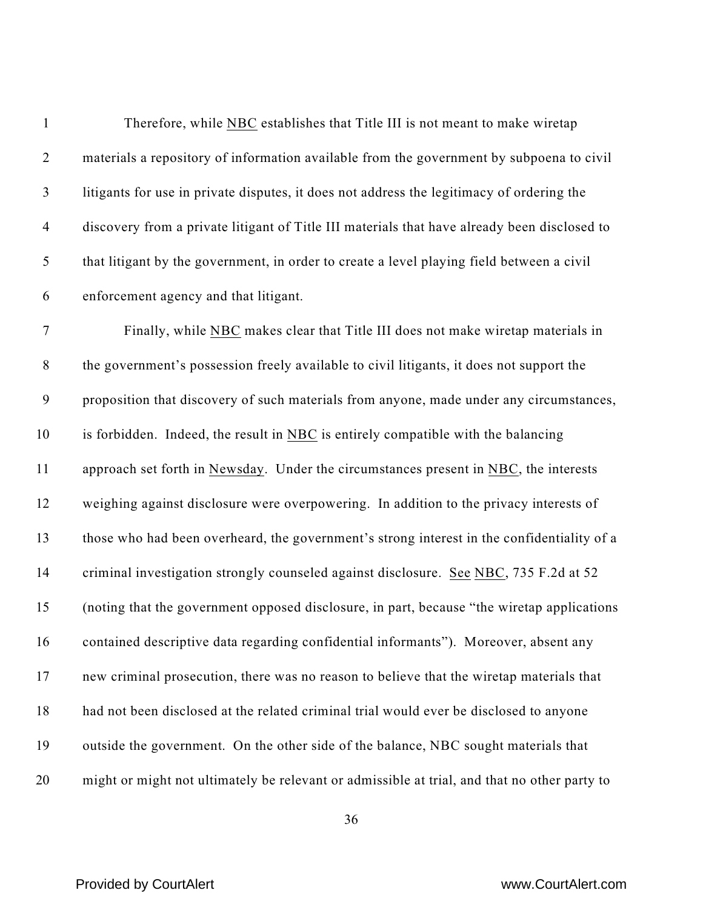Therefore, while NBC establishes that Title III is not meant to make wiretap materials a repository of information available from the government by subpoena to civil litigants for use in private disputes, it does not address the legitimacy of ordering the discovery from a private litigant of Title III materials that have already been disclosed to that litigant by the government, in order to create a level playing field between a civil enforcement agency and that litigant.

Finally, while NBC makes clear that Title III does not make wiretap materials in the government's possession freely available to civil litigants, it does not support the proposition that discovery of such materials from anyone, made under any circumstances, is forbidden. Indeed, the result in NBC is entirely compatible with the balancing approach set forth in Newsday. Under the circumstances present in NBC, the interests weighing against disclosure were overpowering. In addition to the privacy interests of those who had been overheard, the government's strong interest in the confidentiality of a criminal investigation strongly counseled against disclosure. See NBC, 735 F.2d at 52 (noting that the government opposed disclosure, in part, because "the wiretap applications contained descriptive data regarding confidential informants"). Moreover, absent any new criminal prosecution, there was no reason to believe that the wiretap materials that had not been disclosed at the related criminal trial would ever be disclosed to anyone outside the government. On the other side of the balance, NBC sought materials that might or might not ultimately be relevant or admissible at trial, and that no other party to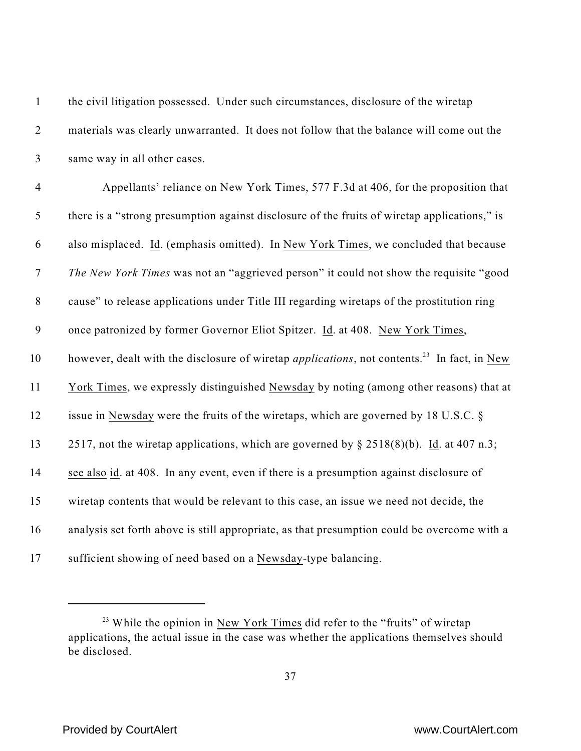the civil litigation possessed. Under such circumstances, disclosure of the wiretap materials was clearly unwarranted. It does not follow that the balance will come out the same way in all other cases.

Appellants' reliance on New York Times, 577 F.3d at 406, for the proposition that there is a "strong presumption against disclosure of the fruits of wiretap applications," is also misplaced. Id. (emphasis omitted). In New York Times, we concluded that because *The New York Times* was not an "aggrieved person" it could not show the requisite "good cause" to release applications under Title III regarding wiretaps of the prostitution ring once patronized by former Governor Eliot Spitzer. Id. at 408. New York Times, however, dealt with the disclosure of wiretap *applications*, not contents.[23] In fact, in New York Times, we expressly distinguished Newsday by noting (among other reasons) that at issue in Newsday were the fruits of the wiretaps, which are governed by 18 U.S.C. § 2517, not the wiretap applications, which are governed by § 2518(8)(b). Id. at 407 n.3; see also id. at 408. In any event, even if there is a presumption against disclosure of wiretap contents that would be relevant to this case, an issue we need not decide, the analysis set forth above is still appropriate, as that presumption could be overcome with a sufficient showing of need based on a Newsday-type balancing.

---

[23] While the opinion in New York Times did refer to the "fruits" of wiretap applications, the actual issue in the case was whether the applications themselves should be disclosed.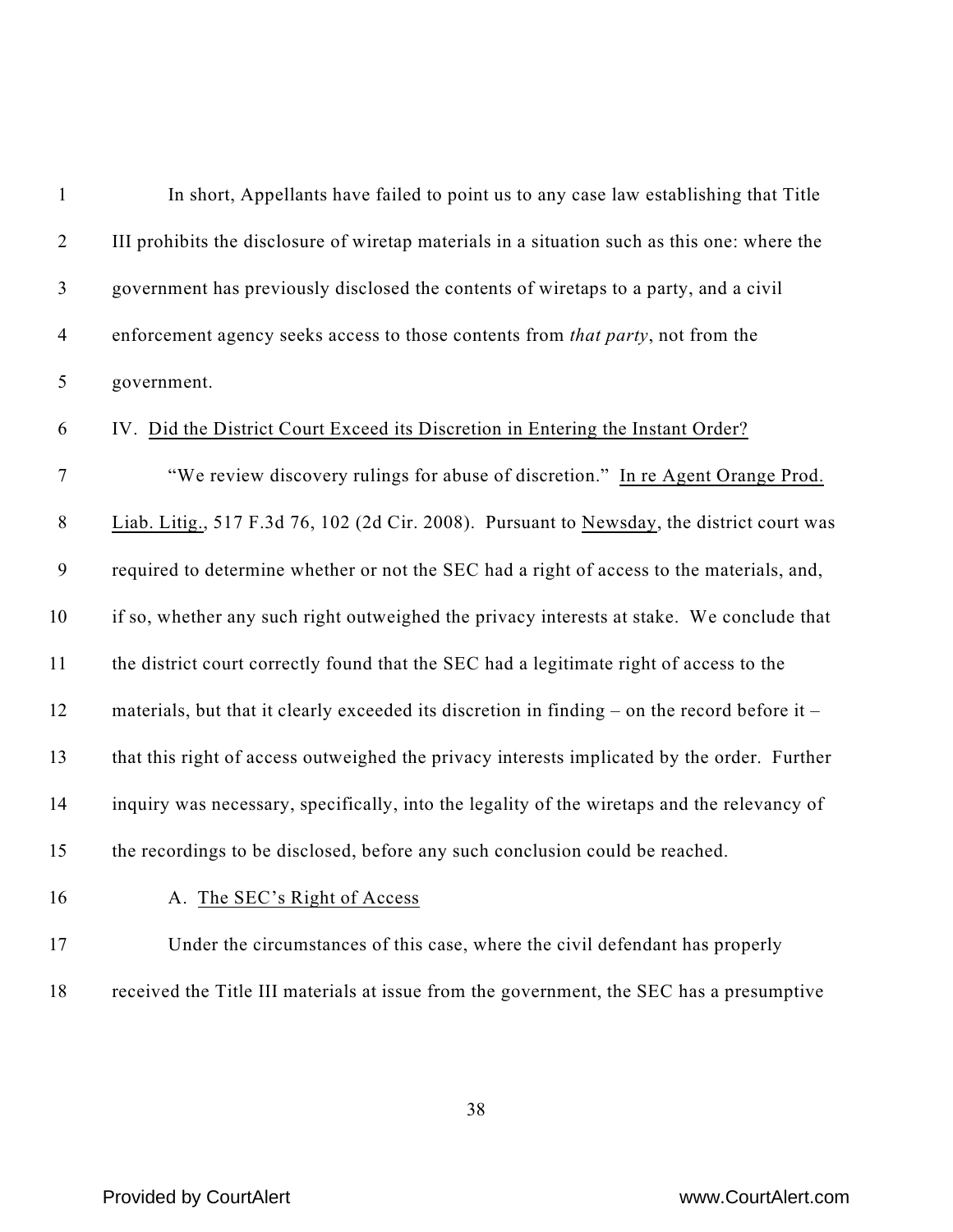In short, Appellants have failed to point us to any case law establishing that Title III prohibits the disclosure of wiretap materials in a situation such as this one: where the government has previously disclosed the contents of wiretaps to a party, and a civil enforcement agency seeks access to those contents from *that party*, not from the government.

## IV. Did the District Court Exceed its Discretion in Entering the Instant Order?

"We review discovery rulings for abuse of discretion." In re Agent Orange Prod. Liab. Litig., 517 F.3d 76, 102 (2d Cir. 2008). Pursuant to Newsday, the district court was required to determine whether or not the SEC had a right of access to the materials, and, if so, whether any such right outweighed the privacy interests at stake. We conclude that the district court correctly found that the SEC had a legitimate right of access to the materials, but that it clearly exceeded its discretion in finding – on the record before it – that this right of access outweighed the privacy interests implicated by the order. Further inquiry was necessary, specifically, into the legality of the wiretaps and the relevancy of the recordings to be disclosed, before any such conclusion could be reached.

### A. The SEC's Right of Access

Under the circumstances of this case, where the civil defendant has properly received the Title III materials at issue from the government, the SEC has a presumptive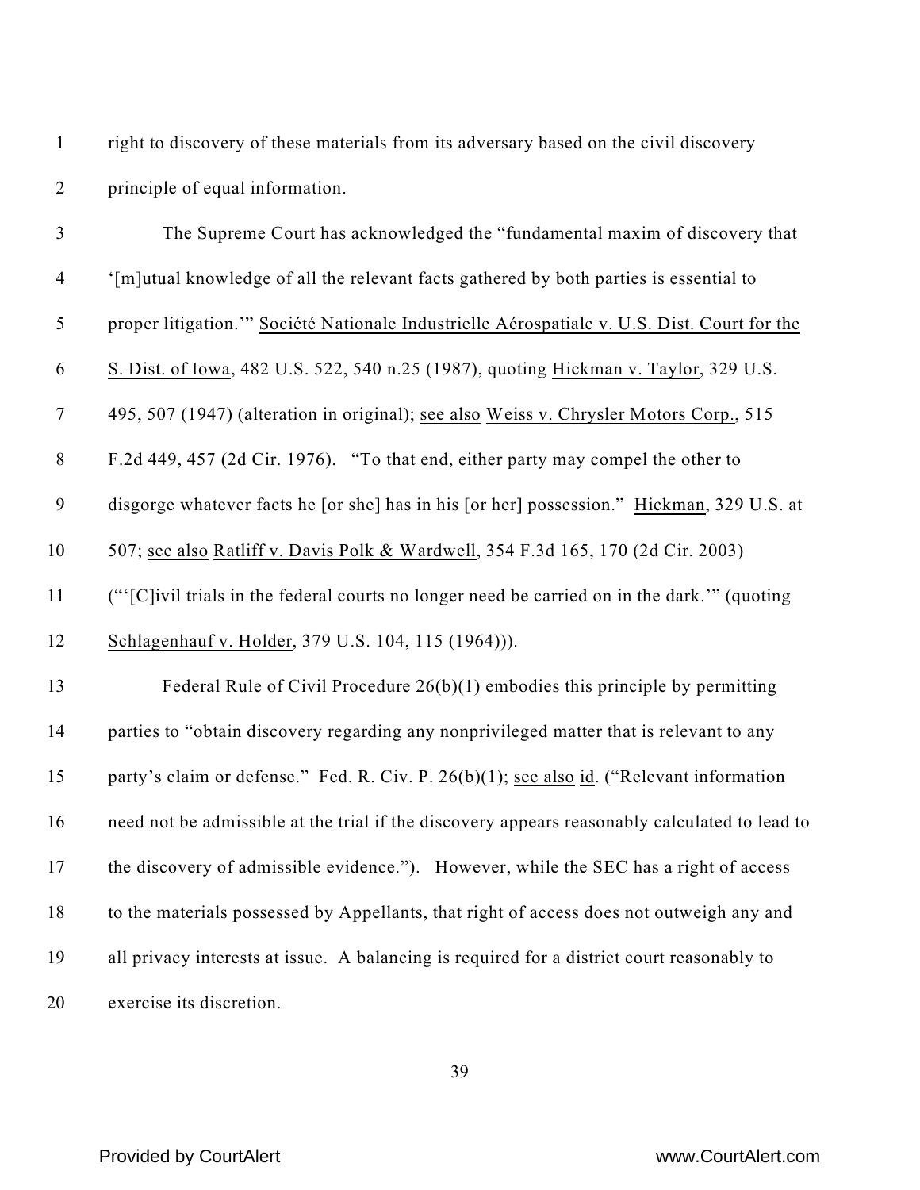right to discovery of these materials from its adversary based on the civil discovery principle of equal information.

The Supreme Court has acknowledged the "fundamental maxim of discovery that '[m]utual knowledge of all the relevant facts gathered by both parties is essential to proper litigation.'" Société Nationale Industrielle Aérospatiale v. U.S. Dist. Court for the S. Dist. of Iowa, 482 U.S. 522, 540 n.25 (1987), quoting Hickman v. Taylor, 329 U.S. 495, 507 (1947) (alteration in original); see also Weiss v. Chrysler Motors Corp., 515 F.2d 449, 457 (2d Cir. 1976). "To that end, either party may compel the other to disgorge whatever facts he [or she] has in his [or her] possession." Hickman, 329 U.S. at 507; see also Ratliff v. Davis Polk & Wardwell, 354 F.3d 165, 170 (2d Cir. 2003) ("'[C]ivil trials in the federal courts no longer need be carried on in the dark.'" (quoting Schlagenhauf v. Holder, 379 U.S. 104, 115 (1964))).

Federal Rule of Civil Procedure 26(b)(1) embodies this principle by permitting parties to "obtain discovery regarding any nonprivileged matter that is relevant to any party's claim or defense." Fed. R. Civ. P. 26(b)(1); see also id. ("Relevant information need not be admissible at the trial if the discovery appears reasonably calculated to lead to the discovery of admissible evidence."). However, while the SEC has a right of access to the materials possessed by Appellants, that right of access does not outweigh any and all privacy interests at issue. A balancing is required for a district court reasonably to exercise its discretion.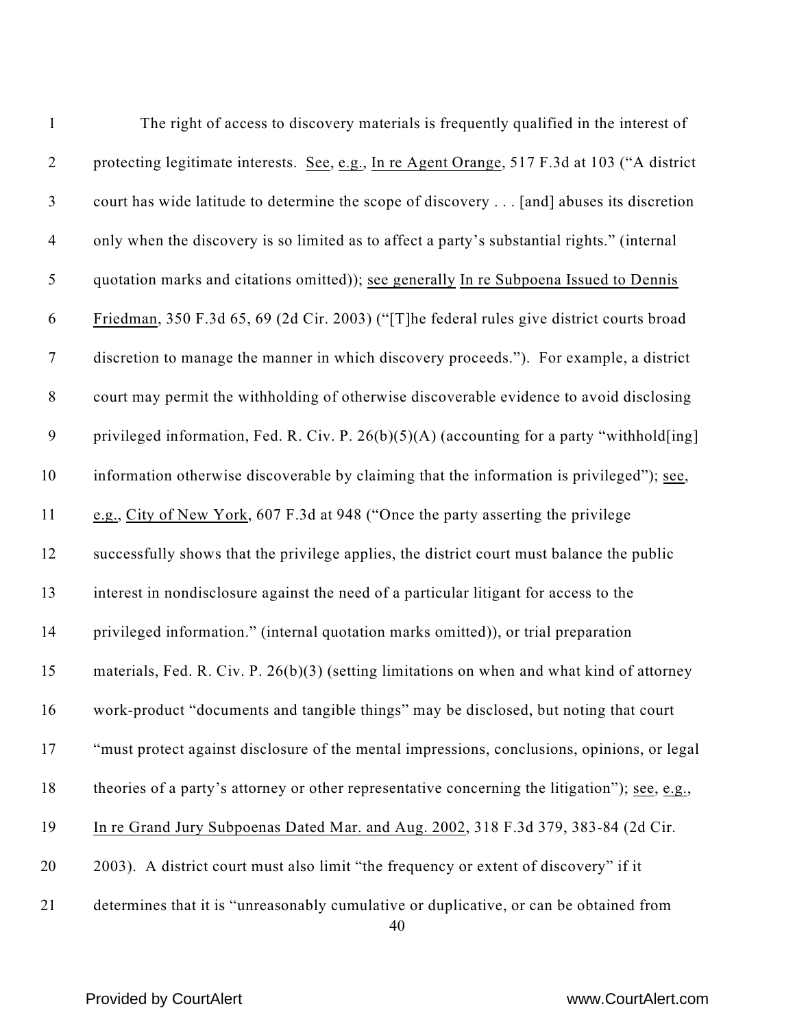The right of access to discovery materials is frequently qualified in the interest of protecting legitimate interests. See, e.g., In re Agent Orange, 517 F.3d at 103 ("A district court has wide latitude to determine the scope of discovery . . . [and] abuses its discretion only when the discovery is so limited as to affect a party's substantial rights." (internal quotation marks and citations omitted)); see generally In re Subpoena Issued to Dennis Friedman, 350 F.3d 65, 69 (2d Cir. 2003) ("[T]he federal rules give district courts broad discretion to manage the manner in which discovery proceeds."). For example, a district court may permit the withholding of otherwise discoverable evidence to avoid disclosing privileged information, Fed. R. Civ. P. 26(b)(5)(A) (accounting for a party "withhold[ing] information otherwise discoverable by claiming that the information is privileged"); see, e.g., City of New York, 607 F.3d at 948 ("Once the party asserting the privilege successfully shows that the privilege applies, the district court must balance the public interest in nondisclosure against the need of a particular litigant for access to the privileged information." (internal quotation marks omitted)), or trial preparation materials, Fed. R. Civ. P. 26(b)(3) (setting limitations on when and what kind of attorney work-product "documents and tangible things" may be disclosed, but noting that court "must protect against disclosure of the mental impressions, conclusions, opinions, or legal theories of a party's attorney or other representative concerning the litigation"); see, e.g., In re Grand Jury Subpoenas Dated Mar. and Aug. 2002, 318 F.3d 379, 383-84 (2d Cir. 2003). A district court must also limit "the frequency or extent of discovery" if it determines that it is "unreasonably cumulative or duplicative, or can be obtained from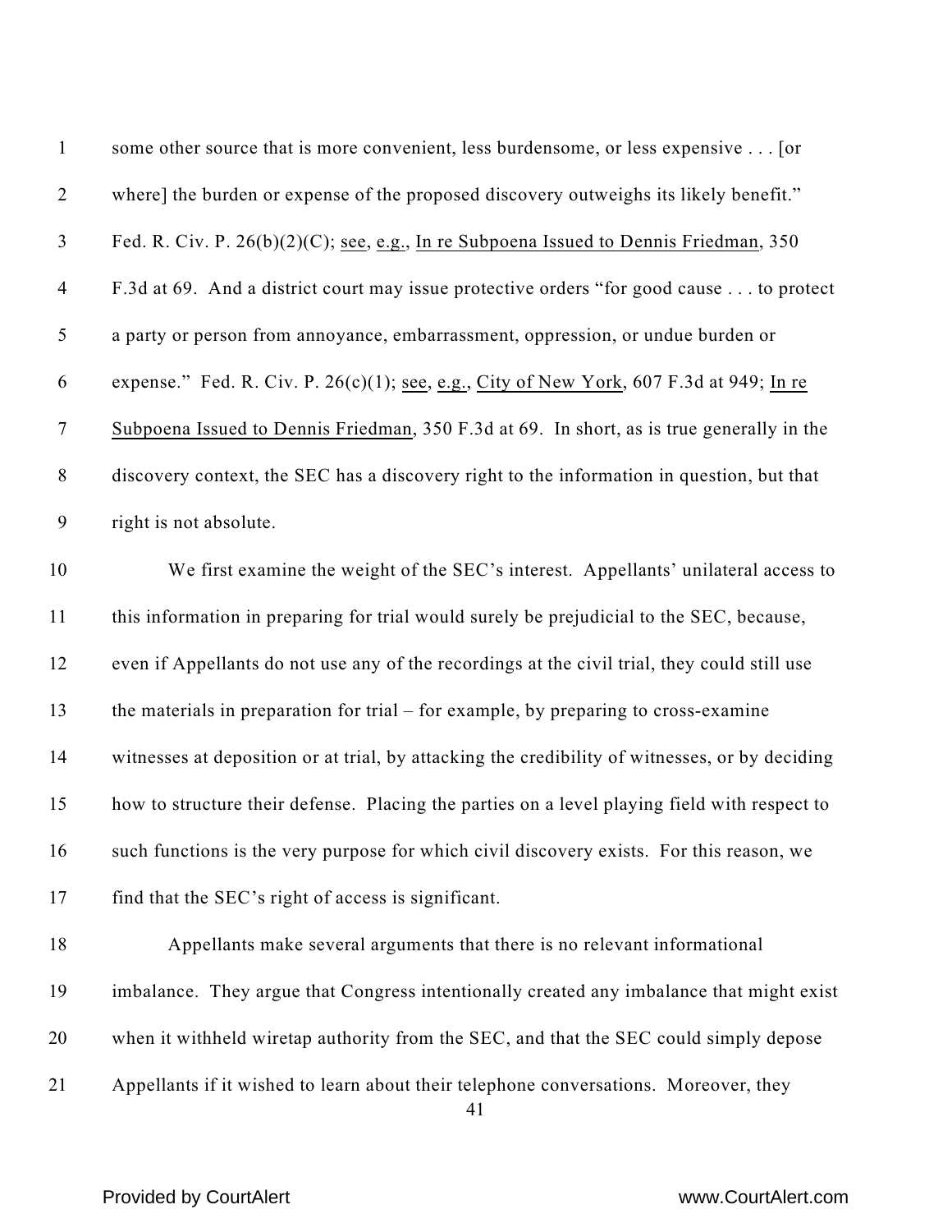some other source that is more convenient, less burdensome, or less expensive . . . [or where] the burden or expense of the proposed discovery outweighs its likely benefit." Fed. R. Civ. P. 26(b)(2)(C); see, e.g., In re Subpoena Issued to Dennis Friedman, 350 F.3d at 69. And a district court may issue protective orders "for good cause . . . to protect a party or person from annoyance, embarrassment, oppression, or undue burden or expense." Fed. R. Civ. P. 26(c)(1); see, e.g., City of New York, 607 F.3d at 949; In re Subpoena Issued to Dennis Friedman, 350 F.3d at 69. In short, as is true generally in the discovery context, the SEC has a discovery right to the information in question, but that right is not absolute.

We first examine the weight of the SEC's interest. Appellants' unilateral access to this information in preparing for trial would surely be prejudicial to the SEC, because, even if Appellants do not use any of the recordings at the civil trial, they could still use the materials in preparation for trial – for example, by preparing to cross-examine witnesses at deposition or at trial, by attacking the credibility of witnesses, or by deciding how to structure their defense. Placing the parties on a level playing field with respect to such functions is the very purpose for which civil discovery exists. For this reason, we find that the SEC's right of access is significant.

Appellants make several arguments that there is no relevant informational imbalance. They argue that Congress intentionally created any imbalance that might exist when it withheld wiretap authority from the SEC, and that the SEC could simply depose Appellants if it wished to learn about their telephone conversations. Moreover, they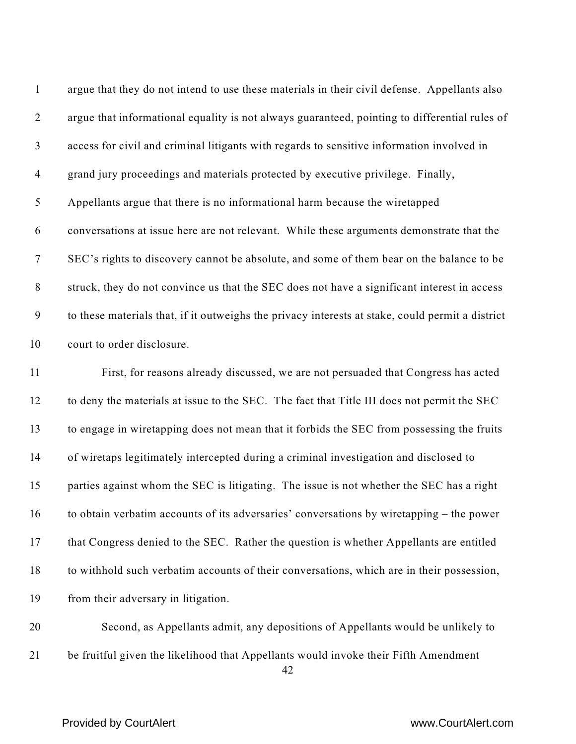argue that they do not intend to use these materials in their civil defense. Appellants also argue that informational equality is not always guaranteed, pointing to differential rules of access for civil and criminal litigants with regards to sensitive information involved in grand jury proceedings and materials protected by executive privilege. Finally, Appellants argue that there is no informational harm because the wiretapped conversations at issue here are not relevant. While these arguments demonstrate that the SEC's rights to discovery cannot be absolute, and some of them bear on the balance to be struck, they do not convince us that the SEC does not have a significant interest in access to these materials that, if it outweighs the privacy interests at stake, could permit a district court to order disclosure.

First, for reasons already discussed, we are not persuaded that Congress has acted to deny the materials at issue to the SEC. The fact that Title III does not permit the SEC to engage in wiretapping does not mean that it forbids the SEC from possessing the fruits of wiretaps legitimately intercepted during a criminal investigation and disclosed to parties against whom the SEC is litigating. The issue is not whether the SEC has a right to obtain verbatim accounts of its adversaries' conversations by wiretapping – the power that Congress denied to the SEC. Rather the question is whether Appellants are entitled to withhold such verbatim accounts of their conversations, which are in their possession, from their adversary in litigation.

Second, as Appellants admit, any depositions of Appellants would be unlikely to be fruitful given the likelihood that Appellants would invoke their Fifth Amendment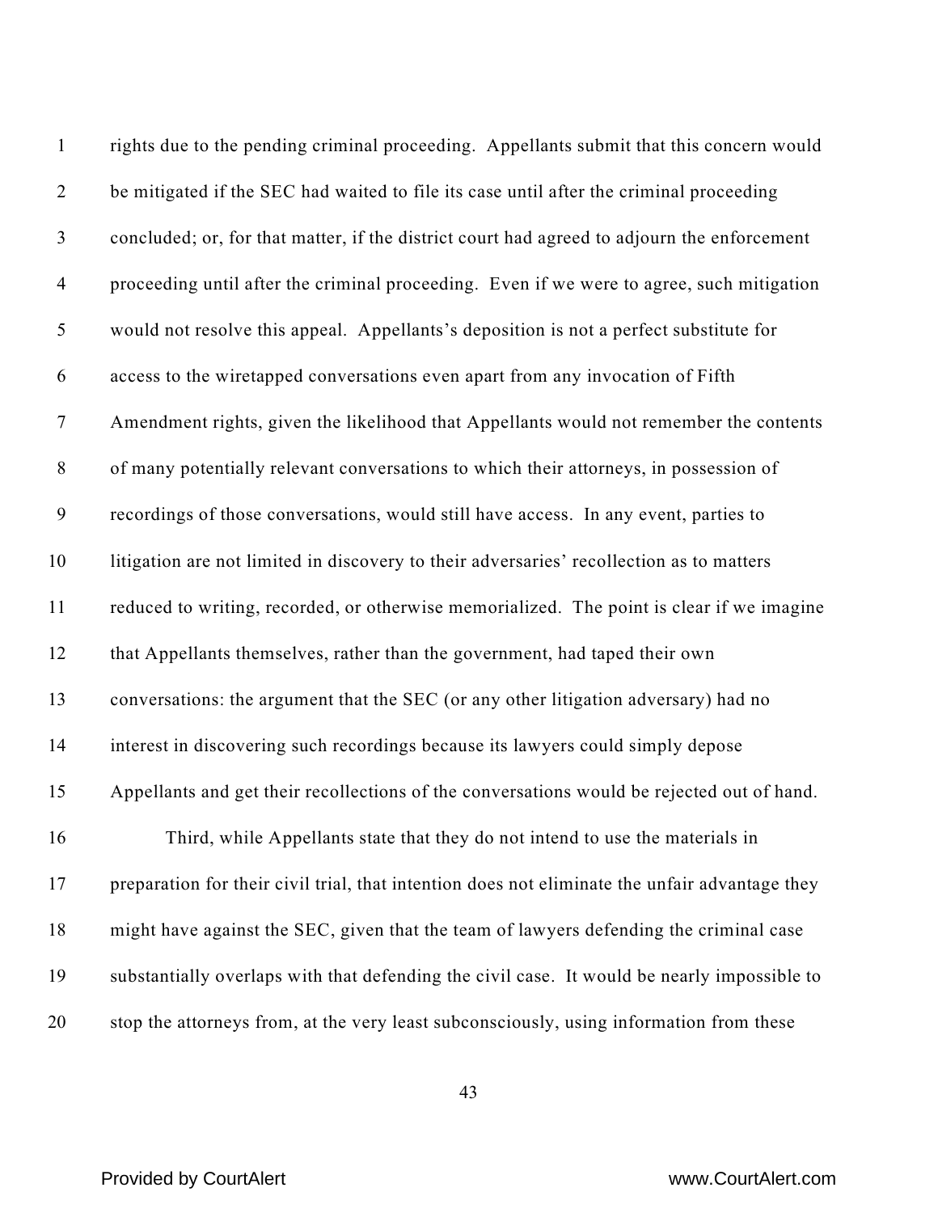rights due to the pending criminal proceeding. Appellants submit that this concern would be mitigated if the SEC had waited to file its case until after the criminal proceeding concluded; or, for that matter, if the district court had agreed to adjourn the enforcement proceeding until after the criminal proceeding. Even if we were to agree, such mitigation would not resolve this appeal. Appellants's deposition is not a perfect substitute for access to the wiretapped conversations even apart from any invocation of Fifth Amendment rights, given the likelihood that Appellants would not remember the contents of many potentially relevant conversations to which their attorneys, in possession of recordings of those conversations, would still have access. In any event, parties to litigation are not limited in discovery to their adversaries' recollection as to matters reduced to writing, recorded, or otherwise memorialized. The point is clear if we imagine that Appellants themselves, rather than the government, had taped their own conversations: the argument that the SEC (or any other litigation adversary) had no interest in discovering such recordings because its lawyers could simply depose Appellants and get their recollections of the conversations would be rejected out of hand.

Third, while Appellants state that they do not intend to use the materials in preparation for their civil trial, that intention does not eliminate the unfair advantage they might have against the SEC, given that the team of lawyers defending the criminal case substantially overlaps with that defending the civil case. It would be nearly impossible to stop the attorneys from, at the very least subconsciously, using information from these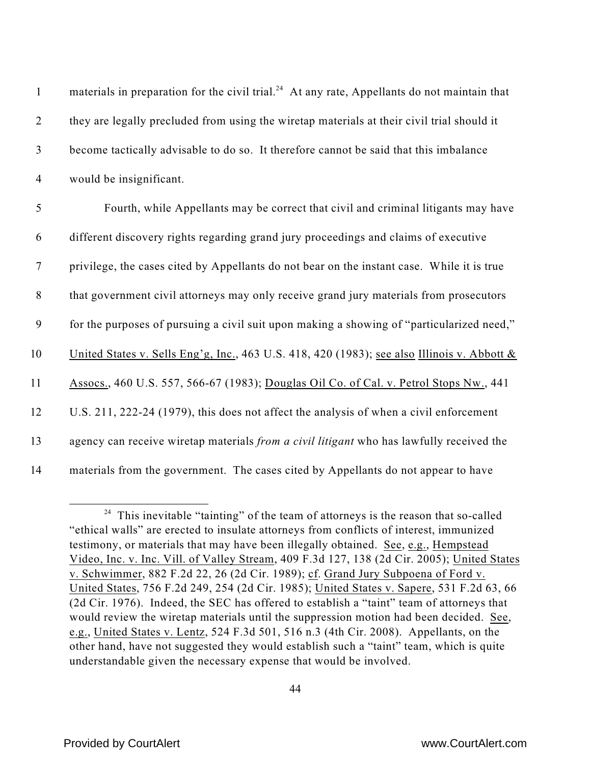materials in preparation for the civil trial.[24] At any rate, Appellants do not maintain that they are legally precluded from using the wiretap materials at their civil trial should it become tactically advisable to do so. It therefore cannot be said that this imbalance would be insignificant.

Fourth, while Appellants may be correct that civil and criminal litigants may have different discovery rights regarding grand jury proceedings and claims of executive privilege, the cases cited by Appellants do not bear on the instant case. While it is true that government civil attorneys may only receive grand jury materials from prosecutors for the purposes of pursuing a civil suit upon making a showing of "particularized need," United States v. Sells Eng'g, Inc., 463 U.S. 418, 420 (1983); see also Illinois v. Abbott & Assocs., 460 U.S. 557, 566-67 (1983); Douglas Oil Co. of Cal. v. Petrol Stops Nw., 441 U.S. 211, 222-24 (1979), this does not affect the analysis of when a civil enforcement agency can receive wiretap materials *from a civil litigant* who has lawfully received the materials from the government. The cases cited by Appellants do not appear to have

---

[24] This inevitable "tainting" of the team of attorneys is the reason that so-called "ethical walls" are erected to insulate attorneys from conflicts of interest, immunized testimony, or materials that may have been illegally obtained. See, e.g., Hempstead Video, Inc. v. Inc. Vill. of Valley Stream, 409 F.3d 127, 138 (2d Cir. 2005); United States v. Schwimmer, 882 F.2d 22, 26 (2d Cir. 1989); cf. Grand Jury Subpoena of Ford v. United States, 756 F.2d 249, 254 (2d Cir. 1985); United States v. Sapere, 531 F.2d 63, 66 (2d Cir. 1976). Indeed, the SEC has offered to establish a "taint" team of attorneys that would review the wiretap materials until the suppression motion had been decided. See, e.g., United States v. Lentz, 524 F.3d 501, 516 n.3 (4th Cir. 2008). Appellants, on the other hand, have not suggested they would establish such a "taint" team, which is quite understandable given the necessary expense that would be involved.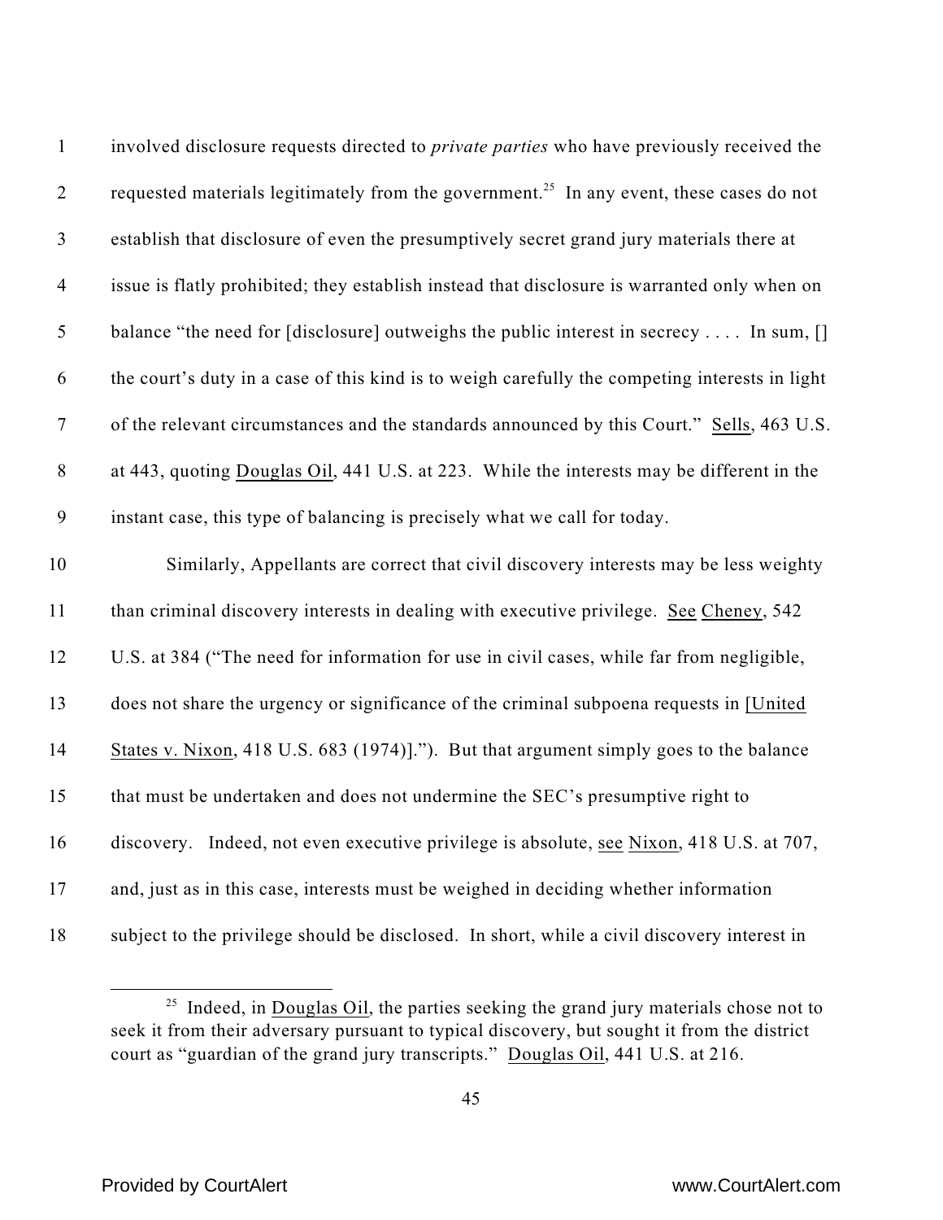involved disclosure requests directed to *private parties* who have previously received the requested materials legitimately from the government.[25] In any event, these cases do not establish that disclosure of even the presumptively secret grand jury materials there at issue is flatly prohibited; they establish instead that disclosure is warranted only when on balance "the need for [disclosure] outweighs the public interest in secrecy . . . . In sum, [] the court's duty in a case of this kind is to weigh carefully the competing interests in light of the relevant circumstances and the standards announced by this Court." Sells, 463 U.S. at 443, quoting Douglas Oil, 441 U.S. at 223. While the interests may be different in the instant case, this type of balancing is precisely what we call for today.

Similarly, Appellants are correct that civil discovery interests may be less weighty than criminal discovery interests in dealing with executive privilege. See Cheney, 542 U.S. at 384 ("The need for information for use in civil cases, while far from negligible, does not share the urgency or significance of the criminal subpoena requests in [United States v. Nixon, 418 U.S. 683 (1974)]."). But that argument simply goes to the balance that must be undertaken and does not undermine the SEC's presumptive right to discovery. Indeed, not even executive privilege is absolute, see Nixon, 418 U.S. at 707, and, just as in this case, interests must be weighed in deciding whether information subject to the privilege should be disclosed. In short, while a civil discovery interest in

[25] Indeed, in Douglas Oil, the parties seeking the grand jury materials chose not to seek it from their adversary pursuant to typical discovery, but sought it from the district court as "guardian of the grand jury transcripts." Douglas Oil, 441 U.S. at 216.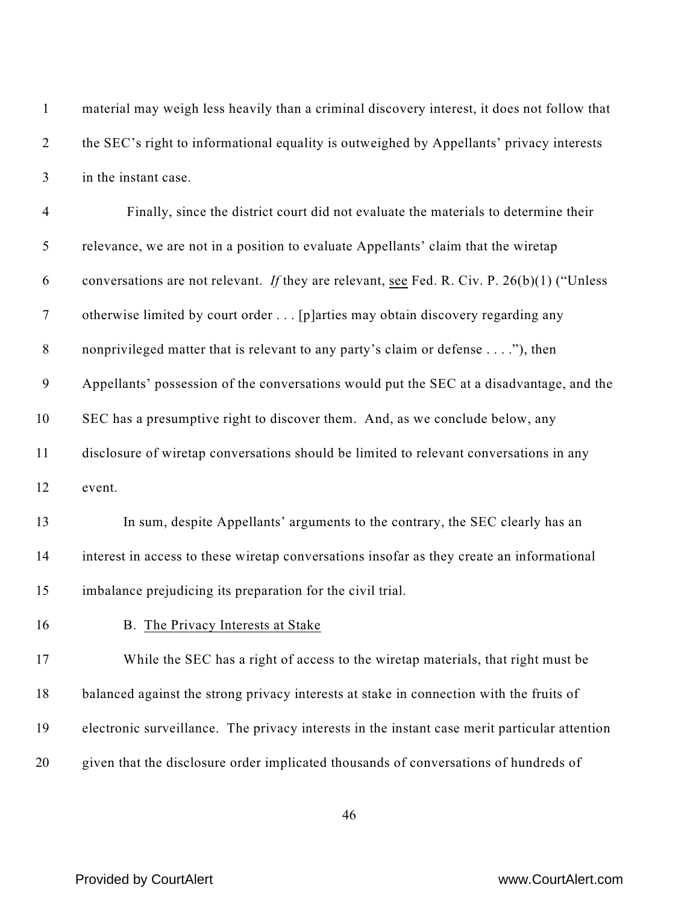material may weigh less heavily than a criminal discovery interest, it does not follow that the SEC's right to informational equality is outweighed by Appellants' privacy interests in the instant case.

Finally, since the district court did not evaluate the materials to determine their relevance, we are not in a position to evaluate Appellants' claim that the wiretap conversations are not relevant. *If* they are relevant, see Fed. R. Civ. P. 26(b)(1) ("Unless otherwise limited by court order . . . [p]arties may obtain discovery regarding any nonprivileged matter that is relevant to any party's claim or defense . . . ."), then Appellants' possession of the conversations would put the SEC at a disadvantage, and the SEC has a presumptive right to discover them. And, as we conclude below, any disclosure of wiretap conversations should be limited to relevant conversations in any event.

In sum, despite Appellants' arguments to the contrary, the SEC clearly has an interest in access to these wiretap conversations insofar as they create an informational imbalance prejudicing its preparation for the civil trial.

B. The Privacy Interests at Stake

While the SEC has a right of access to the wiretap materials, that right must be balanced against the strong privacy interests at stake in connection with the fruits of electronic surveillance. The privacy interests in the instant case merit particular attention given that the disclosure order implicated thousands of conversations of hundreds of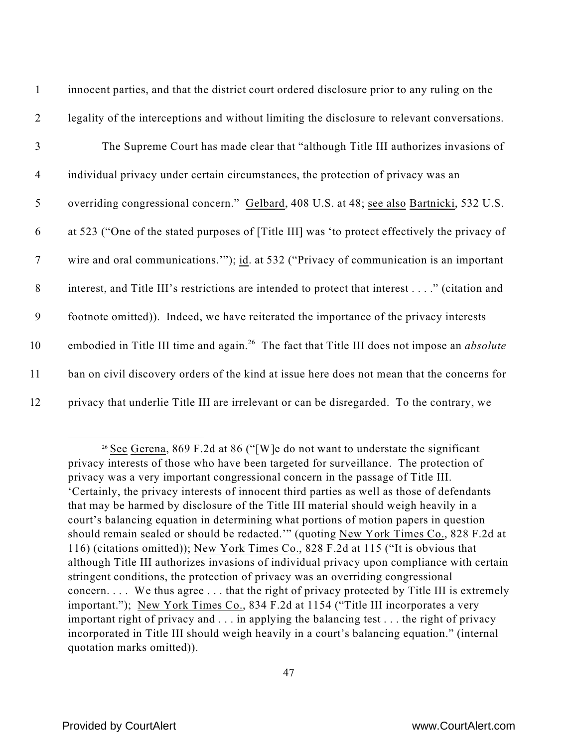innocent parties, and that the district court ordered disclosure prior to any ruling on the legality of the interceptions and without limiting the disclosure to relevant conversations.

The Supreme Court has made clear that "although Title III authorizes invasions of individual privacy under certain circumstances, the protection of privacy was an overriding congressional concern." Gelbard, 408 U.S. at 48; see also Bartnicki, 532 U.S. at 523 ("One of the stated purposes of [Title III] was 'to protect effectively the privacy of wire and oral communications.'"); id. at 532 ("Privacy of communication is an important interest, and Title III's restrictions are intended to protect that interest . . . ." (citation and footnote omitted)). Indeed, we have reiterated the importance of the privacy interests embodied in Title III time and again.[26] The fact that Title III does not impose an *absolute* ban on civil discovery orders of the kind at issue here does not mean that the concerns for privacy that underlie Title III are irrelevant or can be disregarded. To the contrary, we

---

[26] See Gerena, 869 F.2d at 86 ("[W]e do not want to understate the significant privacy interests of those who have been targeted for surveillance. The protection of privacy was a very important congressional concern in the passage of Title III. 'Certainly, the privacy interests of innocent third parties as well as those of defendants that may be harmed by disclosure of the Title III material should weigh heavily in a court's balancing equation in determining what portions of motion papers in question should remain sealed or should be redacted.'" (quoting New York Times Co., 828 F.2d at 116) (citations omitted)); New York Times Co., 828 F.2d at 115 ("It is obvious that although Title III authorizes invasions of individual privacy upon compliance with certain stringent conditions, the protection of privacy was an overriding congressional concern. . . . We thus agree . . . that the right of privacy protected by Title III is extremely important."); New York Times Co., 834 F.2d at 1154 ("Title III incorporates a very important right of privacy and . . . in applying the balancing test . . . the right of privacy incorporated in Title III should weigh heavily in a court's balancing equation." (internal quotation marks omitted)).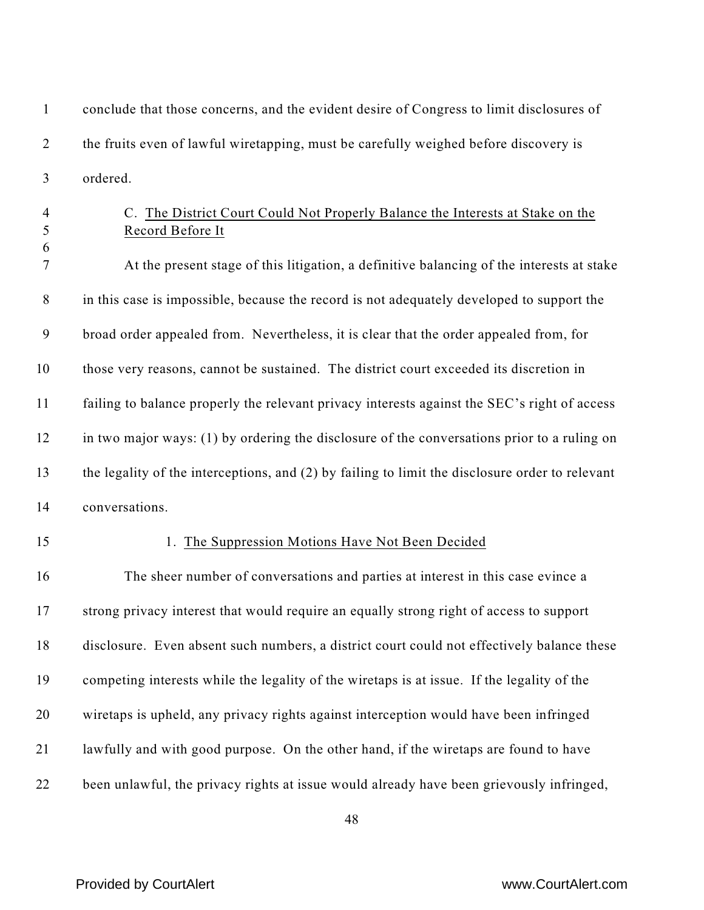conclude that those concerns, and the evident desire of Congress to limit disclosures of the fruits even of lawful wiretapping, must be carefully weighed before discovery is ordered.

### C. The District Court Could Not Properly Balance the Interests at Stake on the Record Before It

At the present stage of this litigation, a definitive balancing of the interests at stake in this case is impossible, because the record is not adequately developed to support the broad order appealed from. Nevertheless, it is clear that the order appealed from, for those very reasons, cannot be sustained. The district court exceeded its discretion in failing to balance properly the relevant privacy interests against the SEC's right of access in two major ways: (1) by ordering the disclosure of the conversations prior to a ruling on the legality of the interceptions, and (2) by failing to limit the disclosure order to relevant conversations.

#### 1. The Suppression Motions Have Not Been Decided

The sheer number of conversations and parties at interest in this case evince a strong privacy interest that would require an equally strong right of access to support disclosure. Even absent such numbers, a district court could not effectively balance these competing interests while the legality of the wiretaps is at issue. If the legality of the wiretaps is upheld, any privacy rights against interception would have been infringed lawfully and with good purpose. On the other hand, if the wiretaps are found to have been unlawful, the privacy rights at issue would already have been grievously infringed,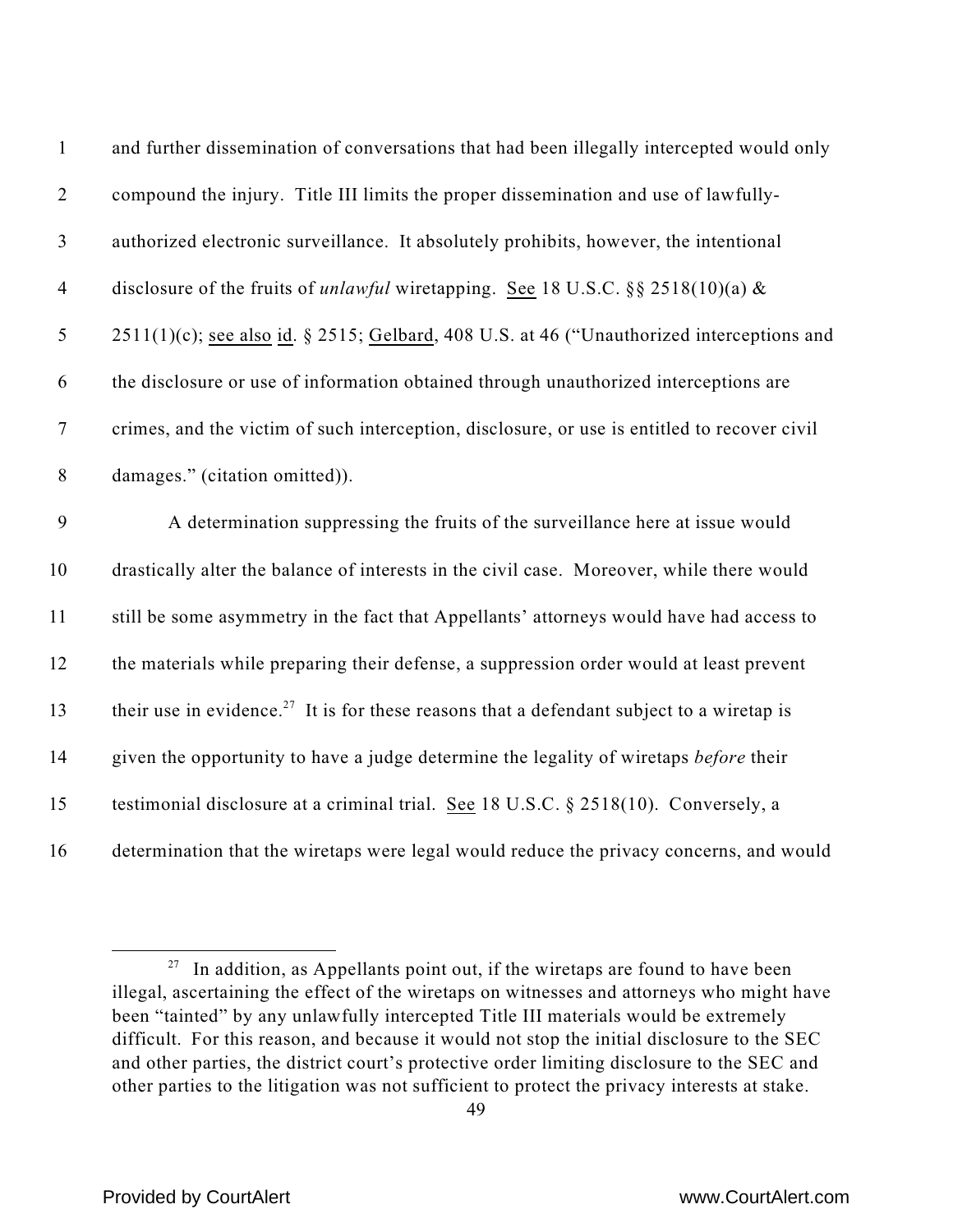and further dissemination of conversations that had been illegally intercepted would only compound the injury. Title III limits the proper dissemination and use of lawfully-authorized electronic surveillance. It absolutely prohibits, however, the intentional disclosure of the fruits of *unlawful* wiretapping. See 18 U.S.C. §§ 2518(10)(a) & 2511(1)(c); see also id. § 2515; Gelbard, 408 U.S. at 46 ("Unauthorized interceptions and the disclosure or use of information obtained through unauthorized interceptions are crimes, and the victim of such interception, disclosure, or use is entitled to recover civil damages." (citation omitted)).

A determination suppressing the fruits of the surveillance here at issue would drastically alter the balance of interests in the civil case. Moreover, while there would still be some asymmetry in the fact that Appellants' attorneys would have had access to the materials while preparing their defense, a suppression order would at least prevent their use in evidence.[27] It is for these reasons that a defendant subject to a wiretap is given the opportunity to have a judge determine the legality of wiretaps *before* their testimonial disclosure at a criminal trial. See 18 U.S.C. § 2518(10). Conversely, a determination that the wiretaps were legal would reduce the privacy concerns, and would

[27] In addition, as Appellants point out, if the wiretaps are found to have been illegal, ascertaining the effect of the wiretaps on witnesses and attorneys who might have been "tainted" by any unlawfully intercepted Title III materials would be extremely difficult. For this reason, and because it would not stop the initial disclosure to the SEC and other parties, the district court's protective order limiting disclosure to the SEC and other parties to the litigation was not sufficient to protect the privacy interests at stake.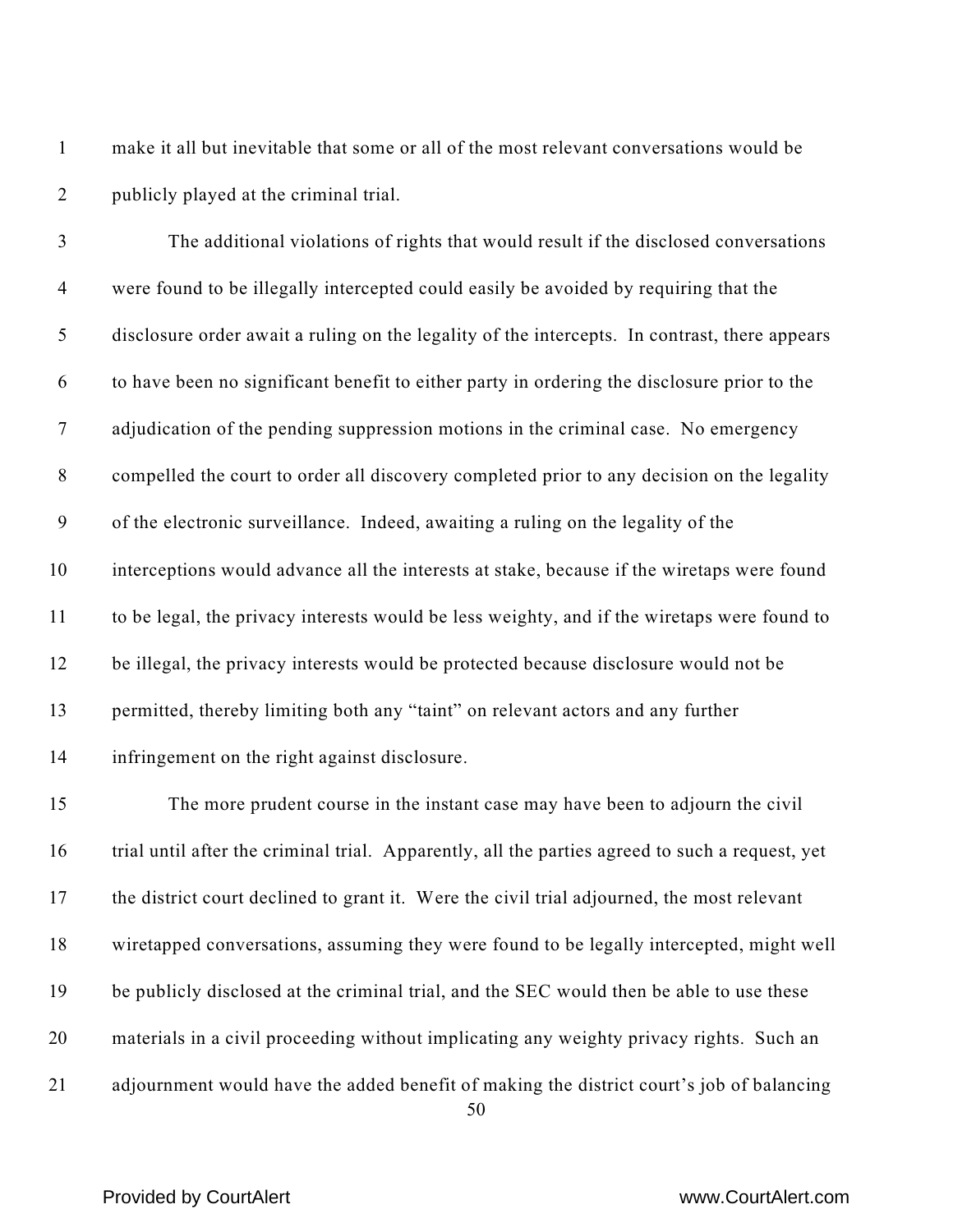make it all but inevitable that some or all of the most relevant conversations would be publicly played at the criminal trial.

The additional violations of rights that would result if the disclosed conversations were found to be illegally intercepted could easily be avoided by requiring that the disclosure order await a ruling on the legality of the intercepts. In contrast, there appears to have been no significant benefit to either party in ordering the disclosure prior to the adjudication of the pending suppression motions in the criminal case. No emergency compelled the court to order all discovery completed prior to any decision on the legality of the electronic surveillance. Indeed, awaiting a ruling on the legality of the interceptions would advance all the interests at stake, because if the wiretaps were found to be legal, the privacy interests would be less weighty, and if the wiretaps were found to be illegal, the privacy interests would be protected because disclosure would not be permitted, thereby limiting both any "taint" on relevant actors and any further infringement on the right against disclosure.

The more prudent course in the instant case may have been to adjourn the civil trial until after the criminal trial. Apparently, all the parties agreed to such a request, yet the district court declined to grant it. Were the civil trial adjourned, the most relevant wiretapped conversations, assuming they were found to be legally intercepted, might well be publicly disclosed at the criminal trial, and the SEC would then be able to use these materials in a civil proceeding without implicating any weighty privacy rights. Such an adjournment would have the added benefit of making the district court's job of balancing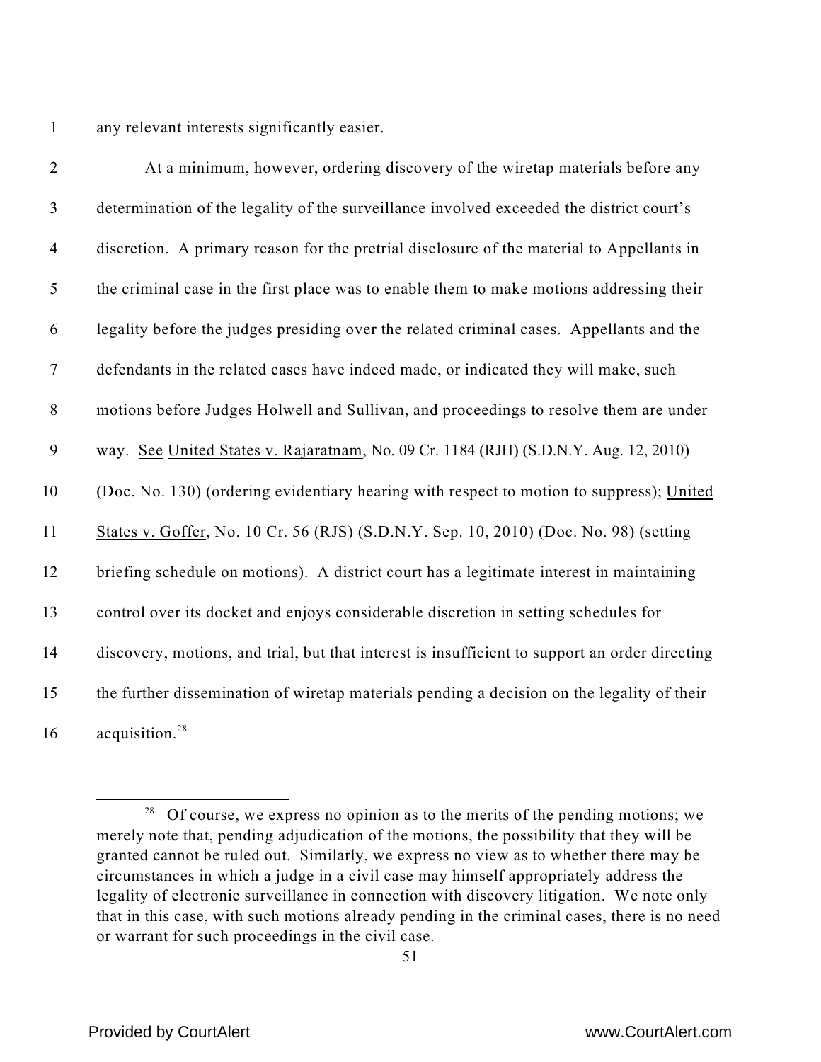any relevant interests significantly easier.

At a minimum, however, ordering discovery of the wiretap materials before any determination of the legality of the surveillance involved exceeded the district court's discretion. A primary reason for the pretrial disclosure of the material to Appellants in the criminal case in the first place was to enable them to make motions addressing their legality before the judges presiding over the related criminal cases. Appellants and the defendants in the related cases have indeed made, or indicated they will make, such motions before Judges Holwell and Sullivan, and proceedings to resolve them are under way. See United States v. Rajaratnam, No. 09 Cr. 1184 (RJH) (S.D.N.Y. Aug. 12, 2010) (Doc. No. 130) (ordering evidentiary hearing with respect to motion to suppress); United States v. Goffer, No. 10 Cr. 56 (RJS) (S.D.N.Y. Sep. 10, 2010) (Doc. No. 98) (setting briefing schedule on motions). A district court has a legitimate interest in maintaining control over its docket and enjoys considerable discretion in setting schedules for discovery, motions, and trial, but that interest is insufficient to support an order directing the further dissemination of wiretap materials pending a decision on the legality of their acquisition.[28]

---

[28] Of course, we express no opinion as to the merits of the pending motions; we merely note that, pending adjudication of the motions, the possibility that they will be granted cannot be ruled out. Similarly, we express no view as to whether there may be circumstances in which a judge in a civil case may himself appropriately address the legality of electronic surveillance in connection with discovery litigation. We note only that in this case, with such motions already pending in the criminal cases, there is no need or warrant for such proceedings in the civil case.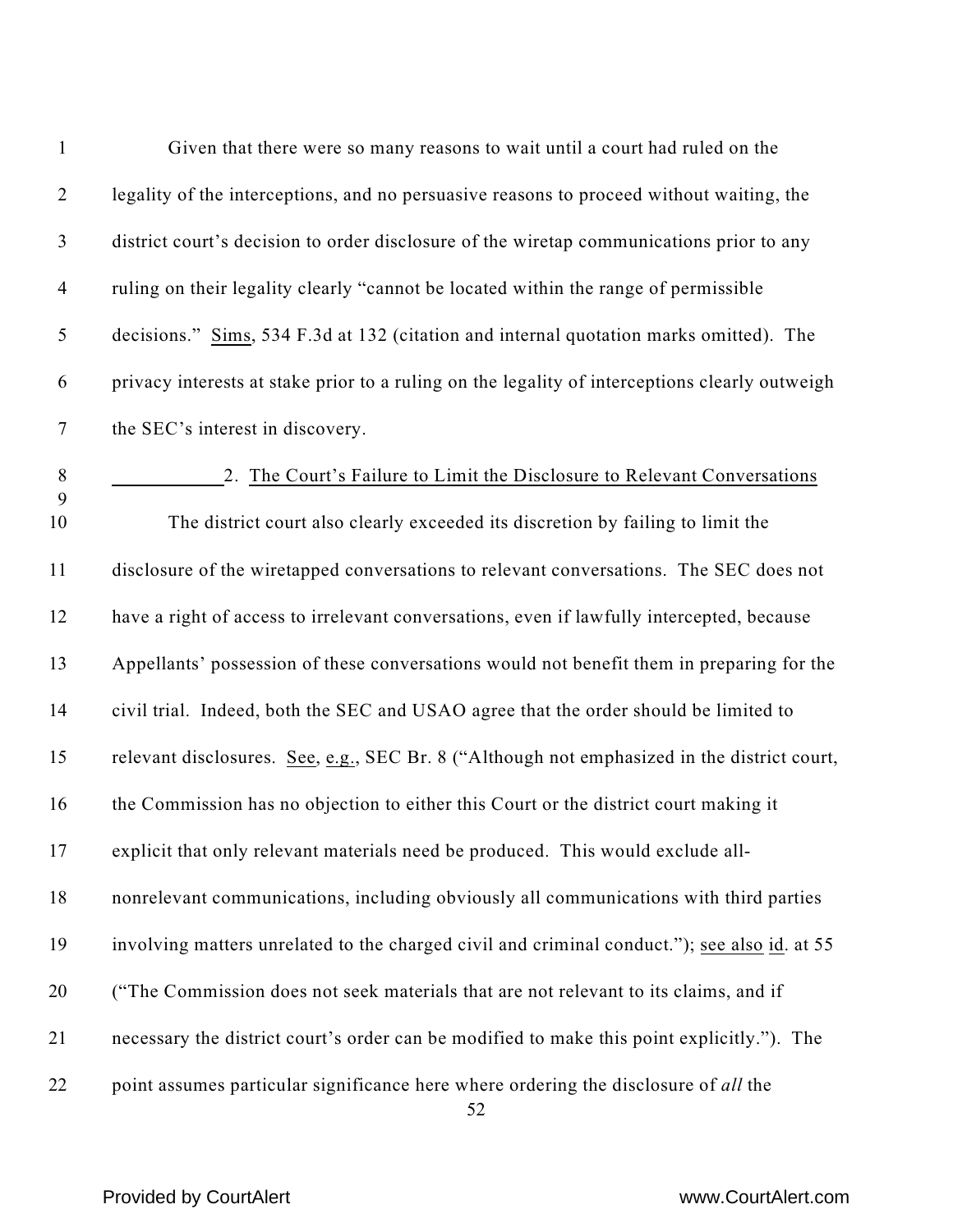Given that there were so many reasons to wait until a court had ruled on the legality of the interceptions, and no persuasive reasons to proceed without waiting, the district court's decision to order disclosure of the wiretap communications prior to any ruling on their legality clearly "cannot be located within the range of permissible decisions." Sims, 534 F.3d at 132 (citation and internal quotation marks omitted). The privacy interests at stake prior to a ruling on the legality of interceptions clearly outweigh the SEC's interest in discovery.

2. The Court's Failure to Limit the Disclosure to Relevant Conversations

The district court also clearly exceeded its discretion by failing to limit the disclosure of the wiretapped conversations to relevant conversations. The SEC does not have a right of access to irrelevant conversations, even if lawfully intercepted, because Appellants' possession of these conversations would not benefit them in preparing for the civil trial. Indeed, both the SEC and USAO agree that the order should be limited to relevant disclosures. See, e.g., SEC Br. 8 ("Although not emphasized in the district court, the Commission has no objection to either this Court or the district court making it explicit that only relevant materials need be produced. This would exclude all-nonrelevant communications, including obviously all communications with third parties involving matters unrelated to the charged civil and criminal conduct."); see also id. at 55 ("The Commission does not seek materials that are not relevant to its claims, and if necessary the district court's order can be modified to make this point explicitly."). The point assumes particular significance here where ordering the disclosure of *all* the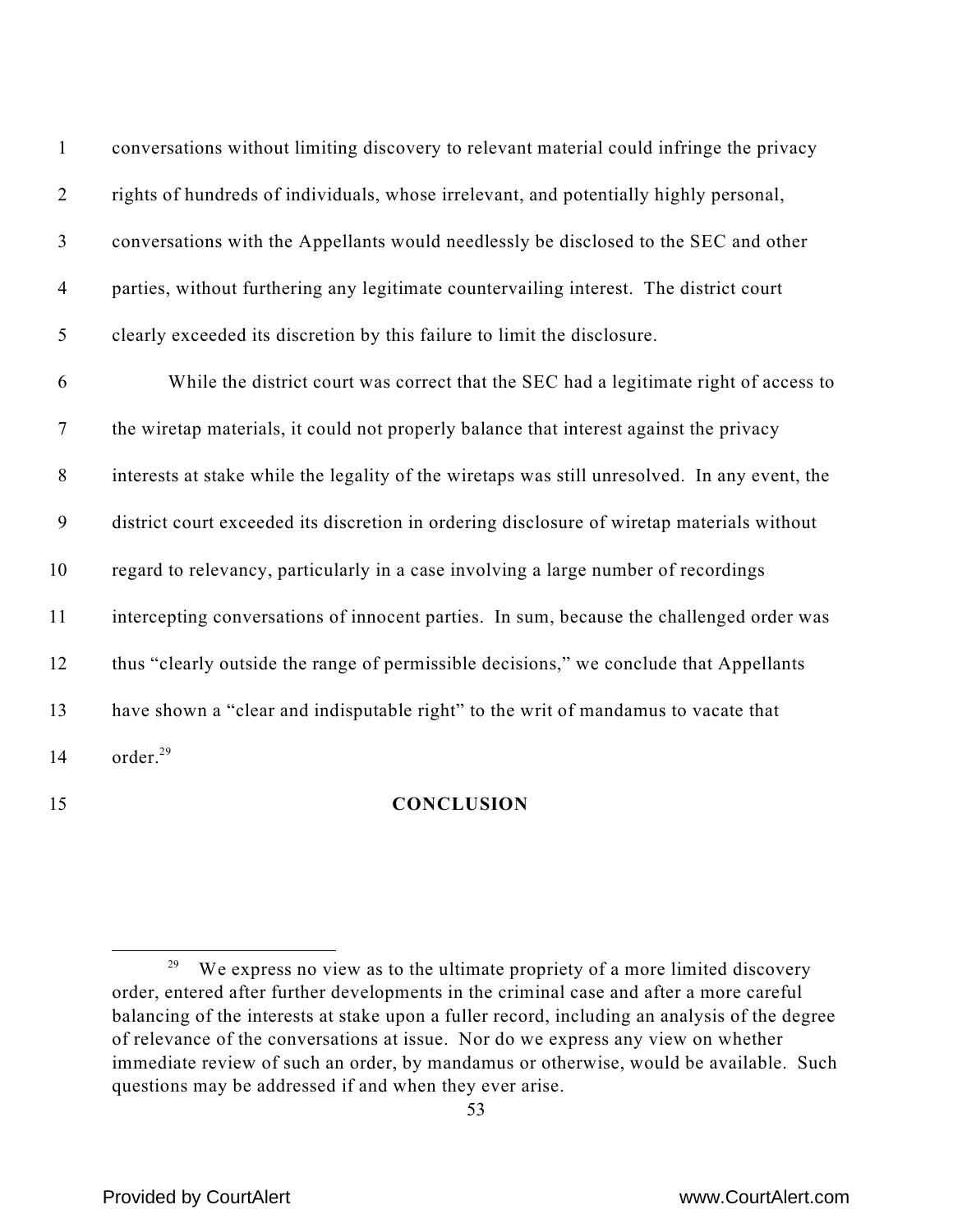conversations without limiting discovery to relevant material could infringe the privacy rights of hundreds of individuals, whose irrelevant, and potentially highly personal, conversations with the Appellants would needlessly be disclosed to the SEC and other parties, without furthering any legitimate countervailing interest. The district court clearly exceeded its discretion by this failure to limit the disclosure.

While the district court was correct that the SEC had a legitimate right of access to the wiretap materials, it could not properly balance that interest against the privacy interests at stake while the legality of the wiretaps was still unresolved. In any event, the district court exceeded its discretion in ordering disclosure of wiretap materials without regard to relevancy, particularly in a case involving a large number of recordings intercepting conversations of innocent parties. In sum, because the challenged order was thus "clearly outside the range of permissible decisions," we conclude that Appellants have shown a "clear and indisputable right" to the writ of mandamus to vacate that order.[29]

## CONCLUSION

---

[29] We express no view as to the ultimate propriety of a more limited discovery order, entered after further developments in the criminal case and after a more careful balancing of the interests at stake upon a fuller record, including an analysis of the degree of relevance of the conversations at issue. Nor do we express any view on whether immediate review of such an order, by mandamus or otherwise, would be available. Such questions may be addressed if and when they ever arise.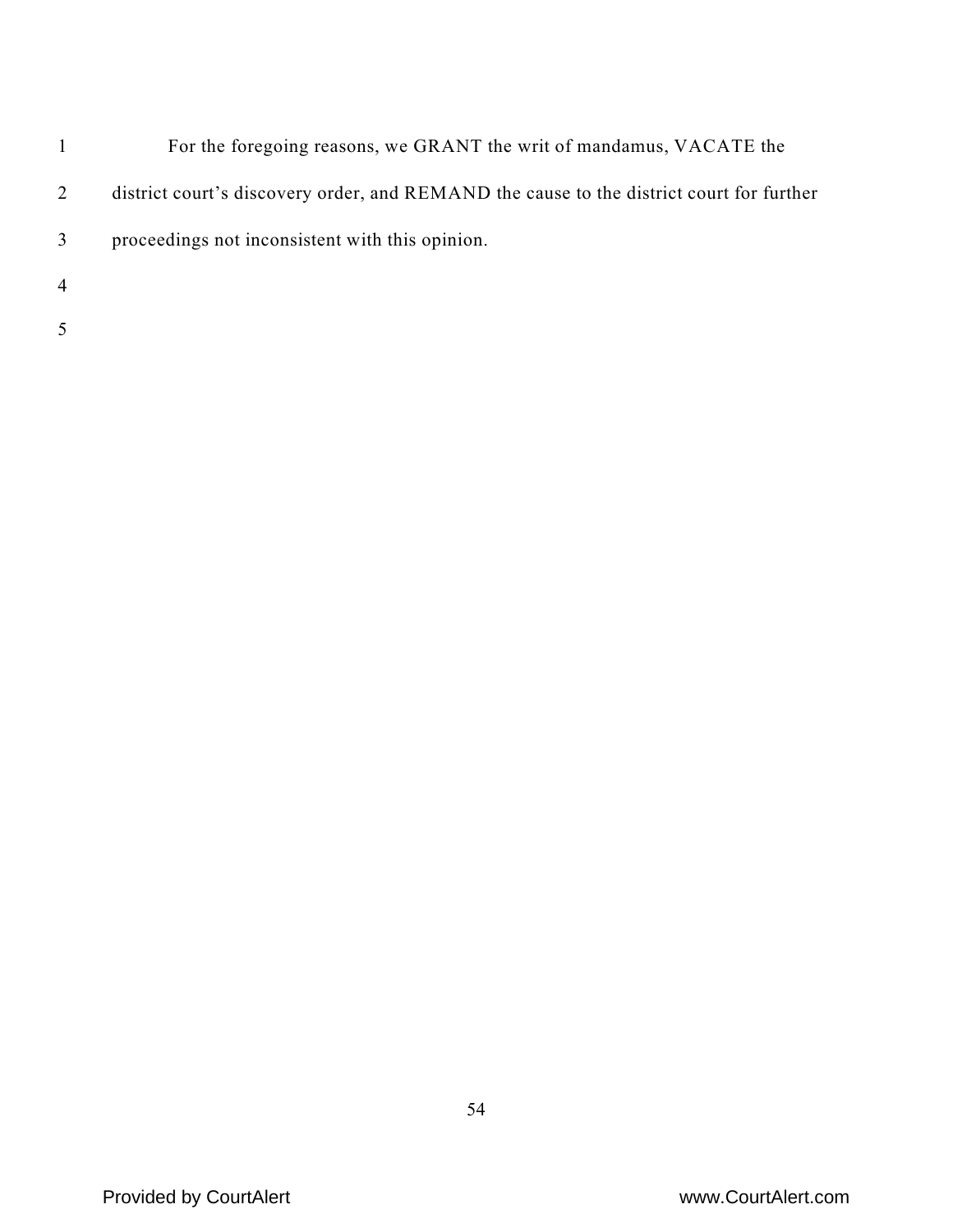For the foregoing reasons, we GRANT the writ of mandamus, VACATE the district court's discovery order, and REMAND the cause to the district court for further proceedings not inconsistent with this opinion.